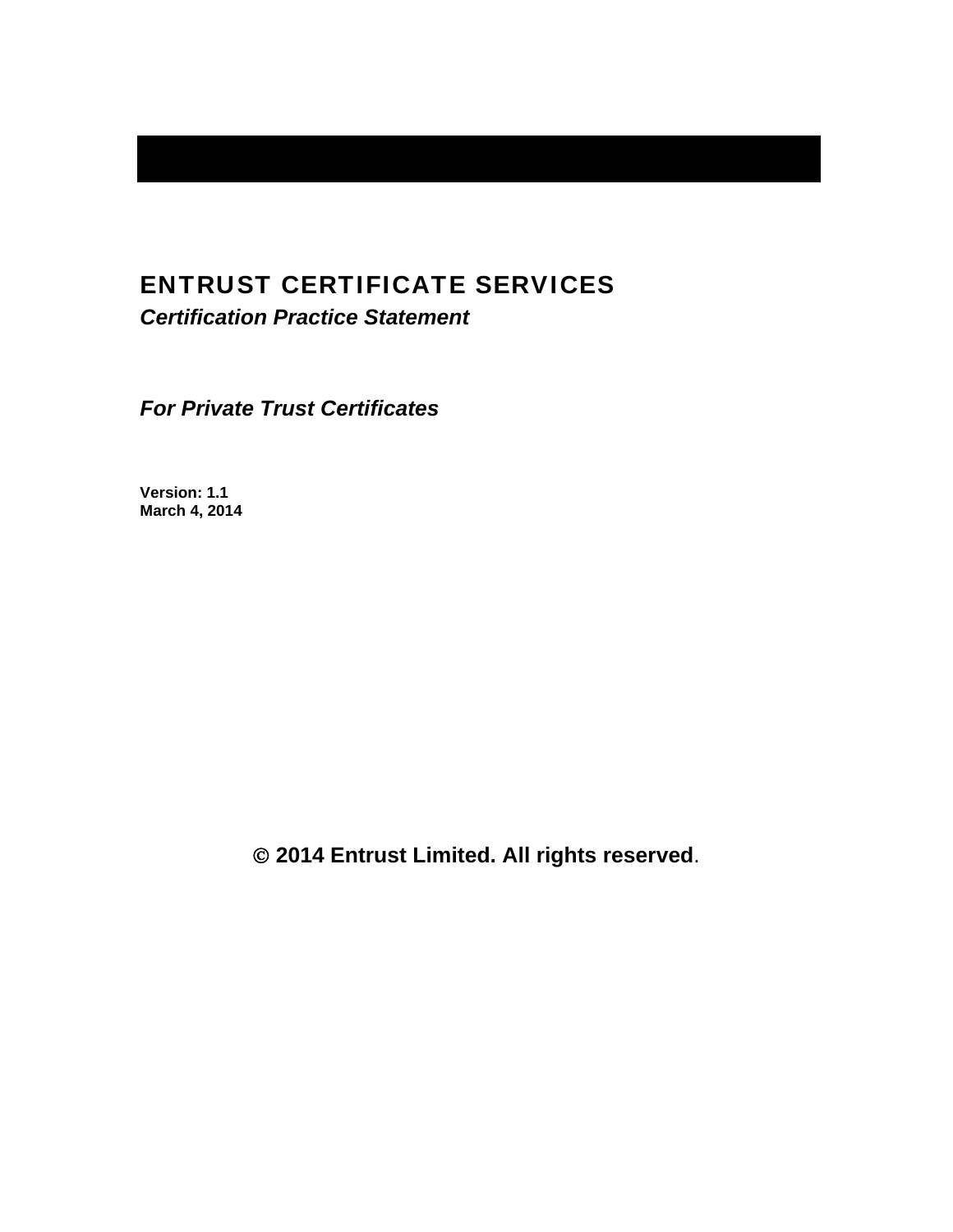# ENTRUST CERTIFICATE SERVICES

***Certification Practice Statement***

***For Private Trust Certificates***

**Version: 1.1**
**March 4, 2014**

**© 2014 Entrust Limited. All rights reserved.**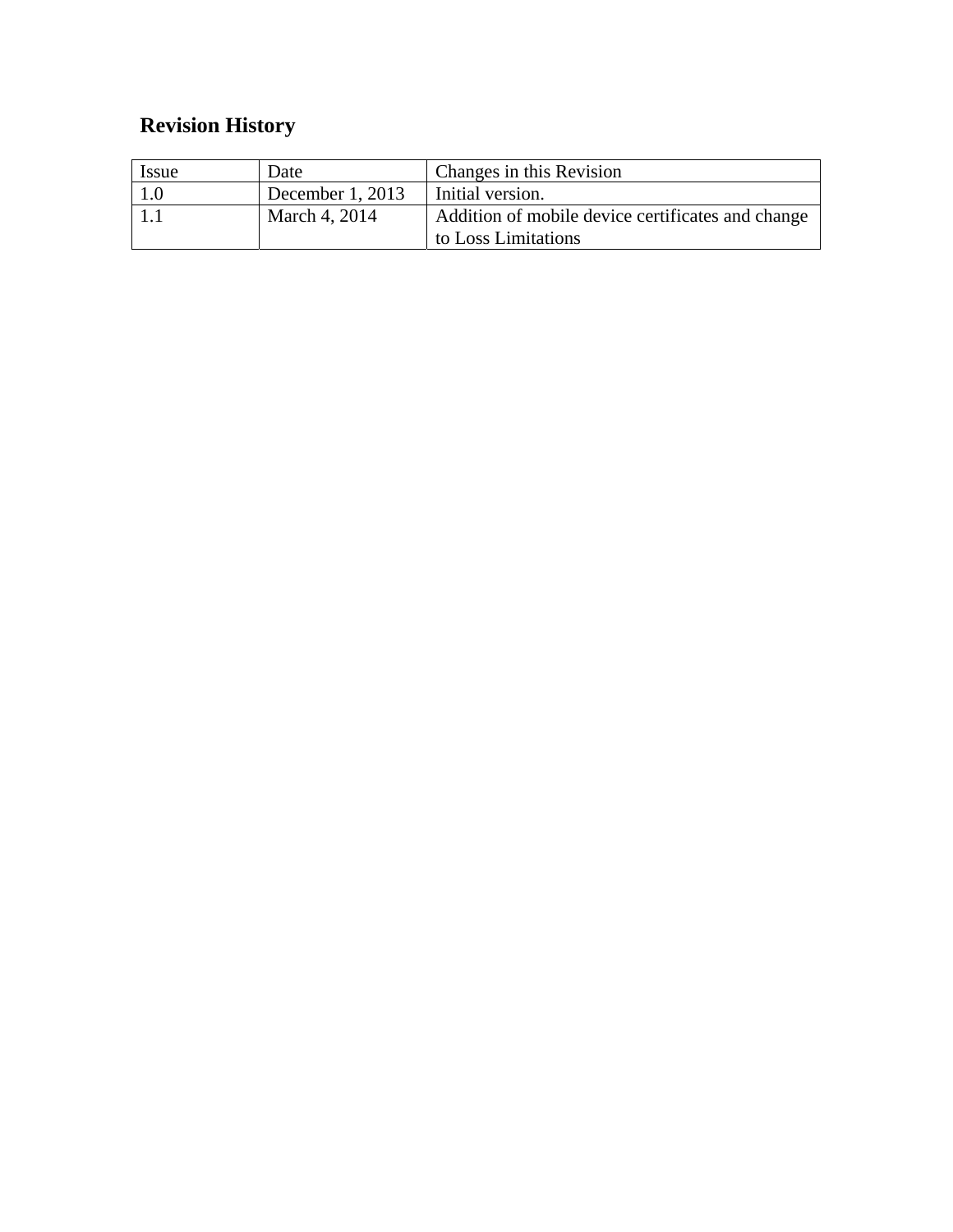## Revision History

| Issue | Date | Changes in this Revision |
|---|---|---|
| 1.0 | December 1, 2013 | Initial version. |
| 1.1 | March 4, 2014 | Addition of mobile device certificates and change to Loss Limitations |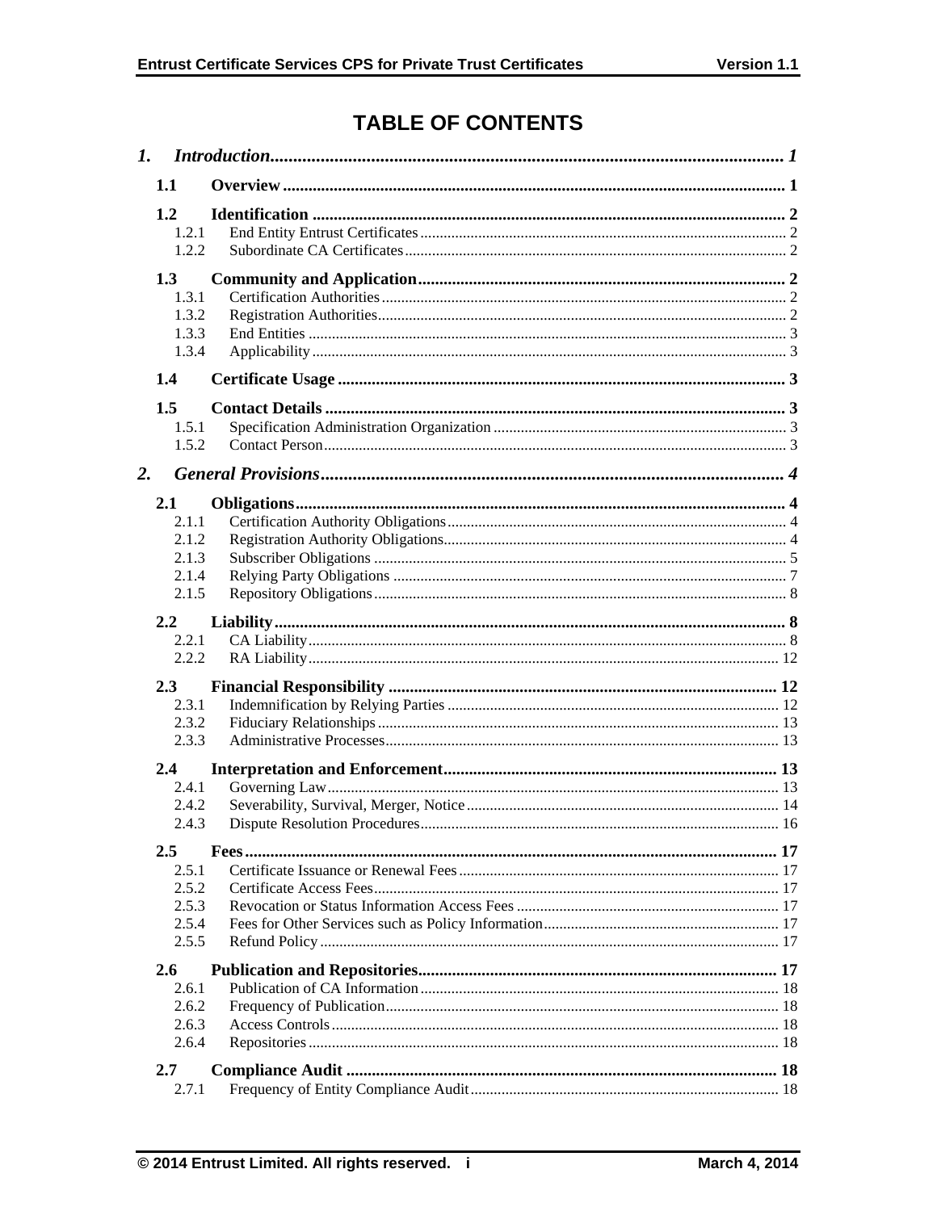# TABLE OF CONTENTS

*1. Introduction* ..... *1*

**1.1 Overview** ..... **1**

**1.2 Identification** ..... **2**

1.2.1 End Entity Entrust Certificates ..... 2

1.2.2 Subordinate CA Certificates ..... 2

**1.3 Community and Application** ..... **2**

1.3.1 Certification Authorities ..... 2

1.3.2 Registration Authorities ..... 2

1.3.3 End Entities ..... 3

1.3.4 Applicability ..... 3

**1.4 Certificate Usage** ..... **3**

**1.5 Contact Details** ..... **3**

1.5.1 Specification Administration Organization ..... 3

1.5.2 Contact Person ..... 3

*2. General Provisions* ..... *4*

**2.1 Obligations** ..... **4**

2.1.1 Certification Authority Obligations ..... 4

2.1.2 Registration Authority Obligations ..... 4

2.1.3 Subscriber Obligations ..... 5

2.1.4 Relying Party Obligations ..... 7

2.1.5 Repository Obligations ..... 8

**2.2 Liability** ..... **8**

2.2.1 CA Liability ..... 8

2.2.2 RA Liability ..... 12

**2.3 Financial Responsibility** ..... **12**

2.3.1 Indemnification by Relying Parties ..... 12

2.3.2 Fiduciary Relationships ..... 13

2.3.3 Administrative Processes ..... 13

**2.4 Interpretation and Enforcement** ..... **13**

2.4.1 Governing Law ..... 13

2.4.2 Severability, Survival, Merger, Notice ..... 14

2.4.3 Dispute Resolution Procedures ..... 16

**2.5 Fees** ..... **17**

2.5.1 Certificate Issuance or Renewal Fees ..... 17

2.5.2 Certificate Access Fees ..... 17

2.5.3 Revocation or Status Information Access Fees ..... 17

2.5.4 Fees for Other Services such as Policy Information ..... 17

2.5.5 Refund Policy ..... 17

**2.6 Publication and Repositories** ..... **17**

2.6.1 Publication of CA Information ..... 18

2.6.2 Frequency of Publication ..... 18

2.6.3 Access Controls ..... 18

2.6.4 Repositories ..... 18

**2.7 Compliance Audit** ..... **18**

2.7.1 Frequency of Entity Compliance Audit ..... 18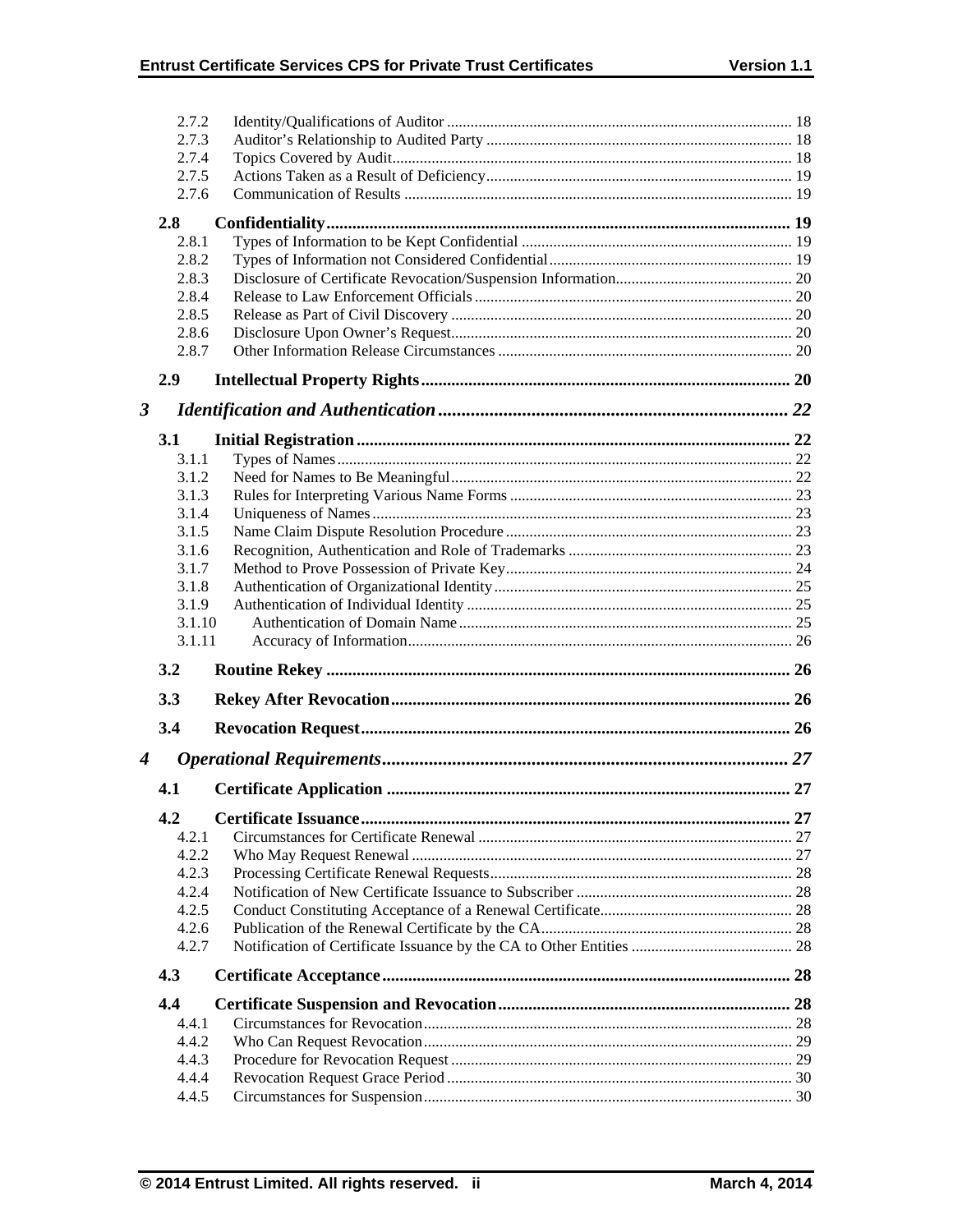2.7.2 Identity/Qualifications of Auditor ........................................................................................ 18
2.7.3 Auditor's Relationship to Audited Party ............................................................................. 18
2.7.4 Topics Covered by Audit..................................................................................................... 18
2.7.5 Actions Taken as a Result of Deficiency............................................................................. 19
2.7.6 Communication of Results .................................................................................................. 19

**2.8 Confidentiality............................................................................................................ 19**

2.8.1 Types of Information to be Kept Confidential .................................................................... 19
2.8.2 Types of Information not Considered Confidential............................................................. 19
2.8.3 Disclosure of Certificate Revocation/Suspension Information............................................ 20
2.8.4 Release to Law Enforcement Officials ................................................................................ 20
2.8.5 Release as Part of Civil Discovery ...................................................................................... 20
2.8.6 Disclosure Upon Owner's Request...................................................................................... 20
2.8.7 Other Information Release Circumstances .......................................................................... 20

**2.9 Intellectual Property Rights..................................................................................... 20**

***3 Identification and Authentication............................................................................ 22***

**3.1 Initial Registration..................................................................................................... 22**

3.1.1 Types of Names................................................................................................................... 22
3.1.2 Need for Names to Be Meaningful...................................................................................... 22
3.1.3 Rules for Interpreting Various Name Forms ....................................................................... 23
3.1.4 Uniqueness of Names.......................................................................................................... 23
3.1.5 Name Claim Dispute Resolution Procedure ........................................................................ 23
3.1.6 Recognition, Authentication and Role of Trademarks ........................................................ 23
3.1.7 Method to Prove Possession of Private Key........................................................................ 24
3.1.8 Authentication of Organizational Identity........................................................................... 25
3.1.9 Authentication of Individual Identity .................................................................................. 25
3.1.10 Authentication of Domain Name ................................................................................... 25
3.1.11 Accuracy of Information................................................................................................ 26

**3.2 Routine Rekey ............................................................................................................ 26**

**3.3 Rekey After Revocation............................................................................................. 26**

**3.4 Revocation Request.................................................................................................... 26**

***4 Operational Requirements......................................................................................... 27***

**4.1 Certificate Application .............................................................................................. 27**

**4.2 Certificate Issuance.................................................................................................... 27**

4.2.1 Circumstances for Certificate Renewal ............................................................................... 27
4.2.2 Who May Request Renewal ................................................................................................ 27
4.2.3 Processing Certificate Renewal Requests............................................................................ 28
4.2.4 Notification of New Certificate Issuance to Subscriber ...................................................... 28
4.2.5 Conduct Constituting Acceptance of a Renewal Certificate................................................ 28
4.2.6 Publication of the Renewal Certificate by the CA............................................................... 28
4.2.7 Notification of Certificate Issuance by the CA to Other Entities ........................................ 28

**4.3 Certificate Acceptance............................................................................................... 28**

**4.4 Certificate Suspension and Revocation.................................................................... 28**

4.4.1 Circumstances for Revocation............................................................................................. 28
4.4.2 Who Can Request Revocation............................................................................................. 29
4.4.3 Procedure for Revocation Request ...................................................................................... 29
4.4.4 Revocation Request Grace Period ....................................................................................... 30
4.4.5 Circumstances for Suspension............................................................................................. 30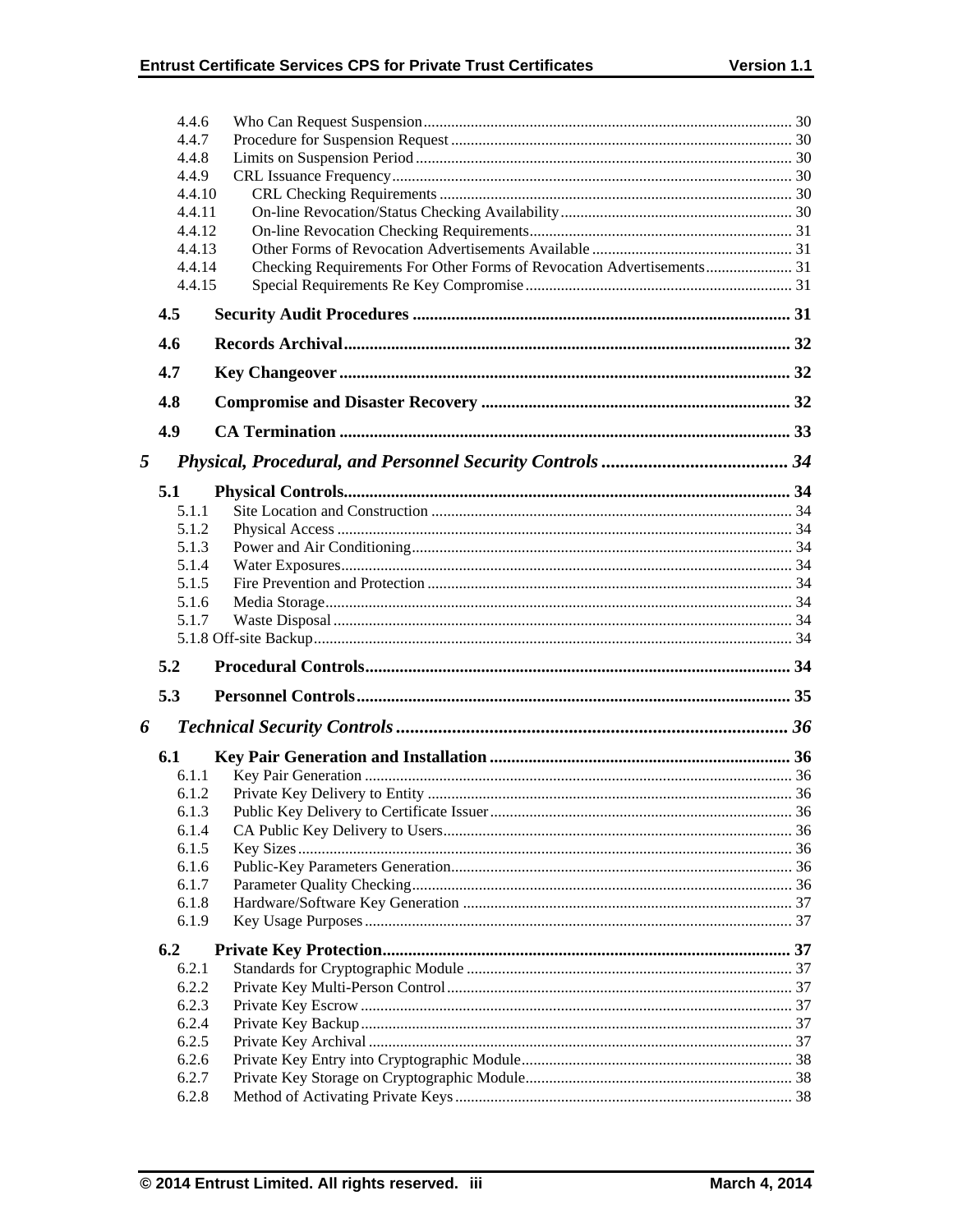4.4.6 Who Can Request Suspension ... 30
4.4.7 Procedure for Suspension Request ... 30
4.4.8 Limits on Suspension Period ... 30
4.4.9 CRL Issuance Frequency ... 30
4.4.10 CRL Checking Requirements ... 30
4.4.11 On-line Revocation/Status Checking Availability ... 30
4.4.12 On-line Revocation Checking Requirements ... 31
4.4.13 Other Forms of Revocation Advertisements Available ... 31
4.4.14 Checking Requirements For Other Forms of Revocation Advertisements ... 31
4.4.15 Special Requirements Re Key Compromise ... 31

**4.5 Security Audit Procedures ... 31**

**4.6 Records Archival ... 32**

**4.7 Key Changeover ... 32**

**4.8 Compromise and Disaster Recovery ... 32**

**4.9 CA Termination ... 33**

***5 Physical, Procedural, and Personnel Security Controls ... 34***

**5.1 Physical Controls ... 34**
5.1.1 Site Location and Construction ... 34
5.1.2 Physical Access ... 34
5.1.3 Power and Air Conditioning ... 34
5.1.4 Water Exposures ... 34
5.1.5 Fire Prevention and Protection ... 34
5.1.6 Media Storage ... 34
5.1.7 Waste Disposal ... 34
5.1.8 Off-site Backup ... 34

**5.2 Procedural Controls ... 34**

**5.3 Personnel Controls ... 35**

***6 Technical Security Controls ... 36***

**6.1 Key Pair Generation and Installation ... 36**
6.1.1 Key Pair Generation ... 36
6.1.2 Private Key Delivery to Entity ... 36
6.1.3 Public Key Delivery to Certificate Issuer ... 36
6.1.4 CA Public Key Delivery to Users ... 36
6.1.5 Key Sizes ... 36
6.1.6 Public-Key Parameters Generation ... 36
6.1.7 Parameter Quality Checking ... 36
6.1.8 Hardware/Software Key Generation ... 37
6.1.9 Key Usage Purposes ... 37

**6.2 Private Key Protection ... 37**
6.2.1 Standards for Cryptographic Module ... 37
6.2.2 Private Key Multi-Person Control ... 37
6.2.3 Private Key Escrow ... 37
6.2.4 Private Key Backup ... 37
6.2.5 Private Key Archival ... 37
6.2.6 Private Key Entry into Cryptographic Module ... 38
6.2.7 Private Key Storage on Cryptographic Module ... 38
6.2.8 Method of Activating Private Keys ... 38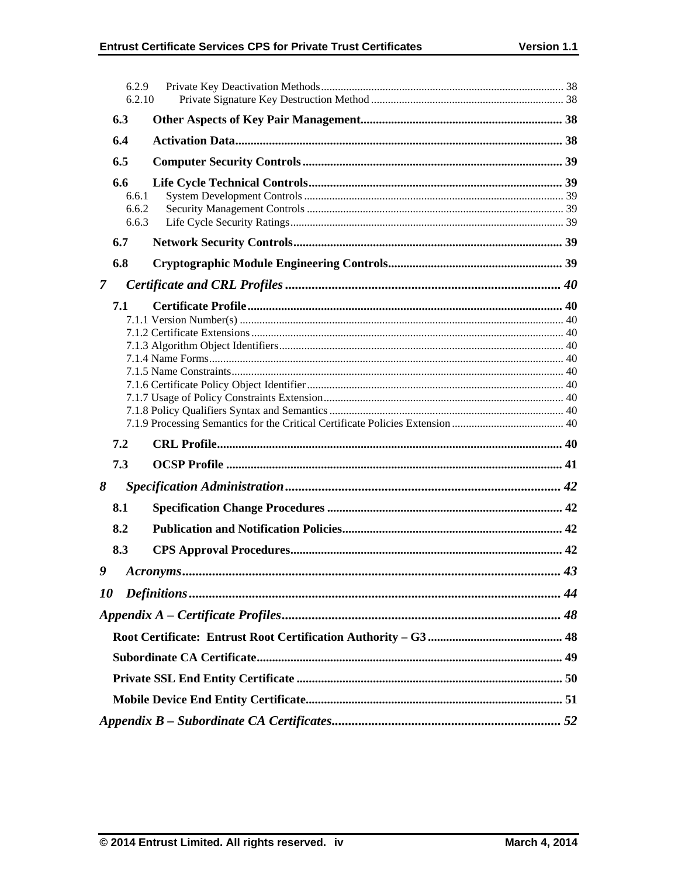6.2.9 Private Key Deactivation Methods ..... 38
6.2.10 Private Signature Key Destruction Method ..... 38

**6.3 Other Aspects of Key Pair Management ..... 38**

**6.4 Activation Data ..... 38**

**6.5 Computer Security Controls ..... 39**

**6.6 Life Cycle Technical Controls ..... 39**
6.6.1 System Development Controls ..... 39
6.6.2 Security Management Controls ..... 39
6.6.3 Life Cycle Security Ratings ..... 39

**6.7 Network Security Controls ..... 39**

**6.8 Cryptographic Module Engineering Controls ..... 39**

***7 Certificate and CRL Profiles ..... 40***

**7.1 Certificate Profile ..... 40**
7.1.1 Version Number(s) ..... 40
7.1.2 Certificate Extensions ..... 40
7.1.3 Algorithm Object Identifiers ..... 40
7.1.4 Name Forms ..... 40
7.1.5 Name Constraints ..... 40
7.1.6 Certificate Policy Object Identifier ..... 40
7.1.7 Usage of Policy Constraints Extension ..... 40
7.1.8 Policy Qualifiers Syntax and Semantics ..... 40
7.1.9 Processing Semantics for the Critical Certificate Policies Extension ..... 40

**7.2 CRL Profile ..... 40**

**7.3 OCSP Profile ..... 41**

***8 Specification Administration ..... 42***

**8.1 Specification Change Procedures ..... 42**

**8.2 Publication and Notification Policies ..... 42**

**8.3 CPS Approval Procedures ..... 42**

***9 Acronyms ..... 43***

***10 Definitions ..... 44***

***Appendix A – Certificate Profiles ..... 48***

**Root Certificate: Entrust Root Certification Authority – G3 ..... 48**

**Subordinate CA Certificate ..... 49**

**Private SSL End Entity Certificate ..... 50**

**Mobile Device End Entity Certificate ..... 51**

***Appendix B – Subordinate CA Certificates ..... 52***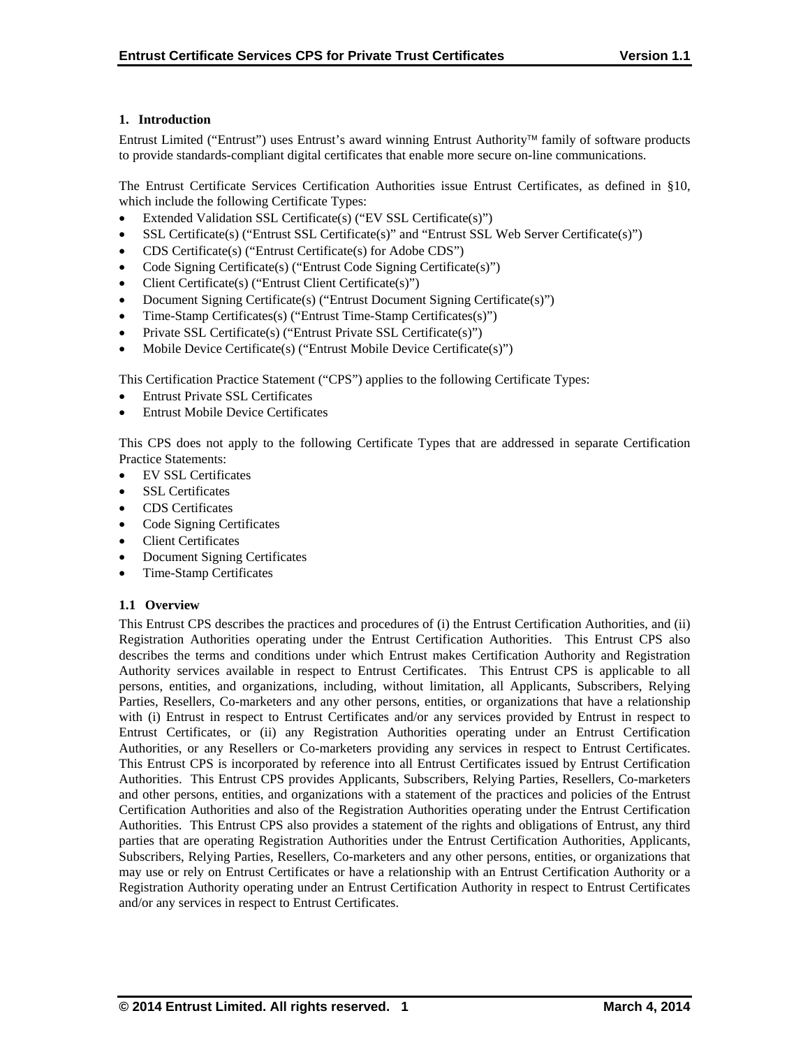# 1. Introduction

Entrust Limited ("Entrust") uses Entrust's award winning Entrust Authority™ family of software products to provide standards-compliant digital certificates that enable more secure on-line communications.

The Entrust Certificate Services Certification Authorities issue Entrust Certificates, as defined in §10, which include the following Certificate Types:

- Extended Validation SSL Certificate(s) ("EV SSL Certificate(s)")
- SSL Certificate(s) ("Entrust SSL Certificate(s)" and "Entrust SSL Web Server Certificate(s)")
- CDS Certificate(s) ("Entrust Certificate(s) for Adobe CDS")
- Code Signing Certificate(s) ("Entrust Code Signing Certificate(s)")
- Client Certificate(s) ("Entrust Client Certificate(s)")
- Document Signing Certificate(s) ("Entrust Document Signing Certificate(s)")
- Time-Stamp Certificates(s) ("Entrust Time-Stamp Certificates(s)")
- Private SSL Certificate(s) ("Entrust Private SSL Certificate(s)")
- Mobile Device Certificate(s) ("Entrust Mobile Device Certificate(s)")

This Certification Practice Statement ("CPS") applies to the following Certificate Types:

- Entrust Private SSL Certificates
- Entrust Mobile Device Certificates

This CPS does not apply to the following Certificate Types that are addressed in separate Certification Practice Statements:

- EV SSL Certificates
- SSL Certificates
- CDS Certificates
- Code Signing Certificates
- Client Certificates
- Document Signing Certificates
- Time-Stamp Certificates

## 1.1 Overview

This Entrust CPS describes the practices and procedures of (i) the Entrust Certification Authorities, and (ii) Registration Authorities operating under the Entrust Certification Authorities. This Entrust CPS also describes the terms and conditions under which Entrust makes Certification Authority and Registration Authority services available in respect to Entrust Certificates. This Entrust CPS is applicable to all persons, entities, and organizations, including, without limitation, all Applicants, Subscribers, Relying Parties, Resellers, Co-marketers and any other persons, entities, or organizations that have a relationship with (i) Entrust in respect to Entrust Certificates and/or any services provided by Entrust in respect to Entrust Certificates, or (ii) any Registration Authorities operating under an Entrust Certification Authorities, or any Resellers or Co-marketers providing any services in respect to Entrust Certificates. This Entrust CPS is incorporated by reference into all Entrust Certificates issued by Entrust Certification Authorities. This Entrust CPS provides Applicants, Subscribers, Relying Parties, Resellers, Co-marketers and other persons, entities, and organizations with a statement of the practices and policies of the Entrust Certification Authorities and also of the Registration Authorities operating under the Entrust Certification Authorities. This Entrust CPS also provides a statement of the rights and obligations of Entrust, any third parties that are operating Registration Authorities under the Entrust Certification Authorities, Applicants, Subscribers, Relying Parties, Resellers, Co-marketers and any other persons, entities, or organizations that may use or rely on Entrust Certificates or have a relationship with an Entrust Certification Authority or a Registration Authority operating under an Entrust Certification Authority in respect to Entrust Certificates and/or any services in respect to Entrust Certificates.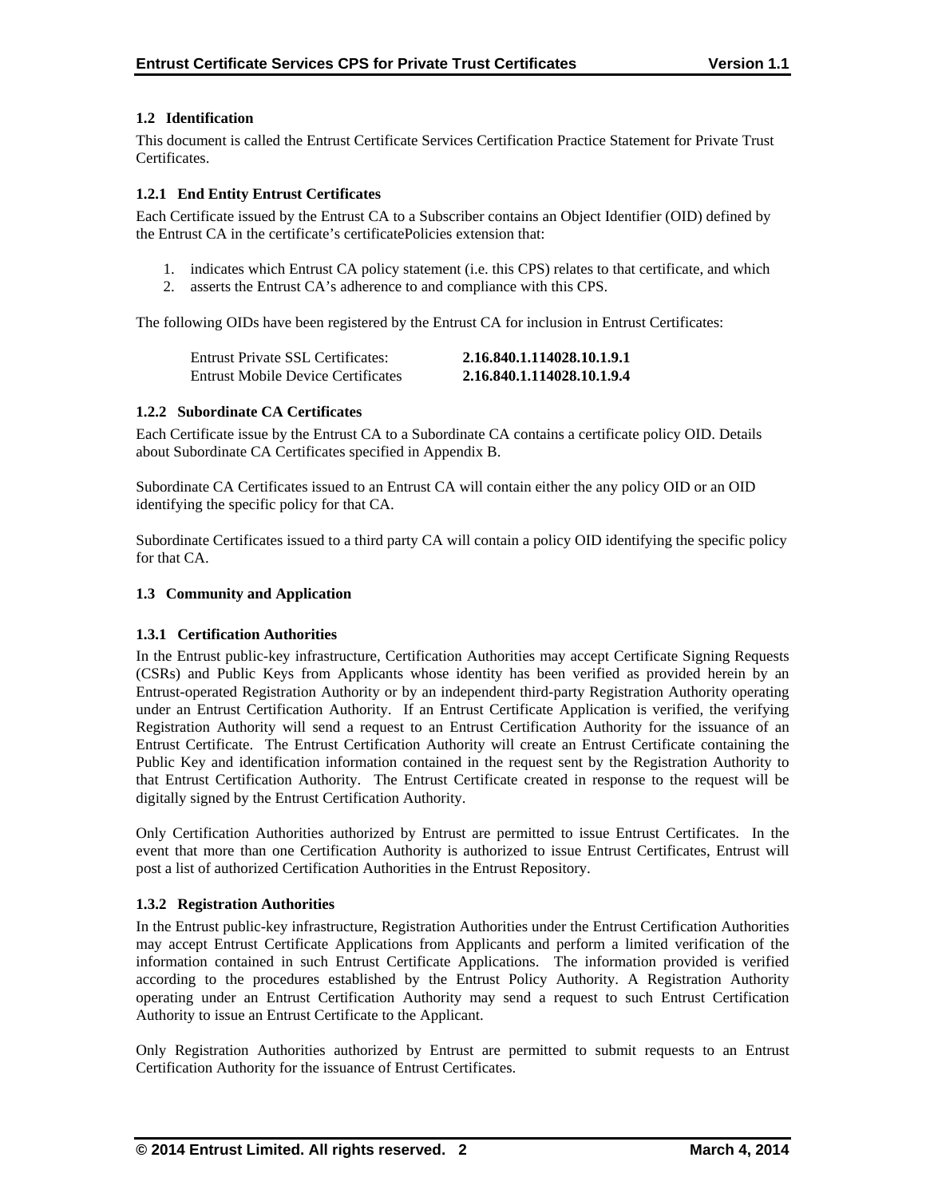## 1.2 Identification

This document is called the Entrust Certificate Services Certification Practice Statement for Private Trust Certificates.

### 1.2.1 End Entity Entrust Certificates

Each Certificate issued by the Entrust CA to a Subscriber contains an Object Identifier (OID) defined by the Entrust CA in the certificate's certificatePolicies extension that:

1. indicates which Entrust CA policy statement (i.e. this CPS) relates to that certificate, and which
2. asserts the Entrust CA's adherence to and compliance with this CPS.

The following OIDs have been registered by the Entrust CA for inclusion in Entrust Certificates:

| | |
|---|---|
| Entrust Private SSL Certificates: | **2.16.840.1.114028.10.1.9.1** |
| Entrust Mobile Device Certificates | **2.16.840.1.114028.10.1.9.4** |

### 1.2.2 Subordinate CA Certificates

Each Certificate issue by the Entrust CA to a Subordinate CA contains a certificate policy OID. Details about Subordinate CA Certificates specified in Appendix B.

Subordinate CA Certificates issued to an Entrust CA will contain either the any policy OID or an OID identifying the specific policy for that CA.

Subordinate Certificates issued to a third party CA will contain a policy OID identifying the specific policy for that CA.

## 1.3 Community and Application

### 1.3.1 Certification Authorities

In the Entrust public-key infrastructure, Certification Authorities may accept Certificate Signing Requests (CSRs) and Public Keys from Applicants whose identity has been verified as provided herein by an Entrust-operated Registration Authority or by an independent third-party Registration Authority operating under an Entrust Certification Authority. If an Entrust Certificate Application is verified, the verifying Registration Authority will send a request to an Entrust Certification Authority for the issuance of an Entrust Certificate. The Entrust Certification Authority will create an Entrust Certificate containing the Public Key and identification information contained in the request sent by the Registration Authority to that Entrust Certification Authority. The Entrust Certificate created in response to the request will be digitally signed by the Entrust Certification Authority.

Only Certification Authorities authorized by Entrust are permitted to issue Entrust Certificates. In the event that more than one Certification Authority is authorized to issue Entrust Certificates, Entrust will post a list of authorized Certification Authorities in the Entrust Repository.

### 1.3.2 Registration Authorities

In the Entrust public-key infrastructure, Registration Authorities under the Entrust Certification Authorities may accept Entrust Certificate Applications from Applicants and perform a limited verification of the information contained in such Entrust Certificate Applications. The information provided is verified according to the procedures established by the Entrust Policy Authority. A Registration Authority operating under an Entrust Certification Authority may send a request to such Entrust Certification Authority to issue an Entrust Certificate to the Applicant.

Only Registration Authorities authorized by Entrust are permitted to submit requests to an Entrust Certification Authority for the issuance of Entrust Certificates.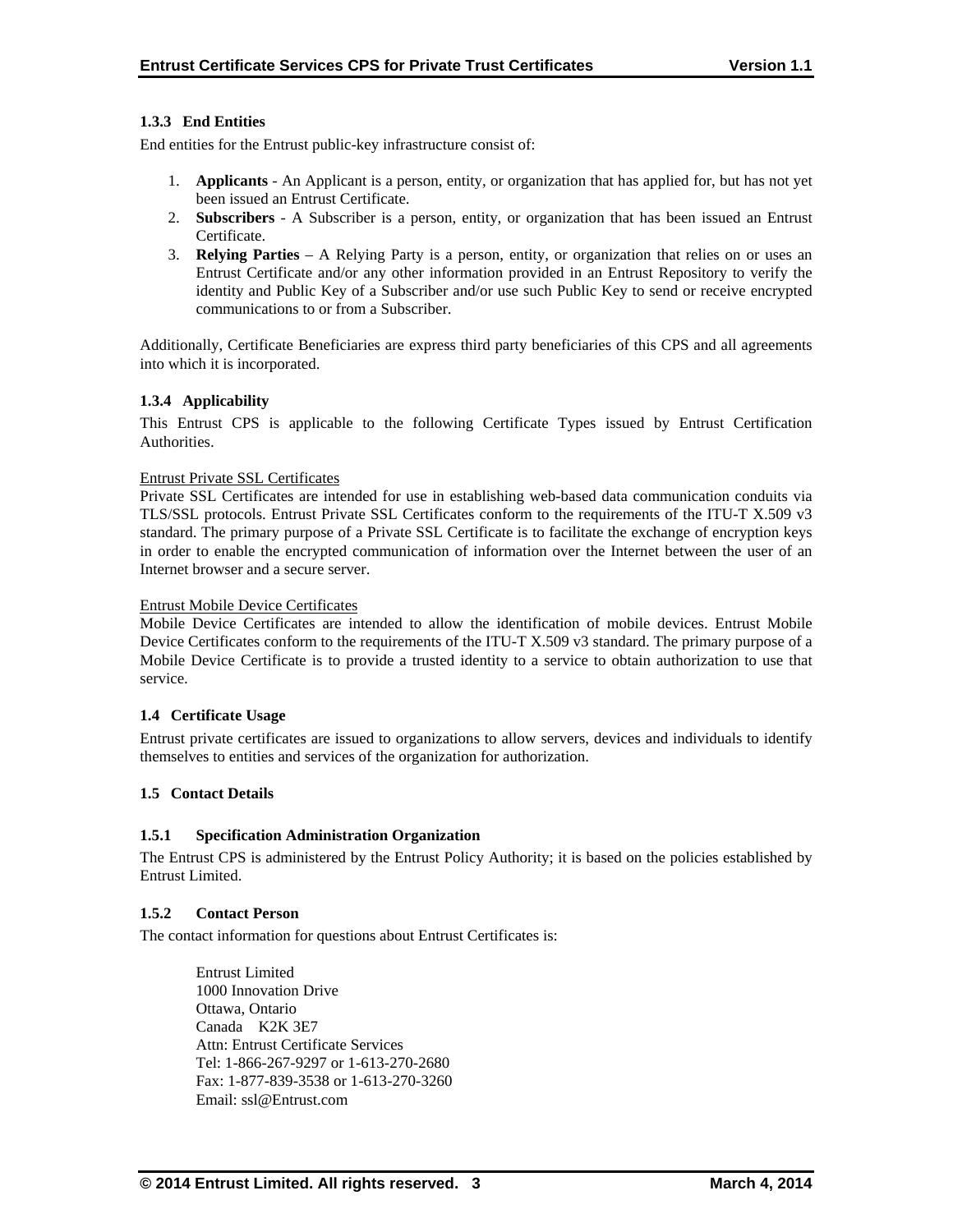### 1.3.3 End Entities

End entities for the Entrust public-key infrastructure consist of:

1. **Applicants** - An Applicant is a person, entity, or organization that has applied for, but has not yet been issued an Entrust Certificate.
2. **Subscribers** - A Subscriber is a person, entity, or organization that has been issued an Entrust Certificate.
3. **Relying Parties** – A Relying Party is a person, entity, or organization that relies on or uses an Entrust Certificate and/or any other information provided in an Entrust Repository to verify the identity and Public Key of a Subscriber and/or use such Public Key to send or receive encrypted communications to or from a Subscriber.

Additionally, Certificate Beneficiaries are express third party beneficiaries of this CPS and all agreements into which it is incorporated.

### 1.3.4 Applicability

This Entrust CPS is applicable to the following Certificate Types issued by Entrust Certification Authorities.

Entrust Private SSL Certificates

Private SSL Certificates are intended for use in establishing web-based data communication conduits via TLS/SSL protocols. Entrust Private SSL Certificates conform to the requirements of the ITU-T X.509 v3 standard. The primary purpose of a Private SSL Certificate is to facilitate the exchange of encryption keys in order to enable the encrypted communication of information over the Internet between the user of an Internet browser and a secure server.

Entrust Mobile Device Certificates

Mobile Device Certificates are intended to allow the identification of mobile devices. Entrust Mobile Device Certificates conform to the requirements of the ITU-T X.509 v3 standard. The primary purpose of a Mobile Device Certificate is to provide a trusted identity to a service to obtain authorization to use that service.

## 1.4 Certificate Usage

Entrust private certificates are issued to organizations to allow servers, devices and individuals to identify themselves to entities and services of the organization for authorization.

## 1.5 Contact Details

### 1.5.1 Specification Administration Organization

The Entrust CPS is administered by the Entrust Policy Authority; it is based on the policies established by Entrust Limited.

### 1.5.2 Contact Person

The contact information for questions about Entrust Certificates is:

Entrust Limited
1000 Innovation Drive
Ottawa, Ontario
Canada K2K 3E7
Attn: Entrust Certificate Services
Tel: 1-866-267-9297 or 1-613-270-2680
Fax: 1-877-839-3538 or 1-613-270-3260
Email: ssl@Entrust.com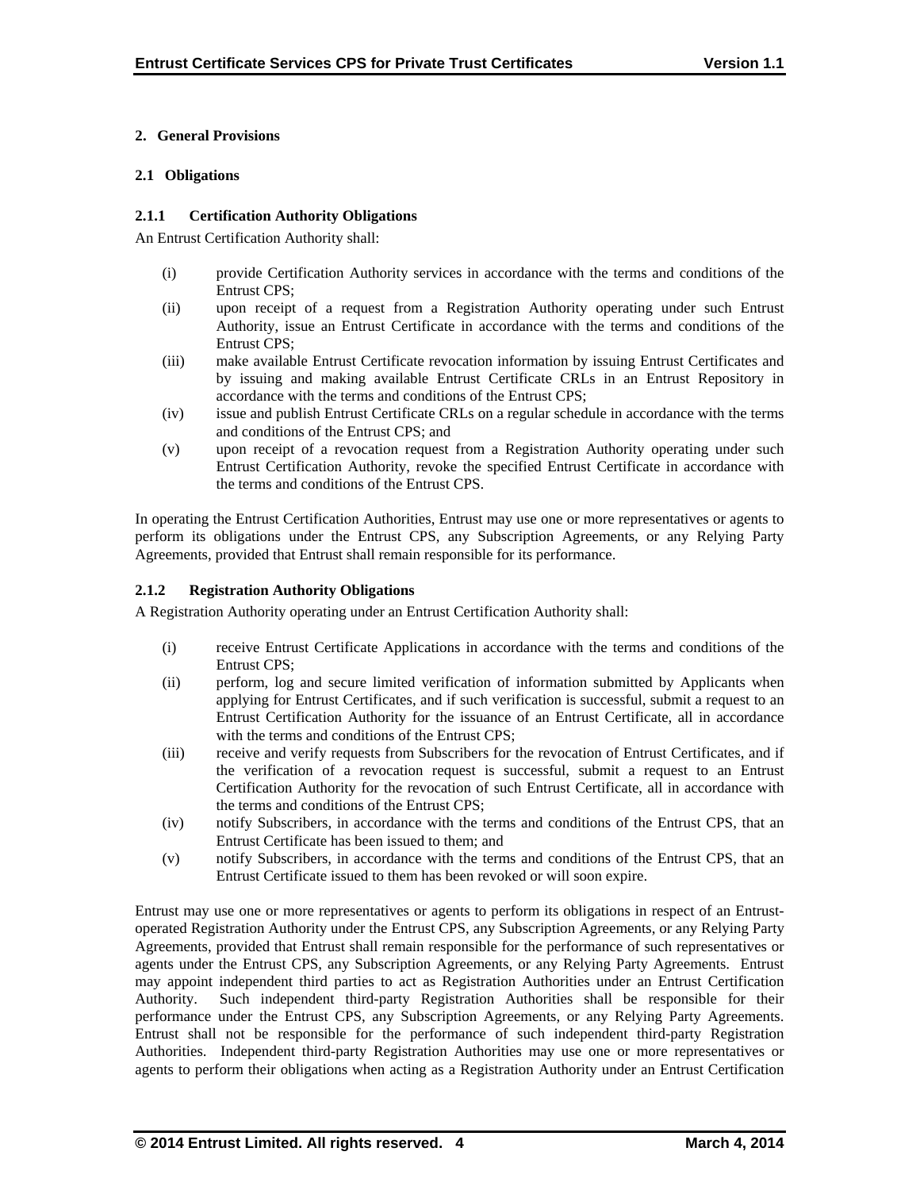## 2. General Provisions

### 2.1 Obligations

#### 2.1.1 Certification Authority Obligations

An Entrust Certification Authority shall:

(i) provide Certification Authority services in accordance with the terms and conditions of the Entrust CPS;

(ii) upon receipt of a request from a Registration Authority operating under such Entrust Authority, issue an Entrust Certificate in accordance with the terms and conditions of the Entrust CPS;

(iii) make available Entrust Certificate revocation information by issuing Entrust Certificates and by issuing and making available Entrust Certificate CRLs in an Entrust Repository in accordance with the terms and conditions of the Entrust CPS;

(iv) issue and publish Entrust Certificate CRLs on a regular schedule in accordance with the terms and conditions of the Entrust CPS; and

(v) upon receipt of a revocation request from a Registration Authority operating under such Entrust Certification Authority, revoke the specified Entrust Certificate in accordance with the terms and conditions of the Entrust CPS.

In operating the Entrust Certification Authorities, Entrust may use one or more representatives or agents to perform its obligations under the Entrust CPS, any Subscription Agreements, or any Relying Party Agreements, provided that Entrust shall remain responsible for its performance.

#### 2.1.2 Registration Authority Obligations

A Registration Authority operating under an Entrust Certification Authority shall:

(i) receive Entrust Certificate Applications in accordance with the terms and conditions of the Entrust CPS;

(ii) perform, log and secure limited verification of information submitted by Applicants when applying for Entrust Certificates, and if such verification is successful, submit a request to an Entrust Certification Authority for the issuance of an Entrust Certificate, all in accordance with the terms and conditions of the Entrust CPS;

(iii) receive and verify requests from Subscribers for the revocation of Entrust Certificates, and if the verification of a revocation request is successful, submit a request to an Entrust Certification Authority for the revocation of such Entrust Certificate, all in accordance with the terms and conditions of the Entrust CPS;

(iv) notify Subscribers, in accordance with the terms and conditions of the Entrust CPS, that an Entrust Certificate has been issued to them; and

(v) notify Subscribers, in accordance with the terms and conditions of the Entrust CPS, that an Entrust Certificate issued to them has been revoked or will soon expire.

Entrust may use one or more representatives or agents to perform its obligations in respect of an Entrust-operated Registration Authority under the Entrust CPS, any Subscription Agreements, or any Relying Party Agreements, provided that Entrust shall remain responsible for the performance of such representatives or agents under the Entrust CPS, any Subscription Agreements, or any Relying Party Agreements. Entrust may appoint independent third parties to act as Registration Authorities under an Entrust Certification Authority. Such independent third-party Registration Authorities shall be responsible for their performance under the Entrust CPS, any Subscription Agreements, or any Relying Party Agreements. Entrust shall not be responsible for the performance of such independent third-party Registration Authorities. Independent third-party Registration Authorities may use one or more representatives or agents to perform their obligations when acting as a Registration Authority under an Entrust Certification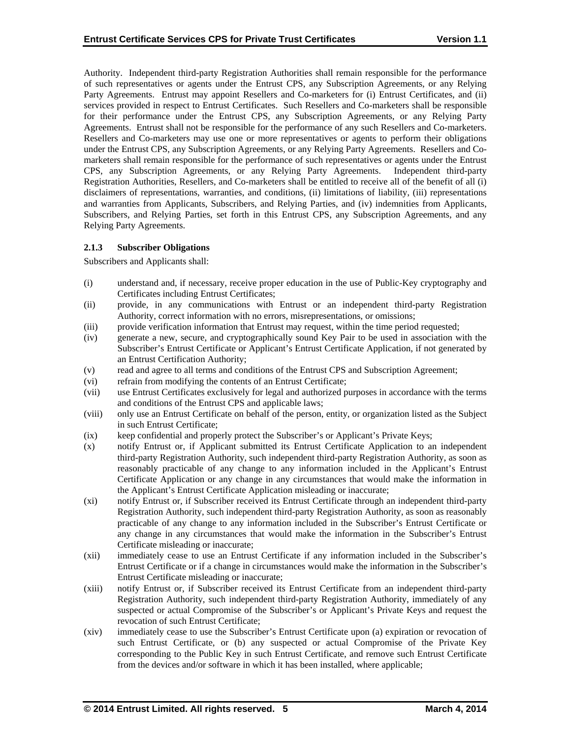Authority. Independent third-party Registration Authorities shall remain responsible for the performance of such representatives or agents under the Entrust CPS, any Subscription Agreements, or any Relying Party Agreements. Entrust may appoint Resellers and Co-marketers for (i) Entrust Certificates, and (ii) services provided in respect to Entrust Certificates. Such Resellers and Co-marketers shall be responsible for their performance under the Entrust CPS, any Subscription Agreements, or any Relying Party Agreements. Entrust shall not be responsible for the performance of any such Resellers and Co-marketers. Resellers and Co-marketers may use one or more representatives or agents to perform their obligations under the Entrust CPS, any Subscription Agreements, or any Relying Party Agreements. Resellers and Co-marketers shall remain responsible for the performance of such representatives or agents under the Entrust CPS, any Subscription Agreements, or any Relying Party Agreements. Independent third-party Registration Authorities, Resellers, and Co-marketers shall be entitled to receive all of the benefit of all (i) disclaimers of representations, warranties, and conditions, (ii) limitations of liability, (iii) representations and warranties from Applicants, Subscribers, and Relying Parties, and (iv) indemnities from Applicants, Subscribers, and Relying Parties, set forth in this Entrust CPS, any Subscription Agreements, and any Relying Party Agreements.

### 2.1.3 Subscriber Obligations

Subscribers and Applicants shall:

(i) understand and, if necessary, receive proper education in the use of Public-Key cryptography and Certificates including Entrust Certificates;

(ii) provide, in any communications with Entrust or an independent third-party Registration Authority, correct information with no errors, misrepresentations, or omissions;

(iii) provide verification information that Entrust may request, within the time period requested;

(iv) generate a new, secure, and cryptographically sound Key Pair to be used in association with the Subscriber's Entrust Certificate or Applicant's Entrust Certificate Application, if not generated by an Entrust Certification Authority;

(v) read and agree to all terms and conditions of the Entrust CPS and Subscription Agreement;

(vi) refrain from modifying the contents of an Entrust Certificate;

(vii) use Entrust Certificates exclusively for legal and authorized purposes in accordance with the terms and conditions of the Entrust CPS and applicable laws;

(viii) only use an Entrust Certificate on behalf of the person, entity, or organization listed as the Subject in such Entrust Certificate;

(ix) keep confidential and properly protect the Subscriber's or Applicant's Private Keys;

(x) notify Entrust or, if Applicant submitted its Entrust Certificate Application to an independent third-party Registration Authority, such independent third-party Registration Authority, as soon as reasonably practicable of any change to any information included in the Applicant's Entrust Certificate Application or any change in any circumstances that would make the information in the Applicant's Entrust Certificate Application misleading or inaccurate;

(xi) notify Entrust or, if Subscriber received its Entrust Certificate through an independent third-party Registration Authority, such independent third-party Registration Authority, as soon as reasonably practicable of any change to any information included in the Subscriber's Entrust Certificate or any change in any circumstances that would make the information in the Subscriber's Entrust Certificate misleading or inaccurate;

(xii) immediately cease to use an Entrust Certificate if any information included in the Subscriber's Entrust Certificate or if a change in circumstances would make the information in the Subscriber's Entrust Certificate misleading or inaccurate;

(xiii) notify Entrust or, if Subscriber received its Entrust Certificate from an independent third-party Registration Authority, such independent third-party Registration Authority, immediately of any suspected or actual Compromise of the Subscriber's or Applicant's Private Keys and request the revocation of such Entrust Certificate;

(xiv) immediately cease to use the Subscriber's Entrust Certificate upon (a) expiration or revocation of such Entrust Certificate, or (b) any suspected or actual Compromise of the Private Key corresponding to the Public Key in such Entrust Certificate, and remove such Entrust Certificate from the devices and/or software in which it has been installed, where applicable;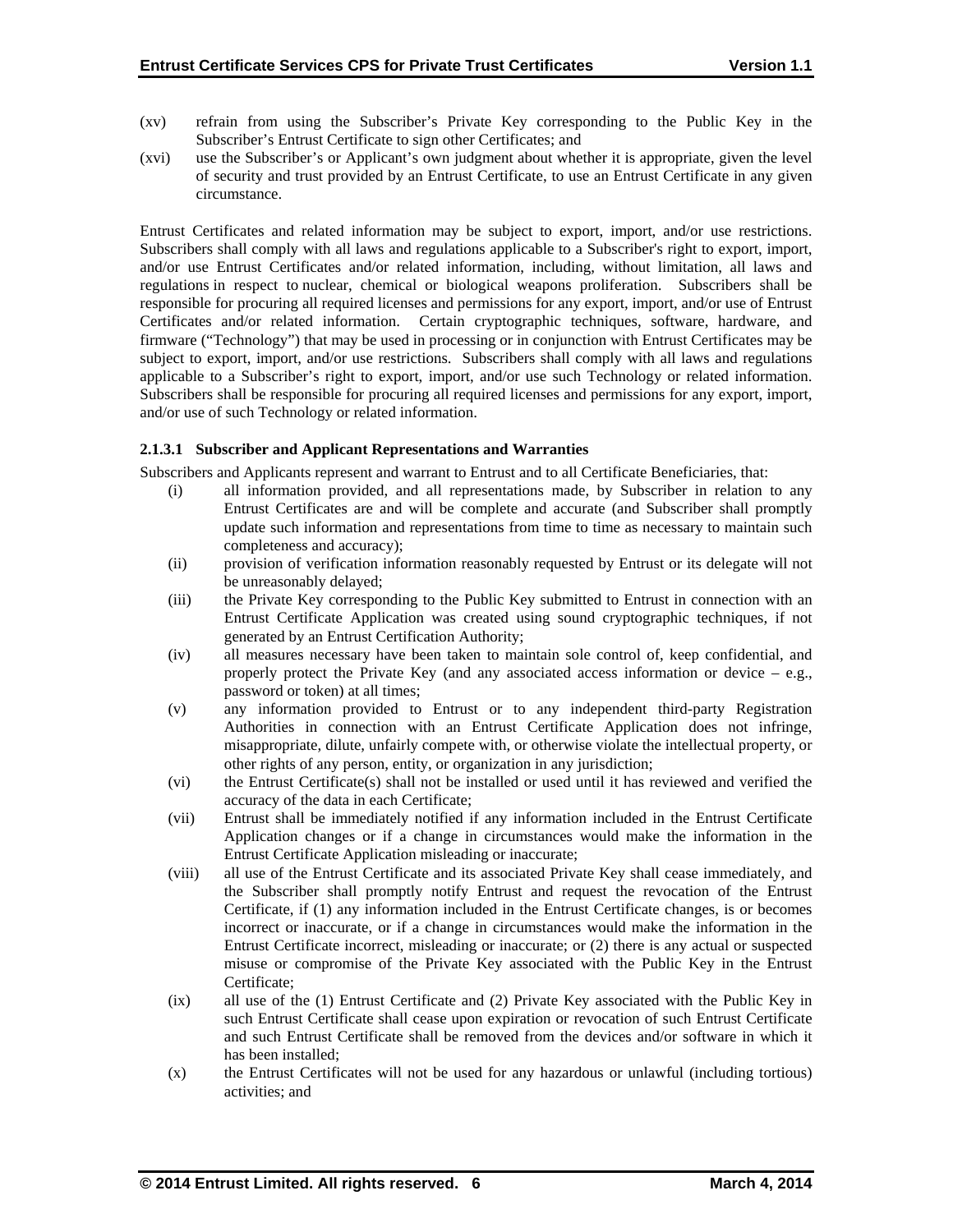(xv) refrain from using the Subscriber's Private Key corresponding to the Public Key in the Subscriber's Entrust Certificate to sign other Certificates; and

(xvi) use the Subscriber's or Applicant's own judgment about whether it is appropriate, given the level of security and trust provided by an Entrust Certificate, to use an Entrust Certificate in any given circumstance.

Entrust Certificates and related information may be subject to export, import, and/or use restrictions. Subscribers shall comply with all laws and regulations applicable to a Subscriber's right to export, import, and/or use Entrust Certificates and/or related information, including, without limitation, all laws and regulations in respect to nuclear, chemical or biological weapons proliferation. Subscribers shall be responsible for procuring all required licenses and permissions for any export, import, and/or use of Entrust Certificates and/or related information. Certain cryptographic techniques, software, hardware, and firmware ("Technology") that may be used in processing or in conjunction with Entrust Certificates may be subject to export, import, and/or use restrictions. Subscribers shall comply with all laws and regulations applicable to a Subscriber's right to export, import, and/or use such Technology or related information. Subscribers shall be responsible for procuring all required licenses and permissions for any export, import, and/or use of such Technology or related information.

#### 2.1.3.1 Subscriber and Applicant Representations and Warranties

Subscribers and Applicants represent and warrant to Entrust and to all Certificate Beneficiaries, that:

(i) all information provided, and all representations made, by Subscriber in relation to any Entrust Certificates are and will be complete and accurate (and Subscriber shall promptly update such information and representations from time to time as necessary to maintain such completeness and accuracy);

(ii) provision of verification information reasonably requested by Entrust or its delegate will not be unreasonably delayed;

(iii) the Private Key corresponding to the Public Key submitted to Entrust in connection with an Entrust Certificate Application was created using sound cryptographic techniques, if not generated by an Entrust Certification Authority;

(iv) all measures necessary have been taken to maintain sole control of, keep confidential, and properly protect the Private Key (and any associated access information or device – e.g., password or token) at all times;

(v) any information provided to Entrust or to any independent third-party Registration Authorities in connection with an Entrust Certificate Application does not infringe, misappropriate, dilute, unfairly compete with, or otherwise violate the intellectual property, or other rights of any person, entity, or organization in any jurisdiction;

(vi) the Entrust Certificate(s) shall not be installed or used until it has reviewed and verified the accuracy of the data in each Certificate;

(vii) Entrust shall be immediately notified if any information included in the Entrust Certificate Application changes or if a change in circumstances would make the information in the Entrust Certificate Application misleading or inaccurate;

(viii) all use of the Entrust Certificate and its associated Private Key shall cease immediately, and the Subscriber shall promptly notify Entrust and request the revocation of the Entrust Certificate, if (1) any information included in the Entrust Certificate changes, is or becomes incorrect or inaccurate, or if a change in circumstances would make the information in the Entrust Certificate incorrect, misleading or inaccurate; or (2) there is any actual or suspected misuse or compromise of the Private Key associated with the Public Key in the Entrust Certificate;

(ix) all use of the (1) Entrust Certificate and (2) Private Key associated with the Public Key in such Entrust Certificate shall cease upon expiration or revocation of such Entrust Certificate and such Entrust Certificate shall be removed from the devices and/or software in which it has been installed;

(x) the Entrust Certificates will not be used for any hazardous or unlawful (including tortious) activities; and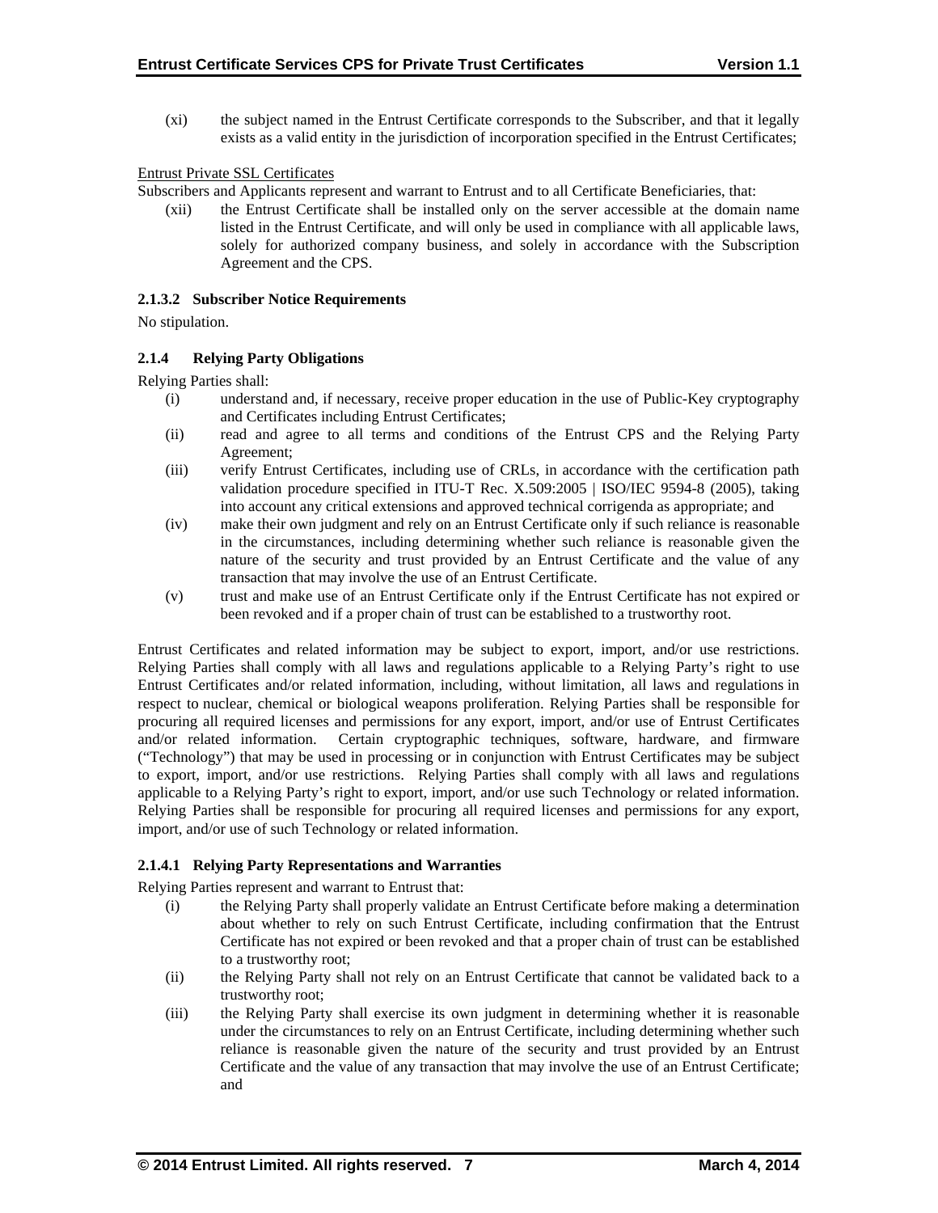(xi) the subject named in the Entrust Certificate corresponds to the Subscriber, and that it legally exists as a valid entity in the jurisdiction of incorporation specified in the Entrust Certificates;

<u>Entrust Private SSL Certificates</u>

Subscribers and Applicants represent and warrant to Entrust and to all Certificate Beneficiaries, that:

(xii) the Entrust Certificate shall be installed only on the server accessible at the domain name listed in the Entrust Certificate, and will only be used in compliance with all applicable laws, solely for authorized company business, and solely in accordance with the Subscription Agreement and the CPS.

#### 2.1.3.2 Subscriber Notice Requirements

No stipulation.

### 2.1.4 Relying Party Obligations

Relying Parties shall:

(i) understand and, if necessary, receive proper education in the use of Public-Key cryptography and Certificates including Entrust Certificates;

(ii) read and agree to all terms and conditions of the Entrust CPS and the Relying Party Agreement;

(iii) verify Entrust Certificates, including use of CRLs, in accordance with the certification path validation procedure specified in ITU-T Rec. X.509:2005 | ISO/IEC 9594-8 (2005), taking into account any critical extensions and approved technical corrigenda as appropriate; and

(iv) make their own judgment and rely on an Entrust Certificate only if such reliance is reasonable in the circumstances, including determining whether such reliance is reasonable given the nature of the security and trust provided by an Entrust Certificate and the value of any transaction that may involve the use of an Entrust Certificate.

(v) trust and make use of an Entrust Certificate only if the Entrust Certificate has not expired or been revoked and if a proper chain of trust can be established to a trustworthy root.

Entrust Certificates and related information may be subject to export, import, and/or use restrictions. Relying Parties shall comply with all laws and regulations applicable to a Relying Party's right to use Entrust Certificates and/or related information, including, without limitation, all laws and regulations in respect to nuclear, chemical or biological weapons proliferation. Relying Parties shall be responsible for procuring all required licenses and permissions for any export, import, and/or use of Entrust Certificates and/or related information. Certain cryptographic techniques, software, hardware, and firmware ("Technology") that may be used in processing or in conjunction with Entrust Certificates may be subject to export, import, and/or use restrictions. Relying Parties shall comply with all laws and regulations applicable to a Relying Party's right to export, import, and/or use such Technology or related information. Relying Parties shall be responsible for procuring all required licenses and permissions for any export, import, and/or use of such Technology or related information.

#### 2.1.4.1 Relying Party Representations and Warranties

Relying Parties represent and warrant to Entrust that:

(i) the Relying Party shall properly validate an Entrust Certificate before making a determination about whether to rely on such Entrust Certificate, including confirmation that the Entrust Certificate has not expired or been revoked and that a proper chain of trust can be established to a trustworthy root;

(ii) the Relying Party shall not rely on an Entrust Certificate that cannot be validated back to a trustworthy root;

(iii) the Relying Party shall exercise its own judgment in determining whether it is reasonable under the circumstances to rely on an Entrust Certificate, including determining whether such reliance is reasonable given the nature of the security and trust provided by an Entrust Certificate and the value of any transaction that may involve the use of an Entrust Certificate; and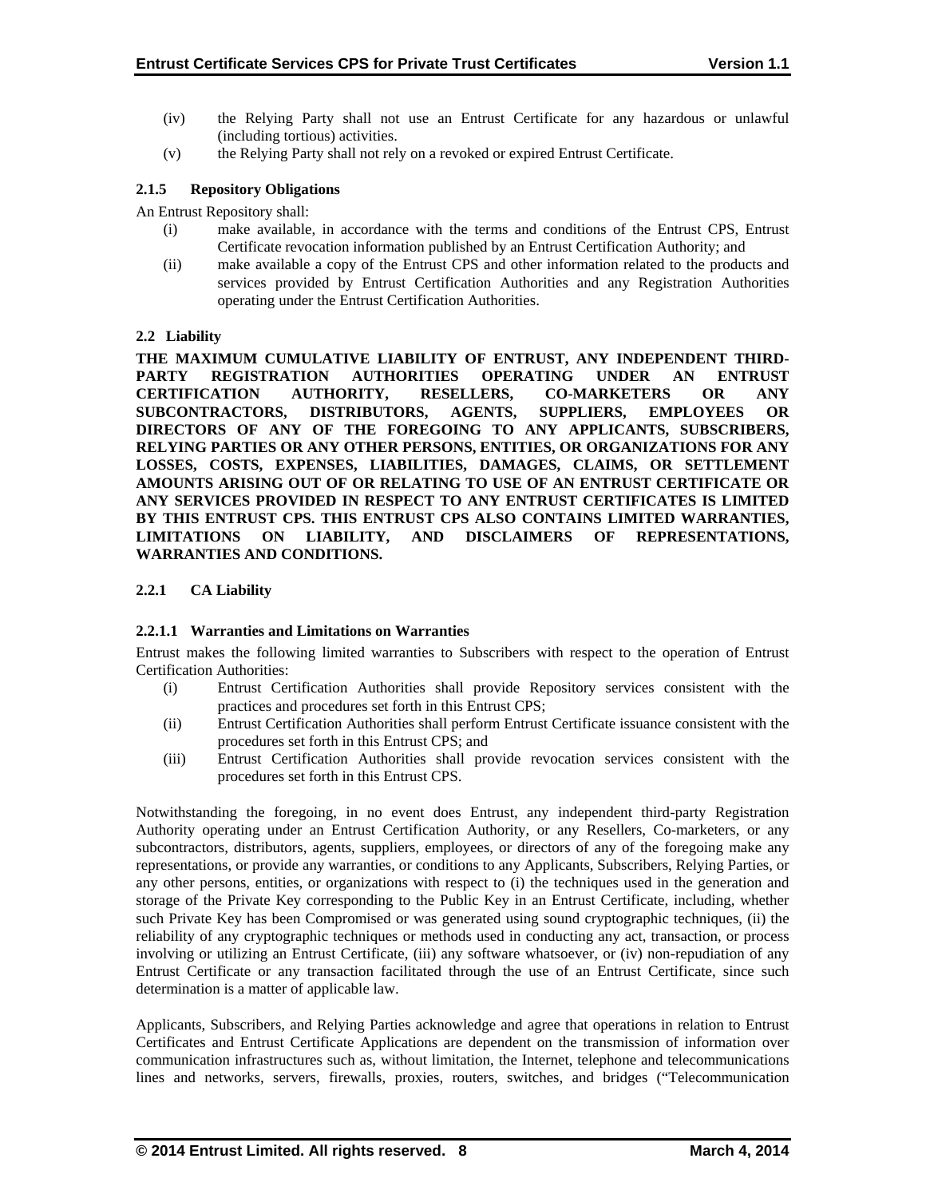(iv) the Relying Party shall not use an Entrust Certificate for any hazardous or unlawful (including tortious) activities.

(v) the Relying Party shall not rely on a revoked or expired Entrust Certificate.

#### 2.1.5 Repository Obligations

An Entrust Repository shall:

(i) make available, in accordance with the terms and conditions of the Entrust CPS, Entrust Certificate revocation information published by an Entrust Certification Authority; and

(ii) make available a copy of the Entrust CPS and other information related to the products and services provided by Entrust Certification Authorities and any Registration Authorities operating under the Entrust Certification Authorities.

### 2.2 Liability

**THE MAXIMUM CUMULATIVE LIABILITY OF ENTRUST, ANY INDEPENDENT THIRD-PARTY REGISTRATION AUTHORITIES OPERATING UNDER AN ENTRUST CERTIFICATION AUTHORITY, RESELLERS, CO-MARKETERS OR ANY SUBCONTRACTORS, DISTRIBUTORS, AGENTS, SUPPLIERS, EMPLOYEES OR DIRECTORS OF ANY OF THE FOREGOING TO ANY APPLICANTS, SUBSCRIBERS, RELYING PARTIES OR ANY OTHER PERSONS, ENTITIES, OR ORGANIZATIONS FOR ANY LOSSES, COSTS, EXPENSES, LIABILITIES, DAMAGES, CLAIMS, OR SETTLEMENT AMOUNTS ARISING OUT OF OR RELATING TO USE OF AN ENTRUST CERTIFICATE OR ANY SERVICES PROVIDED IN RESPECT TO ANY ENTRUST CERTIFICATES IS LIMITED BY THIS ENTRUST CPS. THIS ENTRUST CPS ALSO CONTAINS LIMITED WARRANTIES, LIMITATIONS ON LIABILITY, AND DISCLAIMERS OF REPRESENTATIONS, WARRANTIES AND CONDITIONS.**

#### 2.2.1 CA Liability

##### 2.2.1.1 Warranties and Limitations on Warranties

Entrust makes the following limited warranties to Subscribers with respect to the operation of Entrust Certification Authorities:

(i) Entrust Certification Authorities shall provide Repository services consistent with the practices and procedures set forth in this Entrust CPS;

(ii) Entrust Certification Authorities shall perform Entrust Certificate issuance consistent with the procedures set forth in this Entrust CPS; and

(iii) Entrust Certification Authorities shall provide revocation services consistent with the procedures set forth in this Entrust CPS.

Notwithstanding the foregoing, in no event does Entrust, any independent third-party Registration Authority operating under an Entrust Certification Authority, or any Resellers, Co-marketers, or any subcontractors, distributors, agents, suppliers, employees, or directors of any of the foregoing make any representations, or provide any warranties, or conditions to any Applicants, Subscribers, Relying Parties, or any other persons, entities, or organizations with respect to (i) the techniques used in the generation and storage of the Private Key corresponding to the Public Key in an Entrust Certificate, including, whether such Private Key has been Compromised or was generated using sound cryptographic techniques, (ii) the reliability of any cryptographic techniques or methods used in conducting any act, transaction, or process involving or utilizing an Entrust Certificate, (iii) any software whatsoever, or (iv) non-repudiation of any Entrust Certificate or any transaction facilitated through the use of an Entrust Certificate, since such determination is a matter of applicable law.

Applicants, Subscribers, and Relying Parties acknowledge and agree that operations in relation to Entrust Certificates and Entrust Certificate Applications are dependent on the transmission of information over communication infrastructures such as, without limitation, the Internet, telephone and telecommunications lines and networks, servers, firewalls, proxies, routers, switches, and bridges ("Telecommunication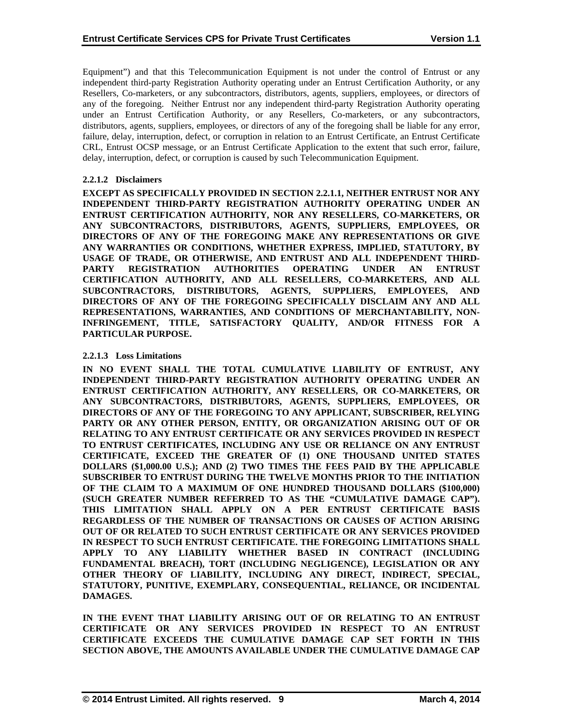Equipment") and that this Telecommunication Equipment is not under the control of Entrust or any independent third-party Registration Authority operating under an Entrust Certification Authority, or any Resellers, Co-marketers, or any subcontractors, distributors, agents, suppliers, employees, or directors of any of the foregoing. Neither Entrust nor any independent third-party Registration Authority operating under an Entrust Certification Authority, or any Resellers, Co-marketers, or any subcontractors, distributors, agents, suppliers, employees, or directors of any of the foregoing shall be liable for any error, failure, delay, interruption, defect, or corruption in relation to an Entrust Certificate, an Entrust Certificate CRL, Entrust OCSP message, or an Entrust Certificate Application to the extent that such error, failure, delay, interruption, defect, or corruption is caused by such Telecommunication Equipment.

#### 2.2.1.2 Disclaimers

**EXCEPT AS SPECIFICALLY PROVIDED IN SECTION 2.2.1.1, NEITHER ENTRUST NOR ANY INDEPENDENT THIRD-PARTY REGISTRATION AUTHORITY OPERATING UNDER AN ENTRUST CERTIFICATION AUTHORITY, NOR ANY RESELLERS, CO-MARKETERS, OR ANY SUBCONTRACTORS, DISTRIBUTORS, AGENTS, SUPPLIERS, EMPLOYEES, OR DIRECTORS OF ANY OF THE FOREGOING MAKE ANY REPRESENTATIONS OR GIVE ANY WARRANTIES OR CONDITIONS, WHETHER EXPRESS, IMPLIED, STATUTORY, BY USAGE OF TRADE, OR OTHERWISE, AND ENTRUST AND ALL INDEPENDENT THIRD-PARTY REGISTRATION AUTHORITIES OPERATING UNDER AN ENTRUST CERTIFICATION AUTHORITY, AND ALL RESELLERS, CO-MARKETERS, AND ALL SUBCONTRACTORS, DISTRIBUTORS, AGENTS, SUPPLIERS, EMPLOYEES, AND DIRECTORS OF ANY OF THE FOREGOING SPECIFICALLY DISCLAIM ANY AND ALL REPRESENTATIONS, WARRANTIES, AND CONDITIONS OF MERCHANTABILITY, NON-INFRINGEMENT, TITLE, SATISFACTORY QUALITY, AND/OR FITNESS FOR A PARTICULAR PURPOSE.**

#### 2.2.1.3 Loss Limitations

**IN NO EVENT SHALL THE TOTAL CUMULATIVE LIABILITY OF ENTRUST, ANY INDEPENDENT THIRD-PARTY REGISTRATION AUTHORITY OPERATING UNDER AN ENTRUST CERTIFICATION AUTHORITY, ANY RESELLERS, OR CO-MARKETERS, OR ANY SUBCONTRACTORS, DISTRIBUTORS, AGENTS, SUPPLIERS, EMPLOYEES, OR DIRECTORS OF ANY OF THE FOREGOING TO ANY APPLICANT, SUBSCRIBER, RELYING PARTY OR ANY OTHER PERSON, ENTITY, OR ORGANIZATION ARISING OUT OF OR RELATING TO ANY ENTRUST CERTIFICATE OR ANY SERVICES PROVIDED IN RESPECT TO ENTRUST CERTIFICATES, INCLUDING ANY USE OR RELIANCE ON ANY ENTRUST CERTIFICATE, EXCEED THE GREATER OF (1) ONE THOUSAND UNITED STATES DOLLARS ($1,000.00 U.S.); AND (2) TWO TIMES THE FEES PAID BY THE APPLICABLE SUBSCRIBER TO ENTRUST DURING THE TWELVE MONTHS PRIOR TO THE INITIATION OF THE CLAIM TO A MAXIMUM OF ONE HUNDRED THOUSAND DOLLARS ($100,000) (SUCH GREATER NUMBER REFERRED TO AS THE "CUMULATIVE DAMAGE CAP"). THIS LIMITATION SHALL APPLY ON A PER ENTRUST CERTIFICATE BASIS REGARDLESS OF THE NUMBER OF TRANSACTIONS OR CAUSES OF ACTION ARISING OUT OF OR RELATED TO SUCH ENTRUST CERTIFICATE OR ANY SERVICES PROVIDED IN RESPECT TO SUCH ENTRUST CERTIFICATE. THE FOREGOING LIMITATIONS SHALL APPLY TO ANY LIABILITY WHETHER BASED IN CONTRACT (INCLUDING FUNDAMENTAL BREACH), TORT (INCLUDING NEGLIGENCE), LEGISLATION OR ANY OTHER THEORY OF LIABILITY, INCLUDING ANY DIRECT, INDIRECT, SPECIAL, STATUTORY, PUNITIVE, EXEMPLARY, CONSEQUENTIAL, RELIANCE, OR INCIDENTAL DAMAGES.**

**IN THE EVENT THAT LIABILITY ARISING OUT OF OR RELATING TO AN ENTRUST CERTIFICATE OR ANY SERVICES PROVIDED IN RESPECT TO AN ENTRUST CERTIFICATE EXCEEDS THE CUMULATIVE DAMAGE CAP SET FORTH IN THIS SECTION ABOVE, THE AMOUNTS AVAILABLE UNDER THE CUMULATIVE DAMAGE CAP**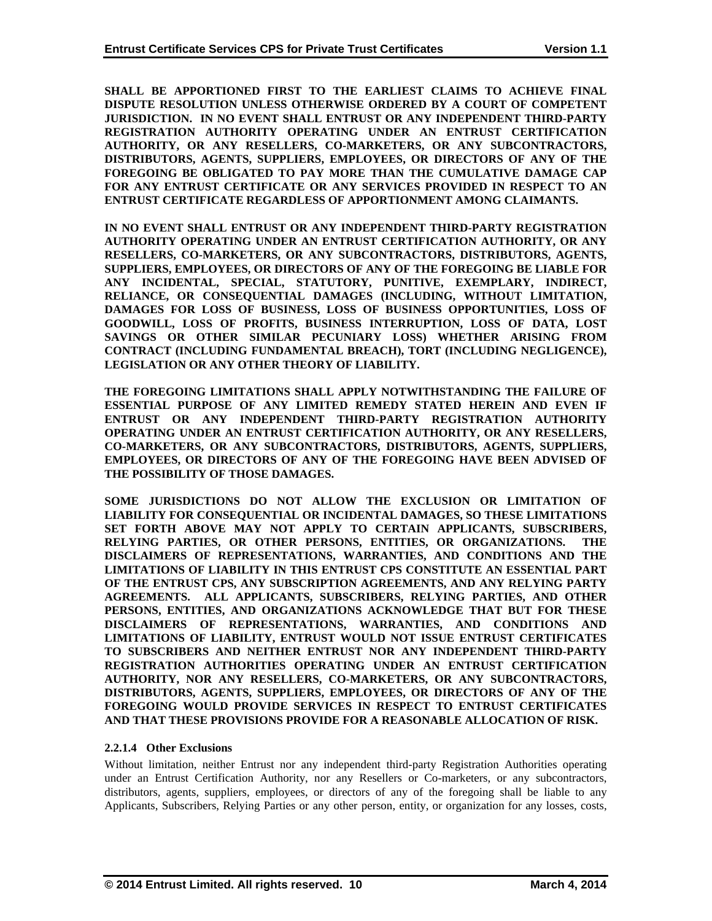**SHALL BE APPORTIONED FIRST TO THE EARLIEST CLAIMS TO ACHIEVE FINAL DISPUTE RESOLUTION UNLESS OTHERWISE ORDERED BY A COURT OF COMPETENT JURISDICTION. IN NO EVENT SHALL ENTRUST OR ANY INDEPENDENT THIRD-PARTY REGISTRATION AUTHORITY OPERATING UNDER AN ENTRUST CERTIFICATION AUTHORITY, OR ANY RESELLERS, CO-MARKETERS, OR ANY SUBCONTRACTORS, DISTRIBUTORS, AGENTS, SUPPLIERS, EMPLOYEES, OR DIRECTORS OF ANY OF THE FOREGOING BE OBLIGATED TO PAY MORE THAN THE CUMULATIVE DAMAGE CAP FOR ANY ENTRUST CERTIFICATE OR ANY SERVICES PROVIDED IN RESPECT TO AN ENTRUST CERTIFICATE REGARDLESS OF APPORTIONMENT AMONG CLAIMANTS.**

**IN NO EVENT SHALL ENTRUST OR ANY INDEPENDENT THIRD-PARTY REGISTRATION AUTHORITY OPERATING UNDER AN ENTRUST CERTIFICATION AUTHORITY, OR ANY RESELLERS, CO-MARKETERS, OR ANY SUBCONTRACTORS, DISTRIBUTORS, AGENTS, SUPPLIERS, EMPLOYEES, OR DIRECTORS OF ANY OF THE FOREGOING BE LIABLE FOR ANY INCIDENTAL, SPECIAL, STATUTORY, PUNITIVE, EXEMPLARY, INDIRECT, RELIANCE, OR CONSEQUENTIAL DAMAGES (INCLUDING, WITHOUT LIMITATION, DAMAGES FOR LOSS OF BUSINESS, LOSS OF BUSINESS OPPORTUNITIES, LOSS OF GOODWILL, LOSS OF PROFITS, BUSINESS INTERRUPTION, LOSS OF DATA, LOST SAVINGS OR OTHER SIMILAR PECUNIARY LOSS) WHETHER ARISING FROM CONTRACT (INCLUDING FUNDAMENTAL BREACH), TORT (INCLUDING NEGLIGENCE), LEGISLATION OR ANY OTHER THEORY OF LIABILITY.**

**THE FOREGOING LIMITATIONS SHALL APPLY NOTWITHSTANDING THE FAILURE OF ESSENTIAL PURPOSE OF ANY LIMITED REMEDY STATED HEREIN AND EVEN IF ENTRUST OR ANY INDEPENDENT THIRD-PARTY REGISTRATION AUTHORITY OPERATING UNDER AN ENTRUST CERTIFICATION AUTHORITY, OR ANY RESELLERS, CO-MARKETERS, OR ANY SUBCONTRACTORS, DISTRIBUTORS, AGENTS, SUPPLIERS, EMPLOYEES, OR DIRECTORS OF ANY OF THE FOREGOING HAVE BEEN ADVISED OF THE POSSIBILITY OF THOSE DAMAGES.**

**SOME JURISDICTIONS DO NOT ALLOW THE EXCLUSION OR LIMITATION OF LIABILITY FOR CONSEQUENTIAL OR INCIDENTAL DAMAGES, SO THESE LIMITATIONS SET FORTH ABOVE MAY NOT APPLY TO CERTAIN APPLICANTS, SUBSCRIBERS, RELYING PARTIES, OR OTHER PERSONS, ENTITIES, OR ORGANIZATIONS. THE DISCLAIMERS OF REPRESENTATIONS, WARRANTIES, AND CONDITIONS AND THE LIMITATIONS OF LIABILITY IN THIS ENTRUST CPS CONSTITUTE AN ESSENTIAL PART OF THE ENTRUST CPS, ANY SUBSCRIPTION AGREEMENTS, AND ANY RELYING PARTY AGREEMENTS. ALL APPLICANTS, SUBSCRIBERS, RELYING PARTIES, AND OTHER PERSONS, ENTITIES, AND ORGANIZATIONS ACKNOWLEDGE THAT BUT FOR THESE DISCLAIMERS OF REPRESENTATIONS, WARRANTIES, AND CONDITIONS AND LIMITATIONS OF LIABILITY, ENTRUST WOULD NOT ISSUE ENTRUST CERTIFICATES TO SUBSCRIBERS AND NEITHER ENTRUST NOR ANY INDEPENDENT THIRD-PARTY REGISTRATION AUTHORITIES OPERATING UNDER AN ENTRUST CERTIFICATION AUTHORITY, NOR ANY RESELLERS, CO-MARKETERS, OR ANY SUBCONTRACTORS, DISTRIBUTORS, AGENTS, SUPPLIERS, EMPLOYEES, OR DIRECTORS OF ANY OF THE FOREGOING WOULD PROVIDE SERVICES IN RESPECT TO ENTRUST CERTIFICATES AND THAT THESE PROVISIONS PROVIDE FOR A REASONABLE ALLOCATION OF RISK.**

#### 2.2.1.4 Other Exclusions

Without limitation, neither Entrust nor any independent third-party Registration Authorities operating under an Entrust Certification Authority, nor any Resellers or Co-marketers, or any subcontractors, distributors, agents, suppliers, employees, or directors of any of the foregoing shall be liable to any Applicants, Subscribers, Relying Parties or any other person, entity, or organization for any losses, costs,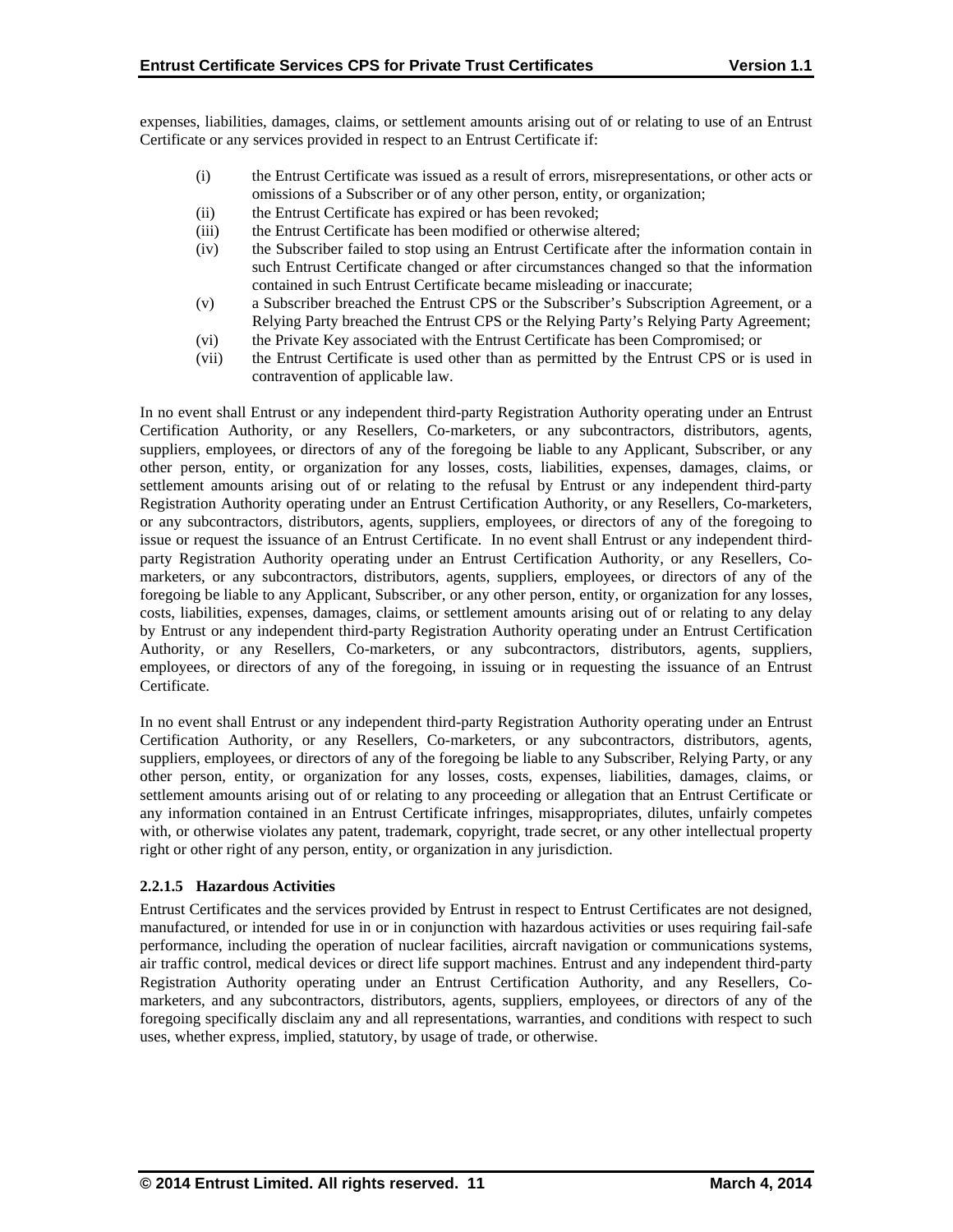expenses, liabilities, damages, claims, or settlement amounts arising out of or relating to use of an Entrust Certificate or any services provided in respect to an Entrust Certificate if:

(i) the Entrust Certificate was issued as a result of errors, misrepresentations, or other acts or omissions of a Subscriber or of any other person, entity, or organization;
(ii) the Entrust Certificate has expired or has been revoked;
(iii) the Entrust Certificate has been modified or otherwise altered;
(iv) the Subscriber failed to stop using an Entrust Certificate after the information contain in such Entrust Certificate changed or after circumstances changed so that the information contained in such Entrust Certificate became misleading or inaccurate;
(v) a Subscriber breached the Entrust CPS or the Subscriber's Subscription Agreement, or a Relying Party breached the Entrust CPS or the Relying Party's Relying Party Agreement;
(vi) the Private Key associated with the Entrust Certificate has been Compromised; or
(vii) the Entrust Certificate is used other than as permitted by the Entrust CPS or is used in contravention of applicable law.

In no event shall Entrust or any independent third-party Registration Authority operating under an Entrust Certification Authority, or any Resellers, Co-marketers, or any subcontractors, distributors, agents, suppliers, employees, or directors of any of the foregoing be liable to any Applicant, Subscriber, or any other person, entity, or organization for any losses, costs, liabilities, expenses, damages, claims, or settlement amounts arising out of or relating to the refusal by Entrust or any independent third-party Registration Authority operating under an Entrust Certification Authority, or any Resellers, Co-marketers, or any subcontractors, distributors, agents, suppliers, employees, or directors of any of the foregoing to issue or request the issuance of an Entrust Certificate. In no event shall Entrust or any independent third-party Registration Authority operating under an Entrust Certification Authority, or any Resellers, Co-marketers, or any subcontractors, distributors, agents, suppliers, employees, or directors of any of the foregoing be liable to any Applicant, Subscriber, or any other person, entity, or organization for any losses, costs, liabilities, expenses, damages, claims, or settlement amounts arising out of or relating to any delay by Entrust or any independent third-party Registration Authority operating under an Entrust Certification Authority, or any Resellers, Co-marketers, or any subcontractors, distributors, agents, suppliers, employees, or directors of any of the foregoing, in issuing or in requesting the issuance of an Entrust Certificate.

In no event shall Entrust or any independent third-party Registration Authority operating under an Entrust Certification Authority, or any Resellers, Co-marketers, or any subcontractors, distributors, agents, suppliers, employees, or directors of any of the foregoing be liable to any Subscriber, Relying Party, or any other person, entity, or organization for any losses, costs, expenses, liabilities, damages, claims, or settlement amounts arising out of or relating to any proceeding or allegation that an Entrust Certificate or any information contained in an Entrust Certificate infringes, misappropriates, dilutes, unfairly competes with, or otherwise violates any patent, trademark, copyright, trade secret, or any other intellectual property right or other right of any person, entity, or organization in any jurisdiction.

#### 2.2.1.5 Hazardous Activities

Entrust Certificates and the services provided by Entrust in respect to Entrust Certificates are not designed, manufactured, or intended for use in or in conjunction with hazardous activities or uses requiring fail-safe performance, including the operation of nuclear facilities, aircraft navigation or communications systems, air traffic control, medical devices or direct life support machines. Entrust and any independent third-party Registration Authority operating under an Entrust Certification Authority, and any Resellers, Co-marketers, and any subcontractors, distributors, agents, suppliers, employees, or directors of any of the foregoing specifically disclaim any and all representations, warranties, and conditions with respect to such uses, whether express, implied, statutory, by usage of trade, or otherwise.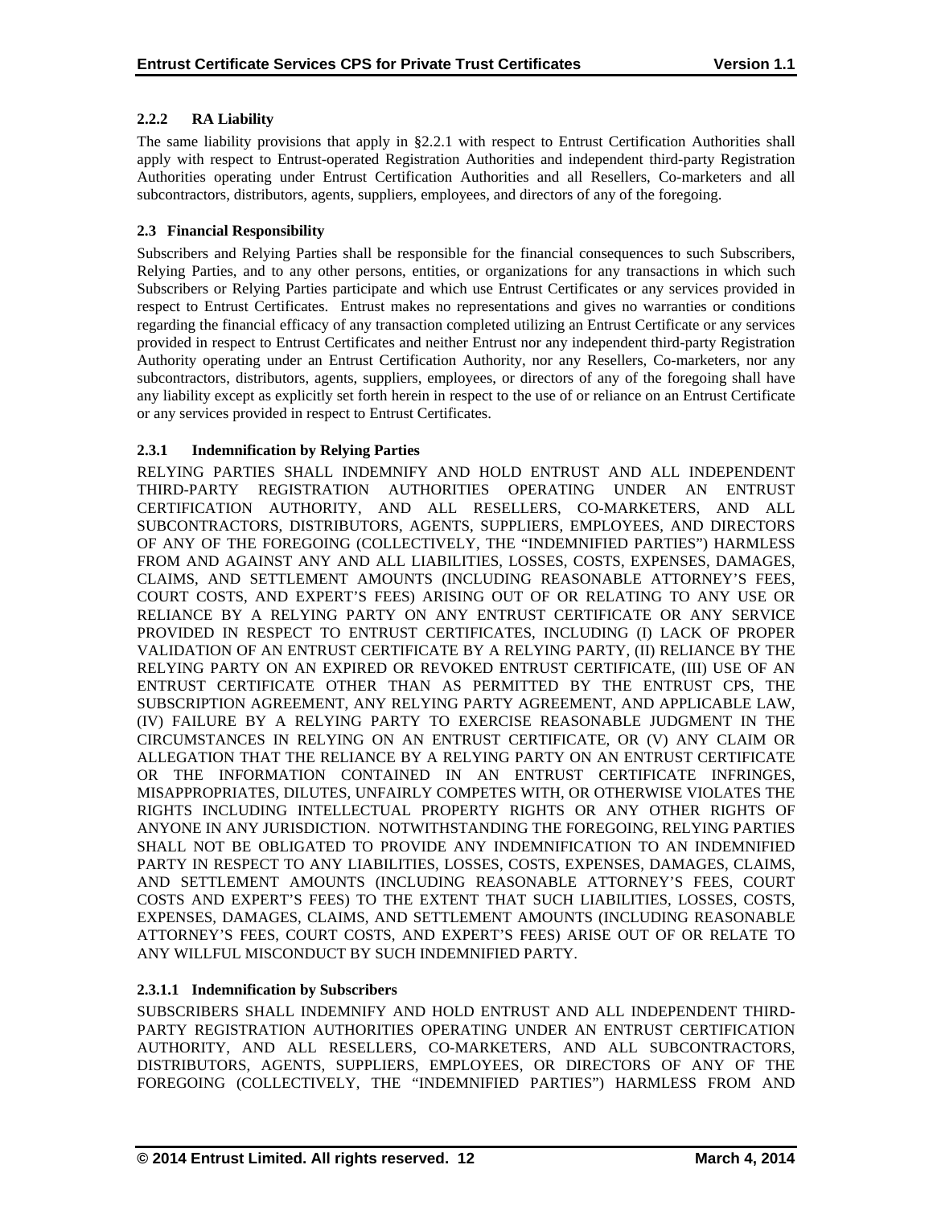### 2.2.2 RA Liability

The same liability provisions that apply in §2.2.1 with respect to Entrust Certification Authorities shall apply with respect to Entrust-operated Registration Authorities and independent third-party Registration Authorities operating under Entrust Certification Authorities and all Resellers, Co-marketers and all subcontractors, distributors, agents, suppliers, employees, and directors of any of the foregoing.

## 2.3 Financial Responsibility

Subscribers and Relying Parties shall be responsible for the financial consequences to such Subscribers, Relying Parties, and to any other persons, entities, or organizations for any transactions in which such Subscribers or Relying Parties participate and which use Entrust Certificates or any services provided in respect to Entrust Certificates. Entrust makes no representations and gives no warranties or conditions regarding the financial efficacy of any transaction completed utilizing an Entrust Certificate or any services provided in respect to Entrust Certificates and neither Entrust nor any independent third-party Registration Authority operating under an Entrust Certification Authority, nor any Resellers, Co-marketers, nor any subcontractors, distributors, agents, suppliers, employees, or directors of any of the foregoing shall have any liability except as explicitly set forth herein in respect to the use of or reliance on an Entrust Certificate or any services provided in respect to Entrust Certificates.

### 2.3.1 Indemnification by Relying Parties

RELYING PARTIES SHALL INDEMNIFY AND HOLD ENTRUST AND ALL INDEPENDENT THIRD-PARTY REGISTRATION AUTHORITIES OPERATING UNDER AN ENTRUST CERTIFICATION AUTHORITY, AND ALL RESELLERS, CO-MARKETERS, AND ALL SUBCONTRACTORS, DISTRIBUTORS, AGENTS, SUPPLIERS, EMPLOYEES, AND DIRECTORS OF ANY OF THE FOREGOING (COLLECTIVELY, THE "INDEMNIFIED PARTIES") HARMLESS FROM AND AGAINST ANY AND ALL LIABILITIES, LOSSES, COSTS, EXPENSES, DAMAGES, CLAIMS, AND SETTLEMENT AMOUNTS (INCLUDING REASONABLE ATTORNEY'S FEES, COURT COSTS, AND EXPERT'S FEES) ARISING OUT OF OR RELATING TO ANY USE OR RELIANCE BY A RELYING PARTY ON ANY ENTRUST CERTIFICATE OR ANY SERVICE PROVIDED IN RESPECT TO ENTRUST CERTIFICATES, INCLUDING (I) LACK OF PROPER VALIDATION OF AN ENTRUST CERTIFICATE BY A RELYING PARTY, (II) RELIANCE BY THE RELYING PARTY ON AN EXPIRED OR REVOKED ENTRUST CERTIFICATE, (III) USE OF AN ENTRUST CERTIFICATE OTHER THAN AS PERMITTED BY THE ENTRUST CPS, THE SUBSCRIPTION AGREEMENT, ANY RELYING PARTY AGREEMENT, AND APPLICABLE LAW, (IV) FAILURE BY A RELYING PARTY TO EXERCISE REASONABLE JUDGMENT IN THE CIRCUMSTANCES IN RELYING ON AN ENTRUST CERTIFICATE, OR (V) ANY CLAIM OR ALLEGATION THAT THE RELIANCE BY A RELYING PARTY ON AN ENTRUST CERTIFICATE OR THE INFORMATION CONTAINED IN AN ENTRUST CERTIFICATE INFRINGES, MISAPPROPRIATES, DILUTES, UNFAIRLY COMPETES WITH, OR OTHERWISE VIOLATES THE RIGHTS INCLUDING INTELLECTUAL PROPERTY RIGHTS OR ANY OTHER RIGHTS OF ANYONE IN ANY JURISDICTION. NOTWITHSTANDING THE FOREGOING, RELYING PARTIES SHALL NOT BE OBLIGATED TO PROVIDE ANY INDEMNIFICATION TO AN INDEMNIFIED PARTY IN RESPECT TO ANY LIABILITIES, LOSSES, COSTS, EXPENSES, DAMAGES, CLAIMS, AND SETTLEMENT AMOUNTS (INCLUDING REASONABLE ATTORNEY'S FEES, COURT COSTS AND EXPERT'S FEES) TO THE EXTENT THAT SUCH LIABILITIES, LOSSES, COSTS, EXPENSES, DAMAGES, CLAIMS, AND SETTLEMENT AMOUNTS (INCLUDING REASONABLE ATTORNEY'S FEES, COURT COSTS, AND EXPERT'S FEES) ARISE OUT OF OR RELATE TO ANY WILLFUL MISCONDUCT BY SUCH INDEMNIFIED PARTY.

#### 2.3.1.1 Indemnification by Subscribers

SUBSCRIBERS SHALL INDEMNIFY AND HOLD ENTRUST AND ALL INDEPENDENT THIRD-PARTY REGISTRATION AUTHORITIES OPERATING UNDER AN ENTRUST CERTIFICATION AUTHORITY, AND ALL RESELLERS, CO-MARKETERS, AND ALL SUBCONTRACTORS, DISTRIBUTORS, AGENTS, SUPPLIERS, EMPLOYEES, OR DIRECTORS OF ANY OF THE FOREGOING (COLLECTIVELY, THE "INDEMNIFIED PARTIES") HARMLESS FROM AND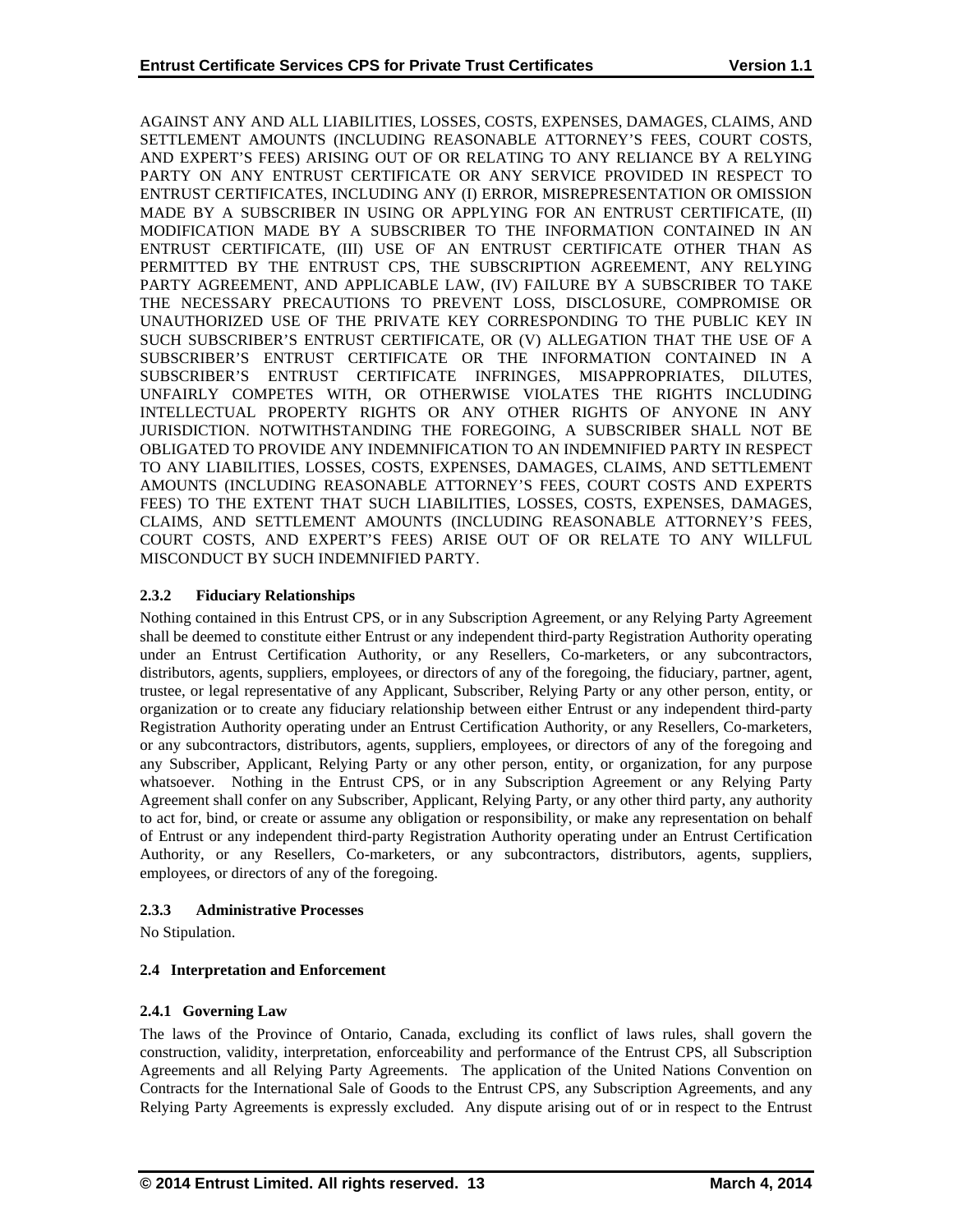AGAINST ANY AND ALL LIABILITIES, LOSSES, COSTS, EXPENSES, DAMAGES, CLAIMS, AND SETTLEMENT AMOUNTS (INCLUDING REASONABLE ATTORNEY'S FEES, COURT COSTS, AND EXPERT'S FEES) ARISING OUT OF OR RELATING TO ANY RELIANCE BY A RELYING PARTY ON ANY ENTRUST CERTIFICATE OR ANY SERVICE PROVIDED IN RESPECT TO ENTRUST CERTIFICATES, INCLUDING ANY (I) ERROR, MISREPRESENTATION OR OMISSION MADE BY A SUBSCRIBER IN USING OR APPLYING FOR AN ENTRUST CERTIFICATE, (II) MODIFICATION MADE BY A SUBSCRIBER TO THE INFORMATION CONTAINED IN AN ENTRUST CERTIFICATE, (III) USE OF AN ENTRUST CERTIFICATE OTHER THAN AS PERMITTED BY THE ENTRUST CPS, THE SUBSCRIPTION AGREEMENT, ANY RELYING PARTY AGREEMENT, AND APPLICABLE LAW, (IV) FAILURE BY A SUBSCRIBER TO TAKE THE NECESSARY PRECAUTIONS TO PREVENT LOSS, DISCLOSURE, COMPROMISE OR UNAUTHORIZED USE OF THE PRIVATE KEY CORRESPONDING TO THE PUBLIC KEY IN SUCH SUBSCRIBER'S ENTRUST CERTIFICATE, OR (V) ALLEGATION THAT THE USE OF A SUBSCRIBER'S ENTRUST CERTIFICATE OR THE INFORMATION CONTAINED IN A SUBSCRIBER'S ENTRUST CERTIFICATE INFRINGES, MISAPPROPRIATES, DILUTES, UNFAIRLY COMPETES WITH, OR OTHERWISE VIOLATES THE RIGHTS INCLUDING INTELLECTUAL PROPERTY RIGHTS OR ANY OTHER RIGHTS OF ANYONE IN ANY JURISDICTION. NOTWITHSTANDING THE FOREGOING, A SUBSCRIBER SHALL NOT BE OBLIGATED TO PROVIDE ANY INDEMNIFICATION TO AN INDEMNIFIED PARTY IN RESPECT TO ANY LIABILITIES, LOSSES, COSTS, EXPENSES, DAMAGES, CLAIMS, AND SETTLEMENT AMOUNTS (INCLUDING REASONABLE ATTORNEY'S FEES, COURT COSTS AND EXPERTS FEES) TO THE EXTENT THAT SUCH LIABILITIES, LOSSES, COSTS, EXPENSES, DAMAGES, CLAIMS, AND SETTLEMENT AMOUNTS (INCLUDING REASONABLE ATTORNEY'S FEES, COURT COSTS, AND EXPERT'S FEES) ARISE OUT OF OR RELATE TO ANY WILLFUL MISCONDUCT BY SUCH INDEMNIFIED PARTY.

#### 2.3.2 Fiduciary Relationships

Nothing contained in this Entrust CPS, or in any Subscription Agreement, or any Relying Party Agreement shall be deemed to constitute either Entrust or any independent third-party Registration Authority operating under an Entrust Certification Authority, or any Resellers, Co-marketers, or any subcontractors, distributors, agents, suppliers, employees, or directors of any of the foregoing, the fiduciary, partner, agent, trustee, or legal representative of any Applicant, Subscriber, Relying Party or any other person, entity, or organization or to create any fiduciary relationship between either Entrust or any independent third-party Registration Authority operating under an Entrust Certification Authority, or any Resellers, Co-marketers, or any subcontractors, distributors, agents, suppliers, employees, or directors of any of the foregoing and any Subscriber, Applicant, Relying Party or any other person, entity, or organization, for any purpose whatsoever. Nothing in the Entrust CPS, or in any Subscription Agreement or any Relying Party Agreement shall confer on any Subscriber, Applicant, Relying Party, or any other third party, any authority to act for, bind, or create or assume any obligation or responsibility, or make any representation on behalf of Entrust or any independent third-party Registration Authority operating under an Entrust Certification Authority, or any Resellers, Co-marketers, or any subcontractors, distributors, agents, suppliers, employees, or directors of any of the foregoing.

#### 2.3.3 Administrative Processes

No Stipulation.

### 2.4 Interpretation and Enforcement

#### 2.4.1 Governing Law

The laws of the Province of Ontario, Canada, excluding its conflict of laws rules, shall govern the construction, validity, interpretation, enforceability and performance of the Entrust CPS, all Subscription Agreements and all Relying Party Agreements. The application of the United Nations Convention on Contracts for the International Sale of Goods to the Entrust CPS, any Subscription Agreements, and any Relying Party Agreements is expressly excluded. Any dispute arising out of or in respect to the Entrust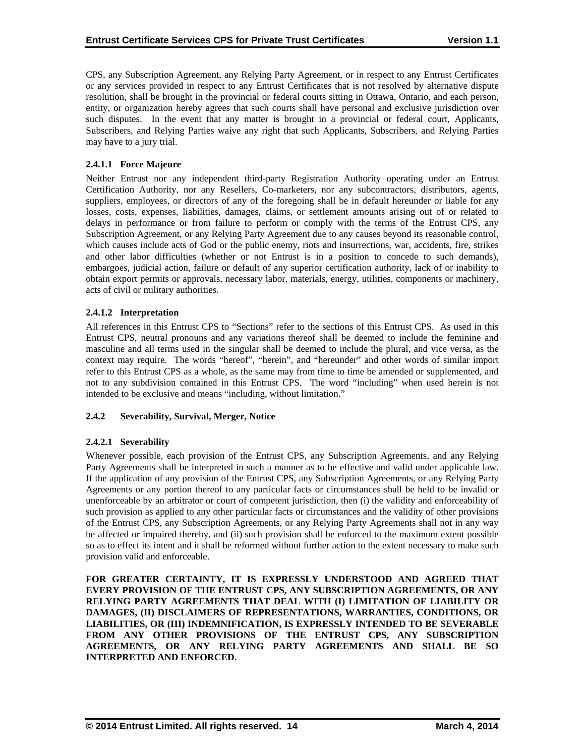CPS, any Subscription Agreement, any Relying Party Agreement, or in respect to any Entrust Certificates or any services provided in respect to any Entrust Certificates that is not resolved by alternative dispute resolution, shall be brought in the provincial or federal courts sitting in Ottawa, Ontario, and each person, entity, or organization hereby agrees that such courts shall have personal and exclusive jurisdiction over such disputes. In the event that any matter is brought in a provincial or federal court, Applicants, Subscribers, and Relying Parties waive any right that such Applicants, Subscribers, and Relying Parties may have to a jury trial.

#### 2.4.1.1 Force Majeure

Neither Entrust nor any independent third-party Registration Authority operating under an Entrust Certification Authority, nor any Resellers, Co-marketers, nor any subcontractors, distributors, agents, suppliers, employees, or directors of any of the foregoing shall be in default hereunder or liable for any losses, costs, expenses, liabilities, damages, claims, or settlement amounts arising out of or related to delays in performance or from failure to perform or comply with the terms of the Entrust CPS, any Subscription Agreement, or any Relying Party Agreement due to any causes beyond its reasonable control, which causes include acts of God or the public enemy, riots and insurrections, war, accidents, fire, strikes and other labor difficulties (whether or not Entrust is in a position to concede to such demands), embargoes, judicial action, failure or default of any superior certification authority, lack of or inability to obtain export permits or approvals, necessary labor, materials, energy, utilities, components or machinery, acts of civil or military authorities.

#### 2.4.1.2 Interpretation

All references in this Entrust CPS to "Sections" refer to the sections of this Entrust CPS. As used in this Entrust CPS, neutral pronouns and any variations thereof shall be deemed to include the feminine and masculine and all terms used in the singular shall be deemed to include the plural, and vice versa, as the context may require. The words "hereof", "herein", and "hereunder" and other words of similar import refer to this Entrust CPS as a whole, as the same may from time to time be amended or supplemented, and not to any subdivision contained in this Entrust CPS. The word "including" when used herein is not intended to be exclusive and means "including, without limitation."

### 2.4.2 Severability, Survival, Merger, Notice

#### 2.4.2.1 Severability

Whenever possible, each provision of the Entrust CPS, any Subscription Agreements, and any Relying Party Agreements shall be interpreted in such a manner as to be effective and valid under applicable law. If the application of any provision of the Entrust CPS, any Subscription Agreements, or any Relying Party Agreements or any portion thereof to any particular facts or circumstances shall be held to be invalid or unenforceable by an arbitrator or court of competent jurisdiction, then (i) the validity and enforceability of such provision as applied to any other particular facts or circumstances and the validity of other provisions of the Entrust CPS, any Subscription Agreements, or any Relying Party Agreements shall not in any way be affected or impaired thereby, and (ii) such provision shall be enforced to the maximum extent possible so as to effect its intent and it shall be reformed without further action to the extent necessary to make such provision valid and enforceable.

**FOR GREATER CERTAINTY, IT IS EXPRESSLY UNDERSTOOD AND AGREED THAT EVERY PROVISION OF THE ENTRUST CPS, ANY SUBSCRIPTION AGREEMENTS, OR ANY RELYING PARTY AGREEMENTS THAT DEAL WITH (I) LIMITATION OF LIABILITY OR DAMAGES, (II) DISCLAIMERS OF REPRESENTATIONS, WARRANTIES, CONDITIONS, OR LIABILITIES, OR (III) INDEMNIFICATION, IS EXPRESSLY INTENDED TO BE SEVERABLE FROM ANY OTHER PROVISIONS OF THE ENTRUST CPS, ANY SUBSCRIPTION AGREEMENTS, OR ANY RELYING PARTY AGREEMENTS AND SHALL BE SO INTERPRETED AND ENFORCED.**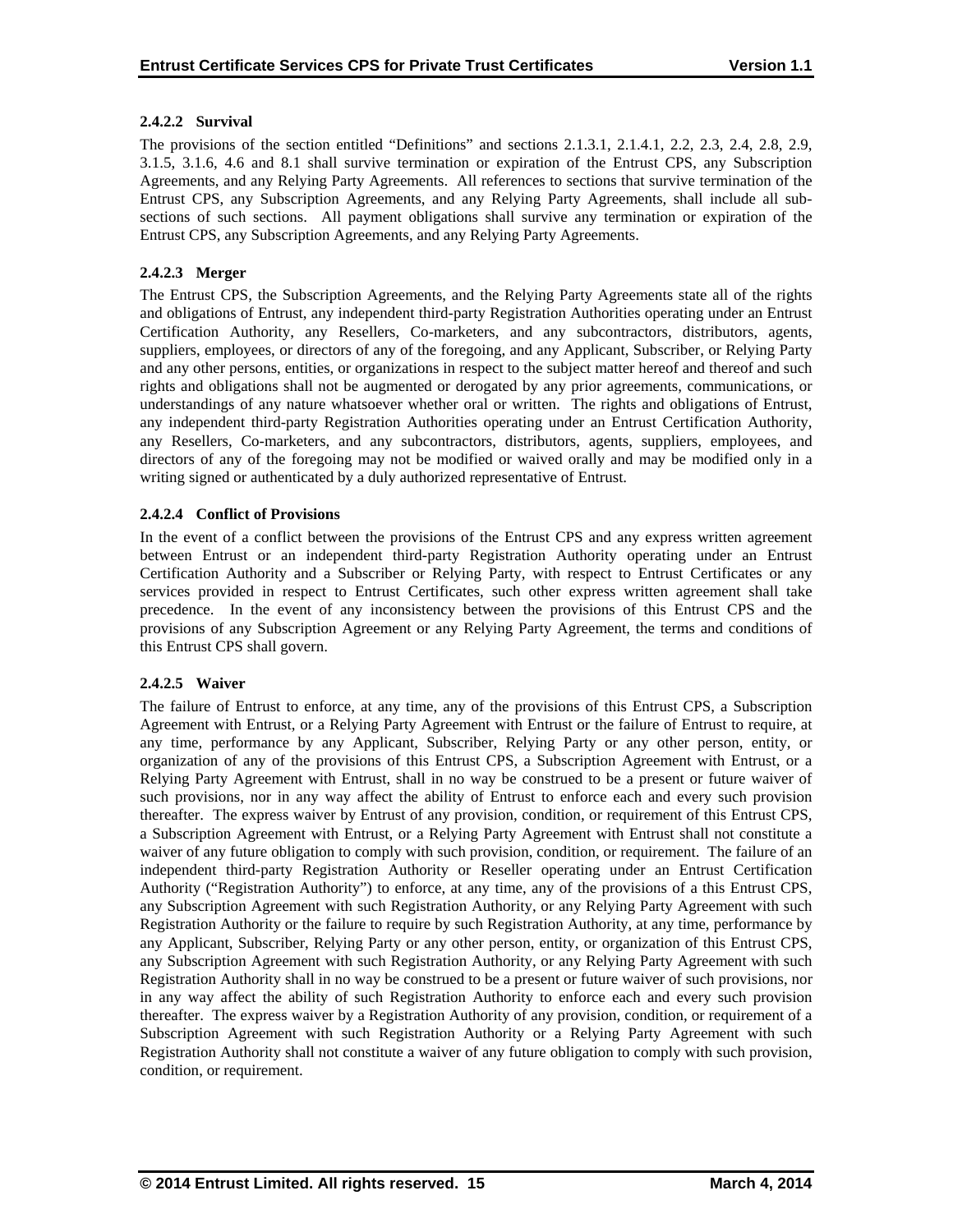#### 2.4.2.2 Survival

The provisions of the section entitled "Definitions" and sections 2.1.3.1, 2.1.4.1, 2.2, 2.3, 2.4, 2.8, 2.9, 3.1.5, 3.1.6, 4.6 and 8.1 shall survive termination or expiration of the Entrust CPS, any Subscription Agreements, and any Relying Party Agreements. All references to sections that survive termination of the Entrust CPS, any Subscription Agreements, and any Relying Party Agreements, shall include all sub-sections of such sections. All payment obligations shall survive any termination or expiration of the Entrust CPS, any Subscription Agreements, and any Relying Party Agreements.

#### 2.4.2.3 Merger

The Entrust CPS, the Subscription Agreements, and the Relying Party Agreements state all of the rights and obligations of Entrust, any independent third-party Registration Authorities operating under an Entrust Certification Authority, any Resellers, Co-marketers, and any subcontractors, distributors, agents, suppliers, employees, or directors of any of the foregoing, and any Applicant, Subscriber, or Relying Party and any other persons, entities, or organizations in respect to the subject matter hereof and thereof and such rights and obligations shall not be augmented or derogated by any prior agreements, communications, or understandings of any nature whatsoever whether oral or written. The rights and obligations of Entrust, any independent third-party Registration Authorities operating under an Entrust Certification Authority, any Resellers, Co-marketers, and any subcontractors, distributors, agents, suppliers, employees, and directors of any of the foregoing may not be modified or waived orally and may be modified only in a writing signed or authenticated by a duly authorized representative of Entrust.

#### 2.4.2.4 Conflict of Provisions

In the event of a conflict between the provisions of the Entrust CPS and any express written agreement between Entrust or an independent third-party Registration Authority operating under an Entrust Certification Authority and a Subscriber or Relying Party, with respect to Entrust Certificates or any services provided in respect to Entrust Certificates, such other express written agreement shall take precedence. In the event of any inconsistency between the provisions of this Entrust CPS and the provisions of any Subscription Agreement or any Relying Party Agreement, the terms and conditions of this Entrust CPS shall govern.

#### 2.4.2.5 Waiver

The failure of Entrust to enforce, at any time, any of the provisions of this Entrust CPS, a Subscription Agreement with Entrust, or a Relying Party Agreement with Entrust or the failure of Entrust to require, at any time, performance by any Applicant, Subscriber, Relying Party or any other person, entity, or organization of any of the provisions of this Entrust CPS, a Subscription Agreement with Entrust, or a Relying Party Agreement with Entrust, shall in no way be construed to be a present or future waiver of such provisions, nor in any way affect the ability of Entrust to enforce each and every such provision thereafter. The express waiver by Entrust of any provision, condition, or requirement of this Entrust CPS, a Subscription Agreement with Entrust, or a Relying Party Agreement with Entrust shall not constitute a waiver of any future obligation to comply with such provision, condition, or requirement. The failure of an independent third-party Registration Authority or Reseller operating under an Entrust Certification Authority ("Registration Authority") to enforce, at any time, any of the provisions of a this Entrust CPS, any Subscription Agreement with such Registration Authority, or any Relying Party Agreement with such Registration Authority or the failure to require by such Registration Authority, at any time, performance by any Applicant, Subscriber, Relying Party or any other person, entity, or organization of this Entrust CPS, any Subscription Agreement with such Registration Authority, or any Relying Party Agreement with such Registration Authority shall in no way be construed to be a present or future waiver of such provisions, nor in any way affect the ability of such Registration Authority to enforce each and every such provision thereafter. The express waiver by a Registration Authority of any provision, condition, or requirement of a Subscription Agreement with such Registration Authority or a Relying Party Agreement with such Registration Authority shall not constitute a waiver of any future obligation to comply with such provision, condition, or requirement.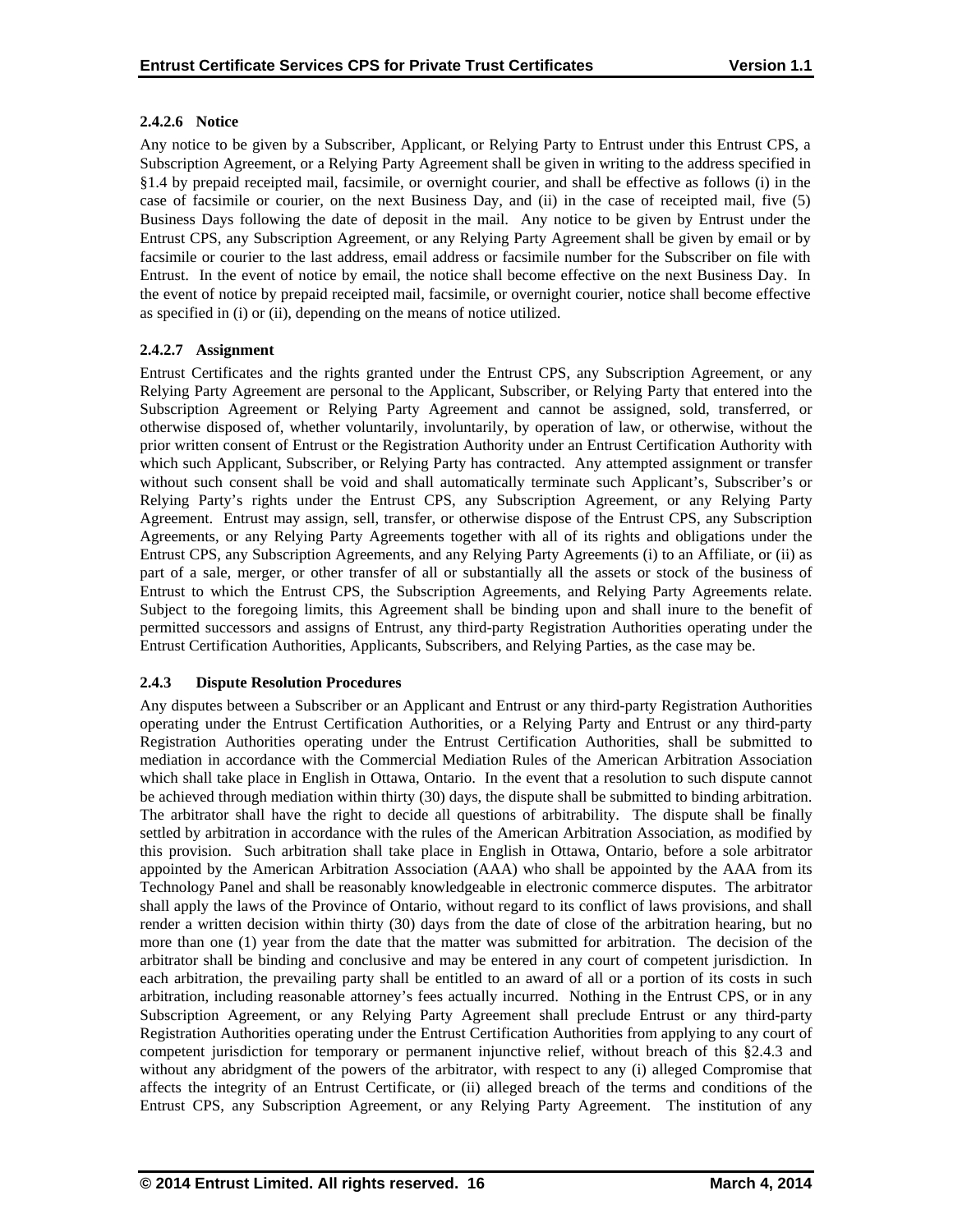#### 2.4.2.6 Notice

Any notice to be given by a Subscriber, Applicant, or Relying Party to Entrust under this Entrust CPS, a Subscription Agreement, or a Relying Party Agreement shall be given in writing to the address specified in §1.4 by prepaid receipted mail, facsimile, or overnight courier, and shall be effective as follows (i) in the case of facsimile or courier, on the next Business Day, and (ii) in the case of receipted mail, five (5) Business Days following the date of deposit in the mail. Any notice to be given by Entrust under the Entrust CPS, any Subscription Agreement, or any Relying Party Agreement shall be given by email or by facsimile or courier to the last address, email address or facsimile number for the Subscriber on file with Entrust. In the event of notice by email, the notice shall become effective on the next Business Day. In the event of notice by prepaid receipted mail, facsimile, or overnight courier, notice shall become effective as specified in (i) or (ii), depending on the means of notice utilized.

#### 2.4.2.7 Assignment

Entrust Certificates and the rights granted under the Entrust CPS, any Subscription Agreement, or any Relying Party Agreement are personal to the Applicant, Subscriber, or Relying Party that entered into the Subscription Agreement or Relying Party Agreement and cannot be assigned, sold, transferred, or otherwise disposed of, whether voluntarily, involuntarily, by operation of law, or otherwise, without the prior written consent of Entrust or the Registration Authority under an Entrust Certification Authority with which such Applicant, Subscriber, or Relying Party has contracted. Any attempted assignment or transfer without such consent shall be void and shall automatically terminate such Applicant's, Subscriber's or Relying Party's rights under the Entrust CPS, any Subscription Agreement, or any Relying Party Agreement. Entrust may assign, sell, transfer, or otherwise dispose of the Entrust CPS, any Subscription Agreements, or any Relying Party Agreements together with all of its rights and obligations under the Entrust CPS, any Subscription Agreements, and any Relying Party Agreements (i) to an Affiliate, or (ii) as part of a sale, merger, or other transfer of all or substantially all the assets or stock of the business of Entrust to which the Entrust CPS, the Subscription Agreements, and Relying Party Agreements relate. Subject to the foregoing limits, this Agreement shall be binding upon and shall inure to the benefit of permitted successors and assigns of Entrust, any third-party Registration Authorities operating under the Entrust Certification Authorities, Applicants, Subscribers, and Relying Parties, as the case may be.

### 2.4.3 Dispute Resolution Procedures

Any disputes between a Subscriber or an Applicant and Entrust or any third-party Registration Authorities operating under the Entrust Certification Authorities, or a Relying Party and Entrust or any third-party Registration Authorities operating under the Entrust Certification Authorities, shall be submitted to mediation in accordance with the Commercial Mediation Rules of the American Arbitration Association which shall take place in English in Ottawa, Ontario. In the event that a resolution to such dispute cannot be achieved through mediation within thirty (30) days, the dispute shall be submitted to binding arbitration. The arbitrator shall have the right to decide all questions of arbitrability. The dispute shall be finally settled by arbitration in accordance with the rules of the American Arbitration Association, as modified by this provision. Such arbitration shall take place in English in Ottawa, Ontario, before a sole arbitrator appointed by the American Arbitration Association (AAA) who shall be appointed by the AAA from its Technology Panel and shall be reasonably knowledgeable in electronic commerce disputes. The arbitrator shall apply the laws of the Province of Ontario, without regard to its conflict of laws provisions, and shall render a written decision within thirty (30) days from the date of close of the arbitration hearing, but no more than one (1) year from the date that the matter was submitted for arbitration. The decision of the arbitrator shall be binding and conclusive and may be entered in any court of competent jurisdiction. In each arbitration, the prevailing party shall be entitled to an award of all or a portion of its costs in such arbitration, including reasonable attorney's fees actually incurred. Nothing in the Entrust CPS, or in any Subscription Agreement, or any Relying Party Agreement shall preclude Entrust or any third-party Registration Authorities operating under the Entrust Certification Authorities from applying to any court of competent jurisdiction for temporary or permanent injunctive relief, without breach of this §2.4.3 and without any abridgment of the powers of the arbitrator, with respect to any (i) alleged Compromise that affects the integrity of an Entrust Certificate, or (ii) alleged breach of the terms and conditions of the Entrust CPS, any Subscription Agreement, or any Relying Party Agreement. The institution of any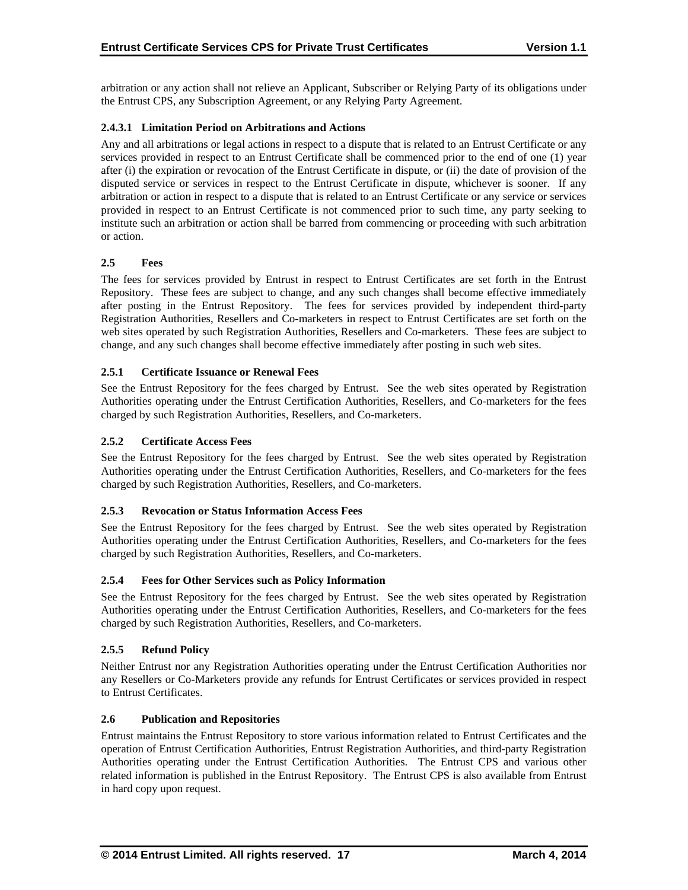arbitration or any action shall not relieve an Applicant, Subscriber or Relying Party of its obligations under the Entrust CPS, any Subscription Agreement, or any Relying Party Agreement.

#### 2.4.3.1 Limitation Period on Arbitrations and Actions

Any and all arbitrations or legal actions in respect to a dispute that is related to an Entrust Certificate or any services provided in respect to an Entrust Certificate shall be commenced prior to the end of one (1) year after (i) the expiration or revocation of the Entrust Certificate in dispute, or (ii) the date of provision of the disputed service or services in respect to the Entrust Certificate in dispute, whichever is sooner. If any arbitration or action in respect to a dispute that is related to an Entrust Certificate or any service or services provided in respect to an Entrust Certificate is not commenced prior to such time, any party seeking to institute such an arbitration or action shall be barred from commencing or proceeding with such arbitration or action.

## 2.5 Fees

The fees for services provided by Entrust in respect to Entrust Certificates are set forth in the Entrust Repository. These fees are subject to change, and any such changes shall become effective immediately after posting in the Entrust Repository. The fees for services provided by independent third-party Registration Authorities, Resellers and Co-marketers in respect to Entrust Certificates are set forth on the web sites operated by such Registration Authorities, Resellers and Co-marketers. These fees are subject to change, and any such changes shall become effective immediately after posting in such web sites.

### 2.5.1 Certificate Issuance or Renewal Fees

See the Entrust Repository for the fees charged by Entrust. See the web sites operated by Registration Authorities operating under the Entrust Certification Authorities, Resellers, and Co-marketers for the fees charged by such Registration Authorities, Resellers, and Co-marketers.

### 2.5.2 Certificate Access Fees

See the Entrust Repository for the fees charged by Entrust. See the web sites operated by Registration Authorities operating under the Entrust Certification Authorities, Resellers, and Co-marketers for the fees charged by such Registration Authorities, Resellers, and Co-marketers.

### 2.5.3 Revocation or Status Information Access Fees

See the Entrust Repository for the fees charged by Entrust. See the web sites operated by Registration Authorities operating under the Entrust Certification Authorities, Resellers, and Co-marketers for the fees charged by such Registration Authorities, Resellers, and Co-marketers.

### 2.5.4 Fees for Other Services such as Policy Information

See the Entrust Repository for the fees charged by Entrust. See the web sites operated by Registration Authorities operating under the Entrust Certification Authorities, Resellers, and Co-marketers for the fees charged by such Registration Authorities, Resellers, and Co-marketers.

### 2.5.5 Refund Policy

Neither Entrust nor any Registration Authorities operating under the Entrust Certification Authorities nor any Resellers or Co-Marketers provide any refunds for Entrust Certificates or services provided in respect to Entrust Certificates.

## 2.6 Publication and Repositories

Entrust maintains the Entrust Repository to store various information related to Entrust Certificates and the operation of Entrust Certification Authorities, Entrust Registration Authorities, and third-party Registration Authorities operating under the Entrust Certification Authorities. The Entrust CPS and various other related information is published in the Entrust Repository. The Entrust CPS is also available from Entrust in hard copy upon request.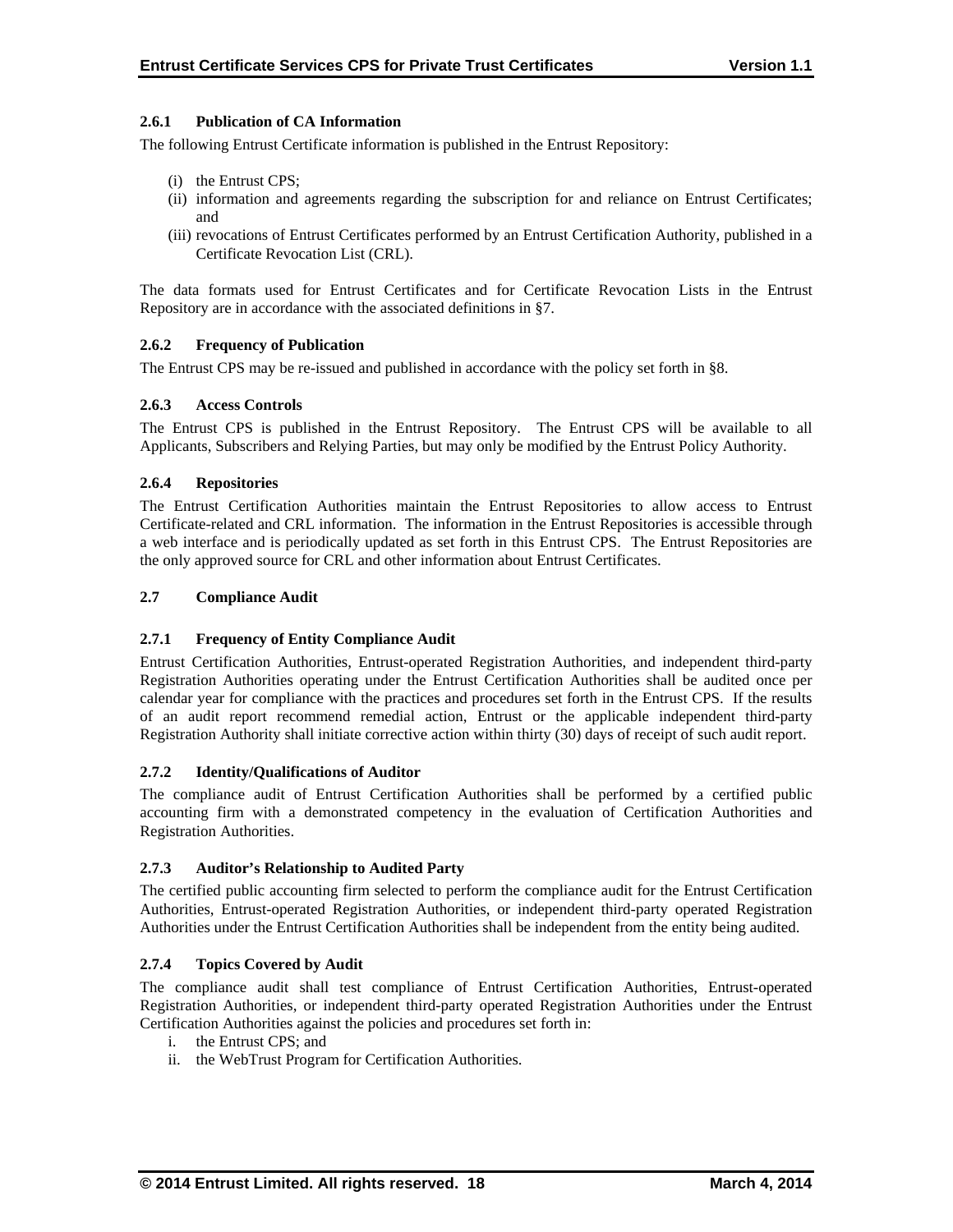### 2.6.1 Publication of CA Information

The following Entrust Certificate information is published in the Entrust Repository:

(i) the Entrust CPS;
(ii) information and agreements regarding the subscription for and reliance on Entrust Certificates; and
(iii) revocations of Entrust Certificates performed by an Entrust Certification Authority, published in a Certificate Revocation List (CRL).

The data formats used for Entrust Certificates and for Certificate Revocation Lists in the Entrust Repository are in accordance with the associated definitions in §7.

### 2.6.2 Frequency of Publication

The Entrust CPS may be re-issued and published in accordance with the policy set forth in §8.

### 2.6.3 Access Controls

The Entrust CPS is published in the Entrust Repository. The Entrust CPS will be available to all Applicants, Subscribers and Relying Parties, but may only be modified by the Entrust Policy Authority.

### 2.6.4 Repositories

The Entrust Certification Authorities maintain the Entrust Repositories to allow access to Entrust Certificate-related and CRL information. The information in the Entrust Repositories is accessible through a web interface and is periodically updated as set forth in this Entrust CPS. The Entrust Repositories are the only approved source for CRL and other information about Entrust Certificates.

## 2.7 Compliance Audit

### 2.7.1 Frequency of Entity Compliance Audit

Entrust Certification Authorities, Entrust-operated Registration Authorities, and independent third-party Registration Authorities operating under the Entrust Certification Authorities shall be audited once per calendar year for compliance with the practices and procedures set forth in the Entrust CPS. If the results of an audit report recommend remedial action, Entrust or the applicable independent third-party Registration Authority shall initiate corrective action within thirty (30) days of receipt of such audit report.

### 2.7.2 Identity/Qualifications of Auditor

The compliance audit of Entrust Certification Authorities shall be performed by a certified public accounting firm with a demonstrated competency in the evaluation of Certification Authorities and Registration Authorities.

### 2.7.3 Auditor's Relationship to Audited Party

The certified public accounting firm selected to perform the compliance audit for the Entrust Certification Authorities, Entrust-operated Registration Authorities, or independent third-party operated Registration Authorities under the Entrust Certification Authorities shall be independent from the entity being audited.

### 2.7.4 Topics Covered by Audit

The compliance audit shall test compliance of Entrust Certification Authorities, Entrust-operated Registration Authorities, or independent third-party operated Registration Authorities under the Entrust Certification Authorities against the policies and procedures set forth in:

i. the Entrust CPS; and
ii. the WebTrust Program for Certification Authorities.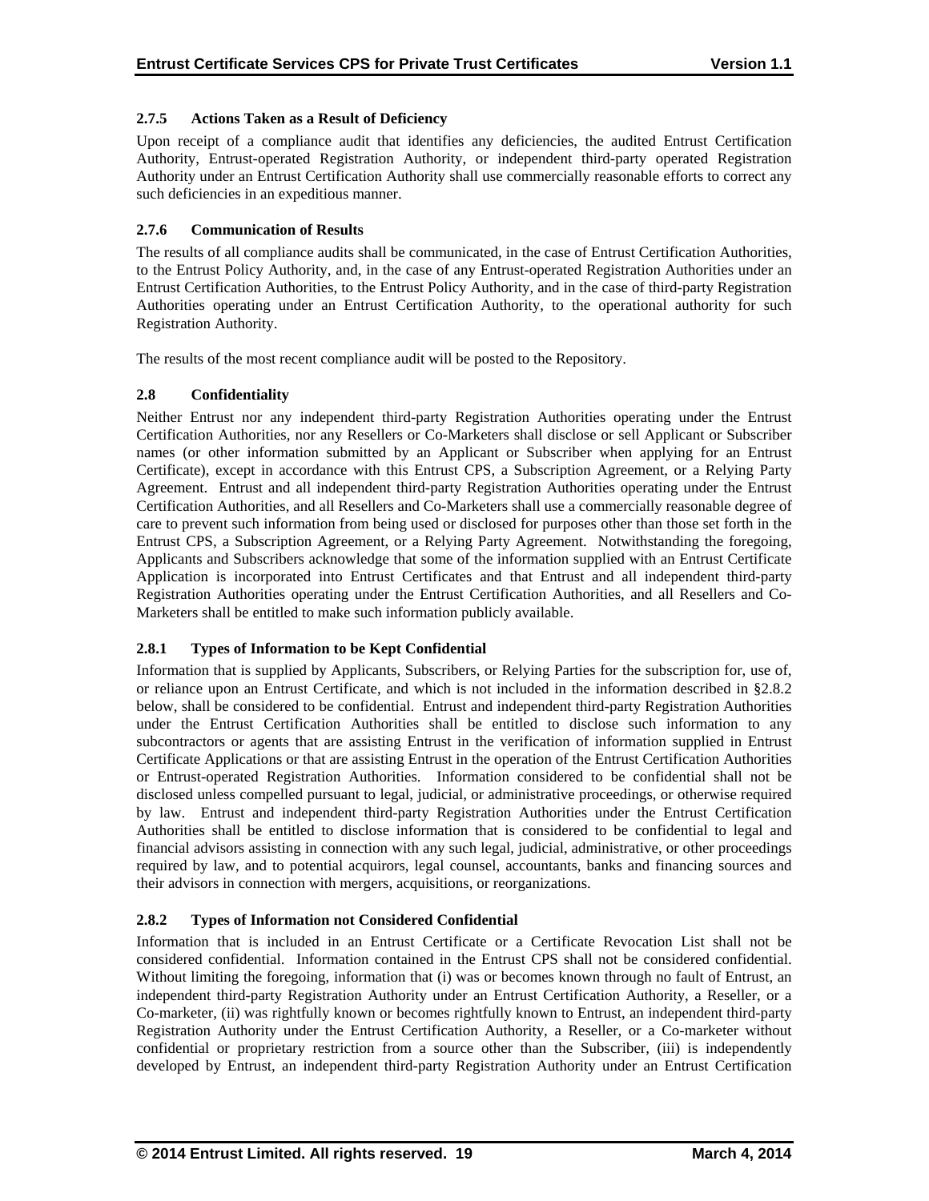### 2.7.5 Actions Taken as a Result of Deficiency

Upon receipt of a compliance audit that identifies any deficiencies, the audited Entrust Certification Authority, Entrust-operated Registration Authority, or independent third-party operated Registration Authority under an Entrust Certification Authority shall use commercially reasonable efforts to correct any such deficiencies in an expeditious manner.

### 2.7.6 Communication of Results

The results of all compliance audits shall be communicated, in the case of Entrust Certification Authorities, to the Entrust Policy Authority, and, in the case of any Entrust-operated Registration Authorities under an Entrust Certification Authorities, to the Entrust Policy Authority, and in the case of third-party Registration Authorities operating under an Entrust Certification Authority, to the operational authority for such Registration Authority.

The results of the most recent compliance audit will be posted to the Repository.

## 2.8 Confidentiality

Neither Entrust nor any independent third-party Registration Authorities operating under the Entrust Certification Authorities, nor any Resellers or Co-Marketers shall disclose or sell Applicant or Subscriber names (or other information submitted by an Applicant or Subscriber when applying for an Entrust Certificate), except in accordance with this Entrust CPS, a Subscription Agreement, or a Relying Party Agreement. Entrust and all independent third-party Registration Authorities operating under the Entrust Certification Authorities, and all Resellers and Co-Marketers shall use a commercially reasonable degree of care to prevent such information from being used or disclosed for purposes other than those set forth in the Entrust CPS, a Subscription Agreement, or a Relying Party Agreement. Notwithstanding the foregoing, Applicants and Subscribers acknowledge that some of the information supplied with an Entrust Certificate Application is incorporated into Entrust Certificates and that Entrust and all independent third-party Registration Authorities operating under the Entrust Certification Authorities, and all Resellers and Co-Marketers shall be entitled to make such information publicly available.

### 2.8.1 Types of Information to be Kept Confidential

Information that is supplied by Applicants, Subscribers, or Relying Parties for the subscription for, use of, or reliance upon an Entrust Certificate, and which is not included in the information described in §2.8.2 below, shall be considered to be confidential. Entrust and independent third-party Registration Authorities under the Entrust Certification Authorities shall be entitled to disclose such information to any subcontractors or agents that are assisting Entrust in the verification of information supplied in Entrust Certificate Applications or that are assisting Entrust in the operation of the Entrust Certification Authorities or Entrust-operated Registration Authorities. Information considered to be confidential shall not be disclosed unless compelled pursuant to legal, judicial, or administrative proceedings, or otherwise required by law. Entrust and independent third-party Registration Authorities under the Entrust Certification Authorities shall be entitled to disclose information that is considered to be confidential to legal and financial advisors assisting in connection with any such legal, judicial, administrative, or other proceedings required by law, and to potential acquirors, legal counsel, accountants, banks and financing sources and their advisors in connection with mergers, acquisitions, or reorganizations.

### 2.8.2 Types of Information not Considered Confidential

Information that is included in an Entrust Certificate or a Certificate Revocation List shall not be considered confidential. Information contained in the Entrust CPS shall not be considered confidential. Without limiting the foregoing, information that (i) was or becomes known through no fault of Entrust, an independent third-party Registration Authority under an Entrust Certification Authority, a Reseller, or a Co-marketer, (ii) was rightfully known or becomes rightfully known to Entrust, an independent third-party Registration Authority under the Entrust Certification Authority, a Reseller, or a Co-marketer without confidential or proprietary restriction from a source other than the Subscriber, (iii) is independently developed by Entrust, an independent third-party Registration Authority under an Entrust Certification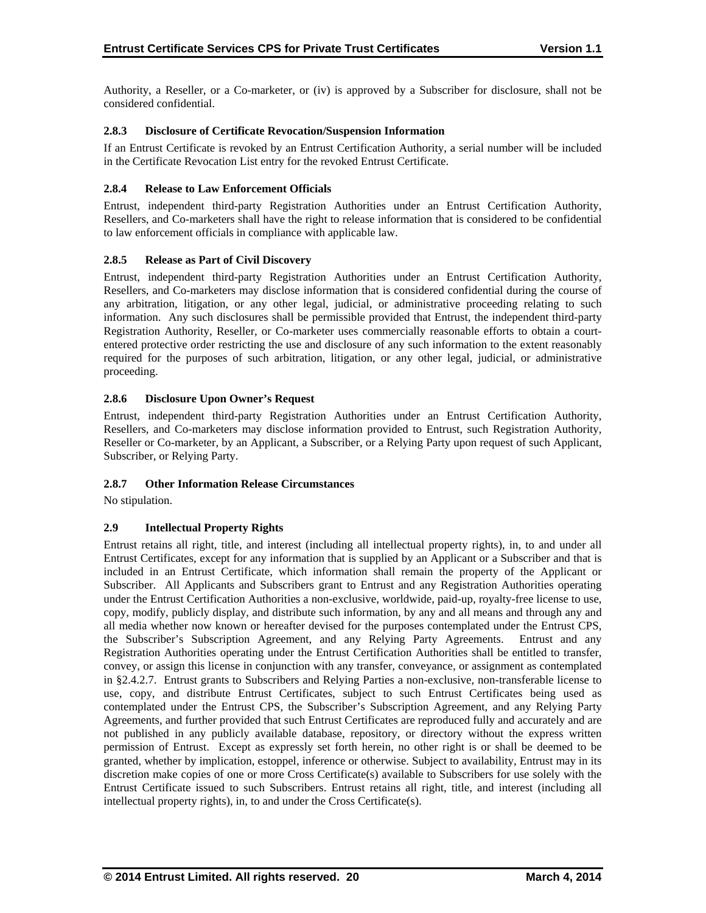Authority, a Reseller, or a Co-marketer, or (iv) is approved by a Subscriber for disclosure, shall not be considered confidential.

#### 2.8.3 Disclosure of Certificate Revocation/Suspension Information

If an Entrust Certificate is revoked by an Entrust Certification Authority, a serial number will be included in the Certificate Revocation List entry for the revoked Entrust Certificate.

#### 2.8.4 Release to Law Enforcement Officials

Entrust, independent third-party Registration Authorities under an Entrust Certification Authority, Resellers, and Co-marketers shall have the right to release information that is considered to be confidential to law enforcement officials in compliance with applicable law.

#### 2.8.5 Release as Part of Civil Discovery

Entrust, independent third-party Registration Authorities under an Entrust Certification Authority, Resellers, and Co-marketers may disclose information that is considered confidential during the course of any arbitration, litigation, or any other legal, judicial, or administrative proceeding relating to such information. Any such disclosures shall be permissible provided that Entrust, the independent third-party Registration Authority, Reseller, or Co-marketer uses commercially reasonable efforts to obtain a court-entered protective order restricting the use and disclosure of any such information to the extent reasonably required for the purposes of such arbitration, litigation, or any other legal, judicial, or administrative proceeding.

#### 2.8.6 Disclosure Upon Owner's Request

Entrust, independent third-party Registration Authorities under an Entrust Certification Authority, Resellers, and Co-marketers may disclose information provided to Entrust, such Registration Authority, Reseller or Co-marketer, by an Applicant, a Subscriber, or a Relying Party upon request of such Applicant, Subscriber, or Relying Party.

#### 2.8.7 Other Information Release Circumstances

No stipulation.

### 2.9 Intellectual Property Rights

Entrust retains all right, title, and interest (including all intellectual property rights), in, to and under all Entrust Certificates, except for any information that is supplied by an Applicant or a Subscriber and that is included in an Entrust Certificate, which information shall remain the property of the Applicant or Subscriber. All Applicants and Subscribers grant to Entrust and any Registration Authorities operating under the Entrust Certification Authorities a non-exclusive, worldwide, paid-up, royalty-free license to use, copy, modify, publicly display, and distribute such information, by any and all means and through any and all media whether now known or hereafter devised for the purposes contemplated under the Entrust CPS, the Subscriber's Subscription Agreement, and any Relying Party Agreements. Entrust and any Registration Authorities operating under the Entrust Certification Authorities shall be entitled to transfer, convey, or assign this license in conjunction with any transfer, conveyance, or assignment as contemplated in §2.4.2.7. Entrust grants to Subscribers and Relying Parties a non-exclusive, non-transferable license to use, copy, and distribute Entrust Certificates, subject to such Entrust Certificates being used as contemplated under the Entrust CPS, the Subscriber's Subscription Agreement, and any Relying Party Agreements, and further provided that such Entrust Certificates are reproduced fully and accurately and are not published in any publicly available database, repository, or directory without the express written permission of Entrust. Except as expressly set forth herein, no other right is or shall be deemed to be granted, whether by implication, estoppel, inference or otherwise. Subject to availability, Entrust may in its discretion make copies of one or more Cross Certificate(s) available to Subscribers for use solely with the Entrust Certificate issued to such Subscribers. Entrust retains all right, title, and interest (including all intellectual property rights), in, to and under the Cross Certificate(s).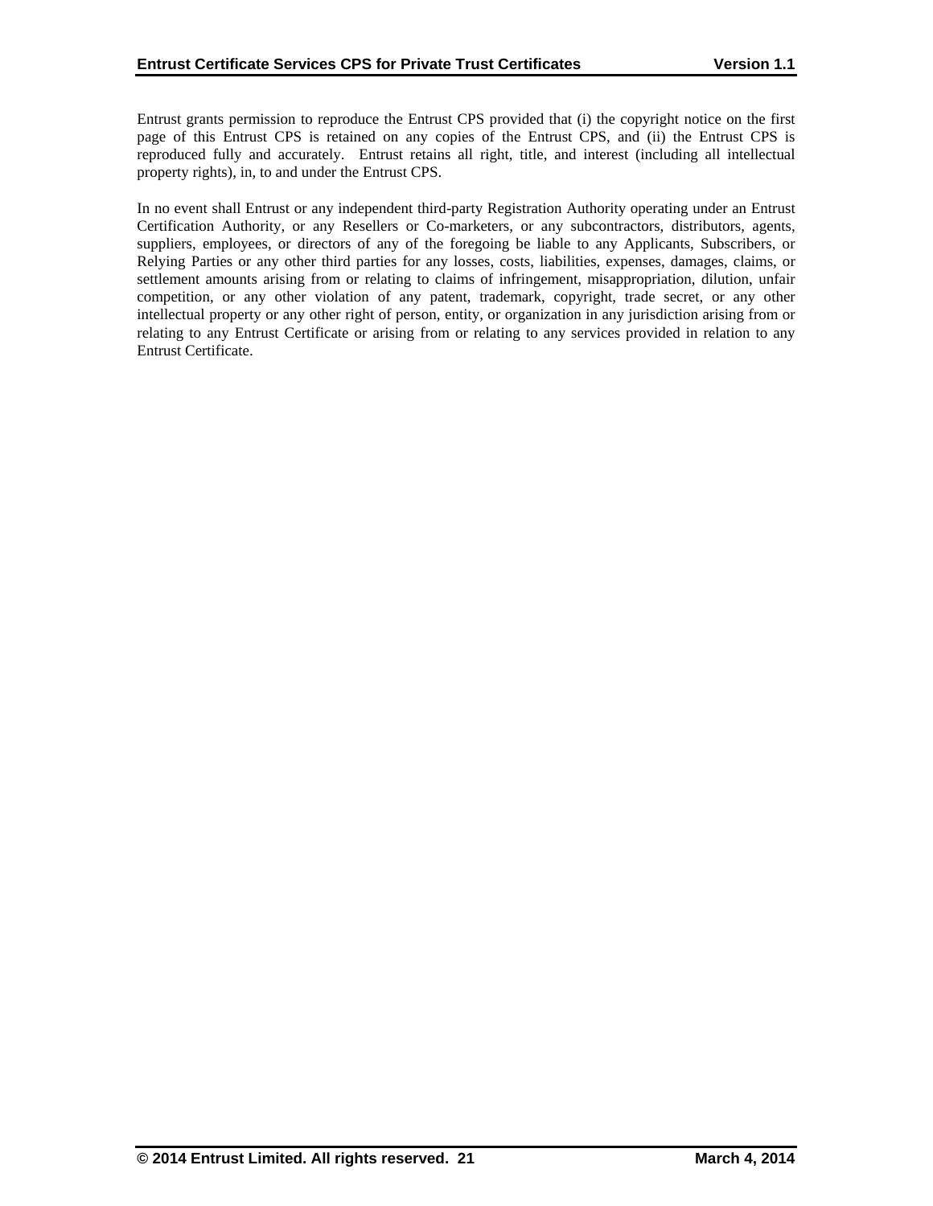Entrust grants permission to reproduce the Entrust CPS provided that (i) the copyright notice on the first page of this Entrust CPS is retained on any copies of the Entrust CPS, and (ii) the Entrust CPS is reproduced fully and accurately. Entrust retains all right, title, and interest (including all intellectual property rights), in, to and under the Entrust CPS.

In no event shall Entrust or any independent third-party Registration Authority operating under an Entrust Certification Authority, or any Resellers or Co-marketers, or any subcontractors, distributors, agents, suppliers, employees, or directors of any of the foregoing be liable to any Applicants, Subscribers, or Relying Parties or any other third parties for any losses, costs, liabilities, expenses, damages, claims, or settlement amounts arising from or relating to claims of infringement, misappropriation, dilution, unfair competition, or any other violation of any patent, trademark, copyright, trade secret, or any other intellectual property or any other right of person, entity, or organization in any jurisdiction arising from or relating to any Entrust Certificate or arising from or relating to any services provided in relation to any Entrust Certificate.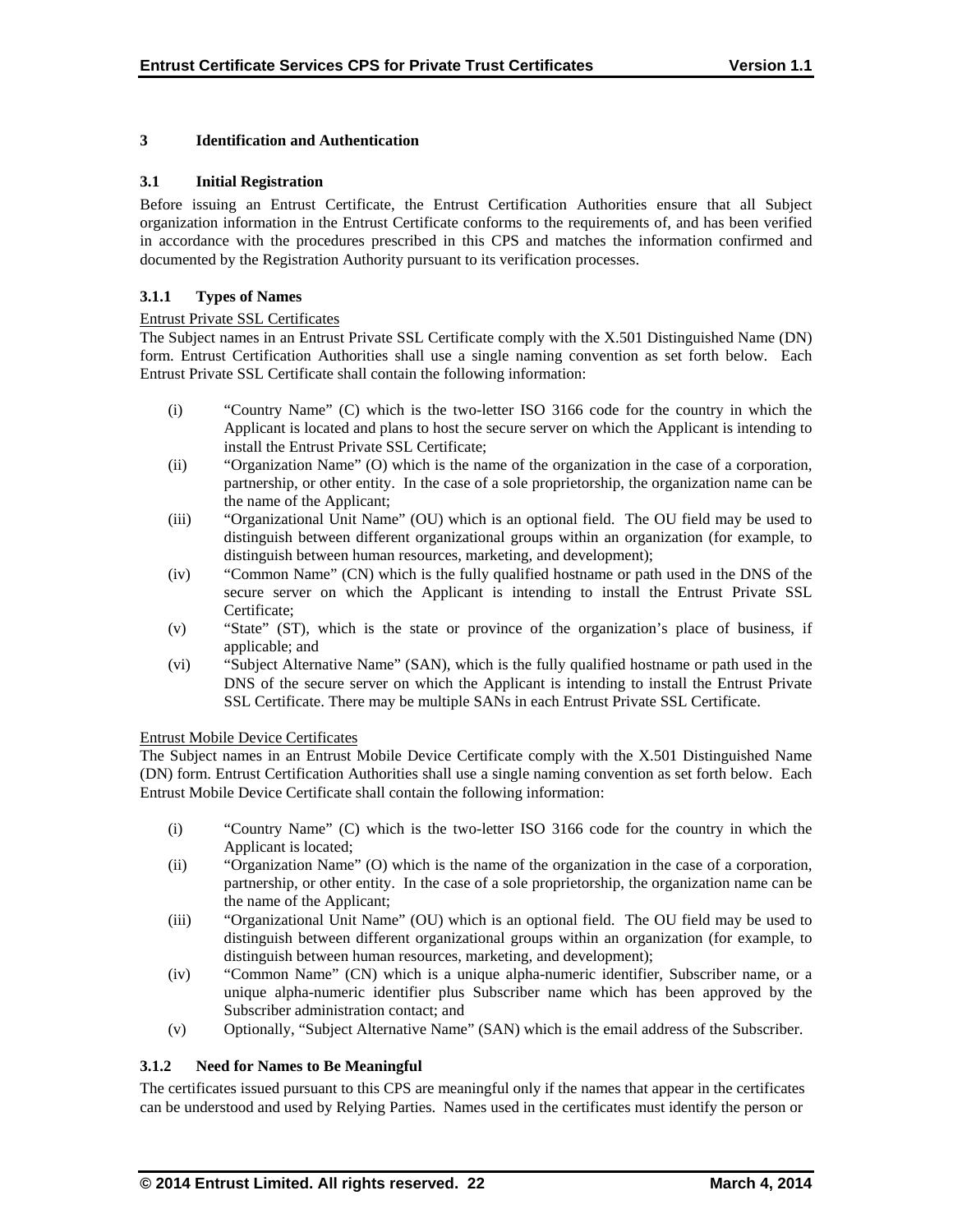# 3 Identification and Authentication

## 3.1 Initial Registration

Before issuing an Entrust Certificate, the Entrust Certification Authorities ensure that all Subject organization information in the Entrust Certificate conforms to the requirements of, and has been verified in accordance with the procedures prescribed in this CPS and matches the information confirmed and documented by the Registration Authority pursuant to its verification processes.

### 3.1.1 Types of Names

Entrust Private SSL Certificates

The Subject names in an Entrust Private SSL Certificate comply with the X.501 Distinguished Name (DN) form. Entrust Certification Authorities shall use a single naming convention as set forth below. Each Entrust Private SSL Certificate shall contain the following information:

(i) "Country Name" (C) which is the two-letter ISO 3166 code for the country in which the Applicant is located and plans to host the secure server on which the Applicant is intending to install the Entrust Private SSL Certificate;

(ii) "Organization Name" (O) which is the name of the organization in the case of a corporation, partnership, or other entity. In the case of a sole proprietorship, the organization name can be the name of the Applicant;

(iii) "Organizational Unit Name" (OU) which is an optional field. The OU field may be used to distinguish between different organizational groups within an organization (for example, to distinguish between human resources, marketing, and development);

(iv) "Common Name" (CN) which is the fully qualified hostname or path used in the DNS of the secure server on which the Applicant is intending to install the Entrust Private SSL Certificate;

(v) "State" (ST), which is the state or province of the organization's place of business, if applicable; and

(vi) "Subject Alternative Name" (SAN), which is the fully qualified hostname or path used in the DNS of the secure server on which the Applicant is intending to install the Entrust Private SSL Certificate. There may be multiple SANs in each Entrust Private SSL Certificate.

Entrust Mobile Device Certificates

The Subject names in an Entrust Mobile Device Certificate comply with the X.501 Distinguished Name (DN) form. Entrust Certification Authorities shall use a single naming convention as set forth below. Each Entrust Mobile Device Certificate shall contain the following information:

(i) "Country Name" (C) which is the two-letter ISO 3166 code for the country in which the Applicant is located;

(ii) "Organization Name" (O) which is the name of the organization in the case of a corporation, partnership, or other entity. In the case of a sole proprietorship, the organization name can be the name of the Applicant;

(iii) "Organizational Unit Name" (OU) which is an optional field. The OU field may be used to distinguish between different organizational groups within an organization (for example, to distinguish between human resources, marketing, and development);

(iv) "Common Name" (CN) which is a unique alpha-numeric identifier, Subscriber name, or a unique alpha-numeric identifier plus Subscriber name which has been approved by the Subscriber administration contact; and

(v) Optionally, "Subject Alternative Name" (SAN) which is the email address of the Subscriber.

### 3.1.2 Need for Names to Be Meaningful

The certificates issued pursuant to this CPS are meaningful only if the names that appear in the certificates can be understood and used by Relying Parties. Names used in the certificates must identify the person or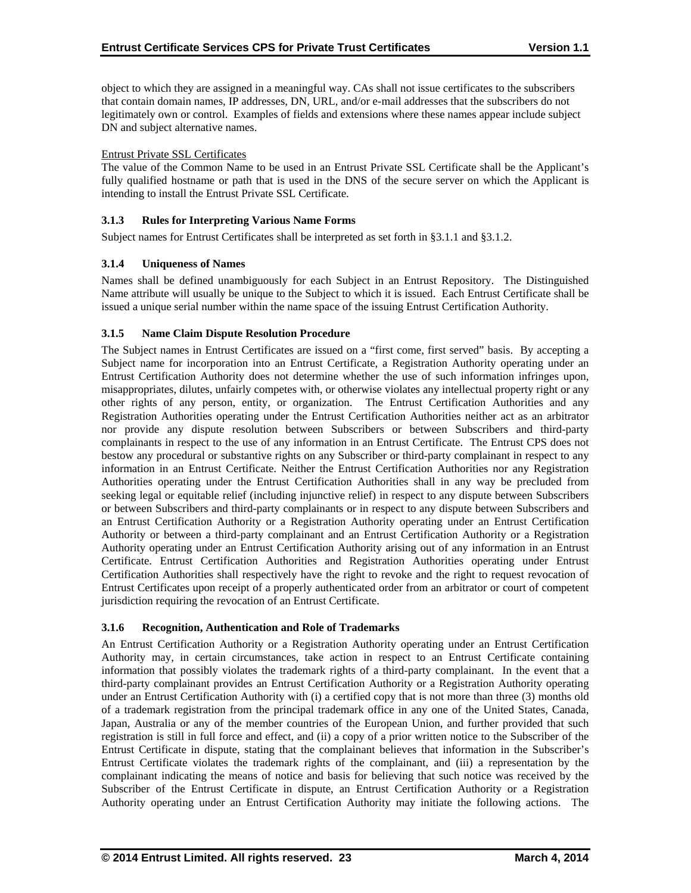object to which they are assigned in a meaningful way. CAs shall not issue certificates to the subscribers that contain domain names, IP addresses, DN, URL, and/or e-mail addresses that the subscribers do not legitimately own or control. Examples of fields and extensions where these names appear include subject DN and subject alternative names.

Entrust Private SSL Certificates

The value of the Common Name to be used in an Entrust Private SSL Certificate shall be the Applicant's fully qualified hostname or path that is used in the DNS of the secure server on which the Applicant is intending to install the Entrust Private SSL Certificate.

### 3.1.3 Rules for Interpreting Various Name Forms

Subject names for Entrust Certificates shall be interpreted as set forth in §3.1.1 and §3.1.2.

### 3.1.4 Uniqueness of Names

Names shall be defined unambiguously for each Subject in an Entrust Repository. The Distinguished Name attribute will usually be unique to the Subject to which it is issued. Each Entrust Certificate shall be issued a unique serial number within the name space of the issuing Entrust Certification Authority.

### 3.1.5 Name Claim Dispute Resolution Procedure

The Subject names in Entrust Certificates are issued on a "first come, first served" basis. By accepting a Subject name for incorporation into an Entrust Certificate, a Registration Authority operating under an Entrust Certification Authority does not determine whether the use of such information infringes upon, misappropriates, dilutes, unfairly competes with, or otherwise violates any intellectual property right or any other rights of any person, entity, or organization. The Entrust Certification Authorities and any Registration Authorities operating under the Entrust Certification Authorities neither act as an arbitrator nor provide any dispute resolution between Subscribers or between Subscribers and third-party complainants in respect to the use of any information in an Entrust Certificate. The Entrust CPS does not bestow any procedural or substantive rights on any Subscriber or third-party complainant in respect to any information in an Entrust Certificate. Neither the Entrust Certification Authorities nor any Registration Authorities operating under the Entrust Certification Authorities shall in any way be precluded from seeking legal or equitable relief (including injunctive relief) in respect to any dispute between Subscribers or between Subscribers and third-party complainants or in respect to any dispute between Subscribers and an Entrust Certification Authority or a Registration Authority operating under an Entrust Certification Authority or between a third-party complainant and an Entrust Certification Authority or a Registration Authority operating under an Entrust Certification Authority arising out of any information in an Entrust Certificate. Entrust Certification Authorities and Registration Authorities operating under Entrust Certification Authorities shall respectively have the right to revoke and the right to request revocation of Entrust Certificates upon receipt of a properly authenticated order from an arbitrator or court of competent jurisdiction requiring the revocation of an Entrust Certificate.

### 3.1.6 Recognition, Authentication and Role of Trademarks

An Entrust Certification Authority or a Registration Authority operating under an Entrust Certification Authority may, in certain circumstances, take action in respect to an Entrust Certificate containing information that possibly violates the trademark rights of a third-party complainant. In the event that a third-party complainant provides an Entrust Certification Authority or a Registration Authority operating under an Entrust Certification Authority with (i) a certified copy that is not more than three (3) months old of a trademark registration from the principal trademark office in any one of the United States, Canada, Japan, Australia or any of the member countries of the European Union, and further provided that such registration is still in full force and effect, and (ii) a copy of a prior written notice to the Subscriber of the Entrust Certificate in dispute, stating that the complainant believes that information in the Subscriber's Entrust Certificate violates the trademark rights of the complainant, and (iii) a representation by the complainant indicating the means of notice and basis for believing that such notice was received by the Subscriber of the Entrust Certificate in dispute, an Entrust Certification Authority or a Registration Authority operating under an Entrust Certification Authority may initiate the following actions. The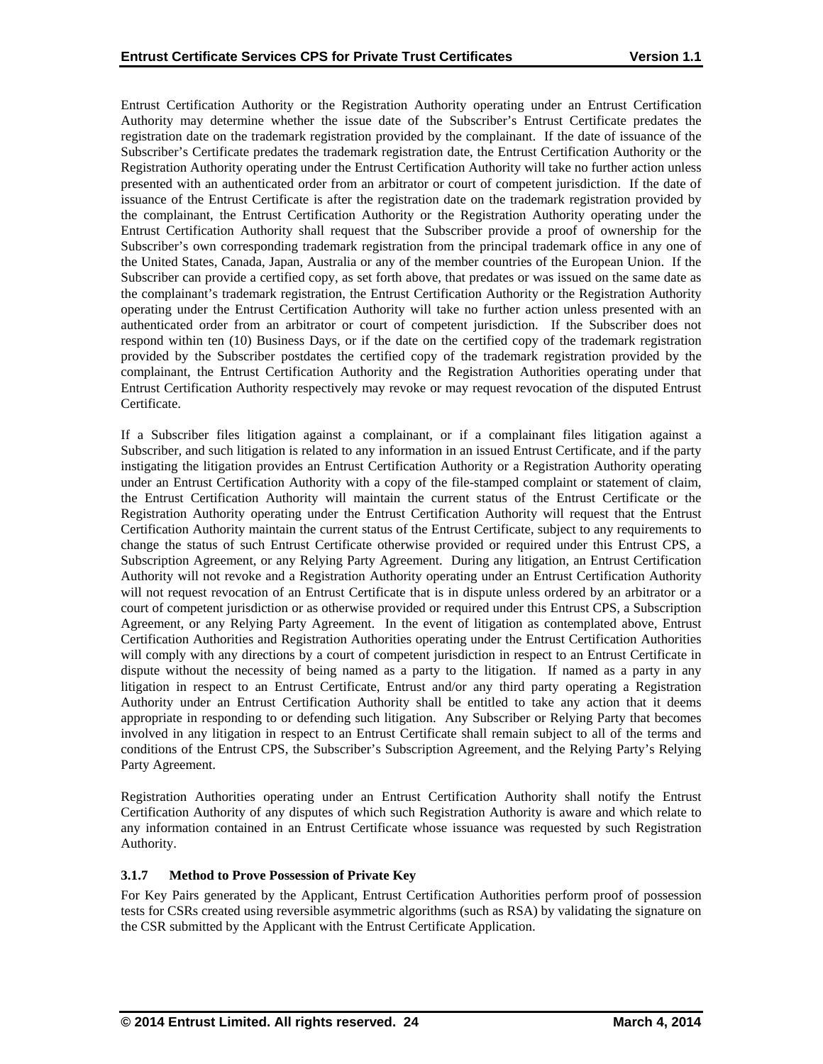Entrust Certification Authority or the Registration Authority operating under an Entrust Certification Authority may determine whether the issue date of the Subscriber's Entrust Certificate predates the registration date on the trademark registration provided by the complainant. If the date of issuance of the Subscriber's Certificate predates the trademark registration date, the Entrust Certification Authority or the Registration Authority operating under the Entrust Certification Authority will take no further action unless presented with an authenticated order from an arbitrator or court of competent jurisdiction. If the date of issuance of the Entrust Certificate is after the registration date on the trademark registration provided by the complainant, the Entrust Certification Authority or the Registration Authority operating under the Entrust Certification Authority shall request that the Subscriber provide a proof of ownership for the Subscriber's own corresponding trademark registration from the principal trademark office in any one of the United States, Canada, Japan, Australia or any of the member countries of the European Union. If the Subscriber can provide a certified copy, as set forth above, that predates or was issued on the same date as the complainant's trademark registration, the Entrust Certification Authority or the Registration Authority operating under the Entrust Certification Authority will take no further action unless presented with an authenticated order from an arbitrator or court of competent jurisdiction. If the Subscriber does not respond within ten (10) Business Days, or if the date on the certified copy of the trademark registration provided by the Subscriber postdates the certified copy of the trademark registration provided by the complainant, the Entrust Certification Authority and the Registration Authorities operating under that Entrust Certification Authority respectively may revoke or may request revocation of the disputed Entrust Certificate.

If a Subscriber files litigation against a complainant, or if a complainant files litigation against a Subscriber, and such litigation is related to any information in an issued Entrust Certificate, and if the party instigating the litigation provides an Entrust Certification Authority or a Registration Authority operating under an Entrust Certification Authority with a copy of the file-stamped complaint or statement of claim, the Entrust Certification Authority will maintain the current status of the Entrust Certificate or the Registration Authority operating under the Entrust Certification Authority will request that the Entrust Certification Authority maintain the current status of the Entrust Certificate, subject to any requirements to change the status of such Entrust Certificate otherwise provided or required under this Entrust CPS, a Subscription Agreement, or any Relying Party Agreement. During any litigation, an Entrust Certification Authority will not revoke and a Registration Authority operating under an Entrust Certification Authority will not request revocation of an Entrust Certificate that is in dispute unless ordered by an arbitrator or a court of competent jurisdiction or as otherwise provided or required under this Entrust CPS, a Subscription Agreement, or any Relying Party Agreement. In the event of litigation as contemplated above, Entrust Certification Authorities and Registration Authorities operating under the Entrust Certification Authorities will comply with any directions by a court of competent jurisdiction in respect to an Entrust Certificate in dispute without the necessity of being named as a party to the litigation. If named as a party in any litigation in respect to an Entrust Certificate, Entrust and/or any third party operating a Registration Authority under an Entrust Certification Authority shall be entitled to take any action that it deems appropriate in responding to or defending such litigation. Any Subscriber or Relying Party that becomes involved in any litigation in respect to an Entrust Certificate shall remain subject to all of the terms and conditions of the Entrust CPS, the Subscriber's Subscription Agreement, and the Relying Party's Relying Party Agreement.

Registration Authorities operating under an Entrust Certification Authority shall notify the Entrust Certification Authority of any disputes of which such Registration Authority is aware and which relate to any information contained in an Entrust Certificate whose issuance was requested by such Registration Authority.

### 3.1.7 Method to Prove Possession of Private Key

For Key Pairs generated by the Applicant, Entrust Certification Authorities perform proof of possession tests for CSRs created using reversible asymmetric algorithms (such as RSA) by validating the signature on the CSR submitted by the Applicant with the Entrust Certificate Application.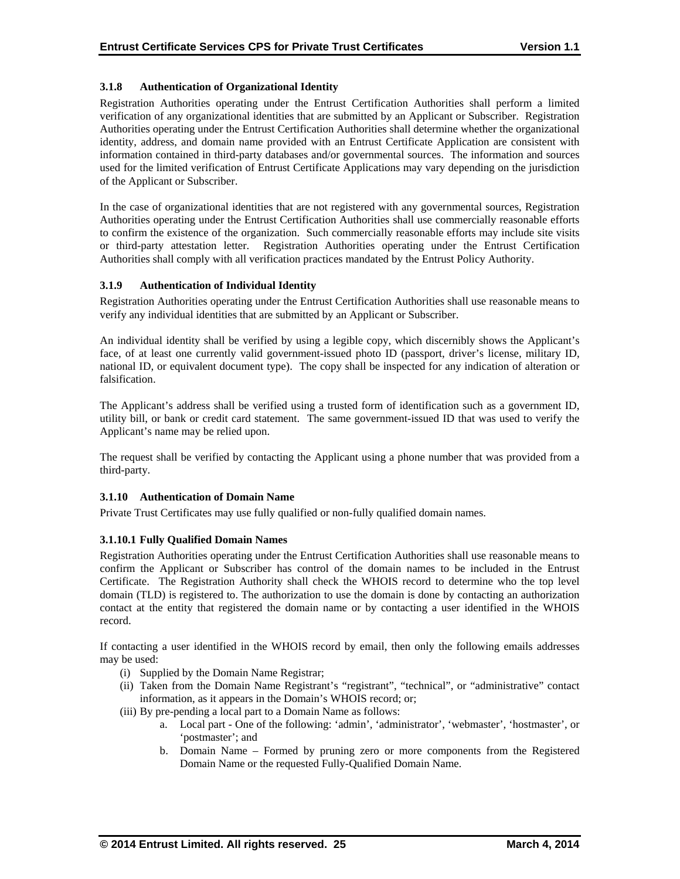### 3.1.8 Authentication of Organizational Identity

Registration Authorities operating under the Entrust Certification Authorities shall perform a limited verification of any organizational identities that are submitted by an Applicant or Subscriber. Registration Authorities operating under the Entrust Certification Authorities shall determine whether the organizational identity, address, and domain name provided with an Entrust Certificate Application are consistent with information contained in third-party databases and/or governmental sources. The information and sources used for the limited verification of Entrust Certificate Applications may vary depending on the jurisdiction of the Applicant or Subscriber.

In the case of organizational identities that are not registered with any governmental sources, Registration Authorities operating under the Entrust Certification Authorities shall use commercially reasonable efforts to confirm the existence of the organization. Such commercially reasonable efforts may include site visits or third-party attestation letter. Registration Authorities operating under the Entrust Certification Authorities shall comply with all verification practices mandated by the Entrust Policy Authority.

### 3.1.9 Authentication of Individual Identity

Registration Authorities operating under the Entrust Certification Authorities shall use reasonable means to verify any individual identities that are submitted by an Applicant or Subscriber.

An individual identity shall be verified by using a legible copy, which discernibly shows the Applicant's face, of at least one currently valid government-issued photo ID (passport, driver's license, military ID, national ID, or equivalent document type). The copy shall be inspected for any indication of alteration or falsification.

The Applicant's address shall be verified using a trusted form of identification such as a government ID, utility bill, or bank or credit card statement. The same government-issued ID that was used to verify the Applicant's name may be relied upon.

The request shall be verified by contacting the Applicant using a phone number that was provided from a third-party.

### 3.1.10 Authentication of Domain Name

Private Trust Certificates may use fully qualified or non-fully qualified domain names.

#### 3.1.10.1 Fully Qualified Domain Names

Registration Authorities operating under the Entrust Certification Authorities shall use reasonable means to confirm the Applicant or Subscriber has control of the domain names to be included in the Entrust Certificate. The Registration Authority shall check the WHOIS record to determine who the top level domain (TLD) is registered to. The authorization to use the domain is done by contacting an authorization contact at the entity that registered the domain name or by contacting a user identified in the WHOIS record.

If contacting a user identified in the WHOIS record by email, then only the following emails addresses may be used:

(i) Supplied by the Domain Name Registrar;

(ii) Taken from the Domain Name Registrant's "registrant", "technical", or "administrative" contact information, as it appears in the Domain's WHOIS record; or;

(iii) By pre-pending a local part to a Domain Name as follows:

  a. Local part - One of the following: 'admin', 'administrator', 'webmaster', 'hostmaster', or 'postmaster'; and

  b. Domain Name – Formed by pruning zero or more components from the Registered Domain Name or the requested Fully-Qualified Domain Name.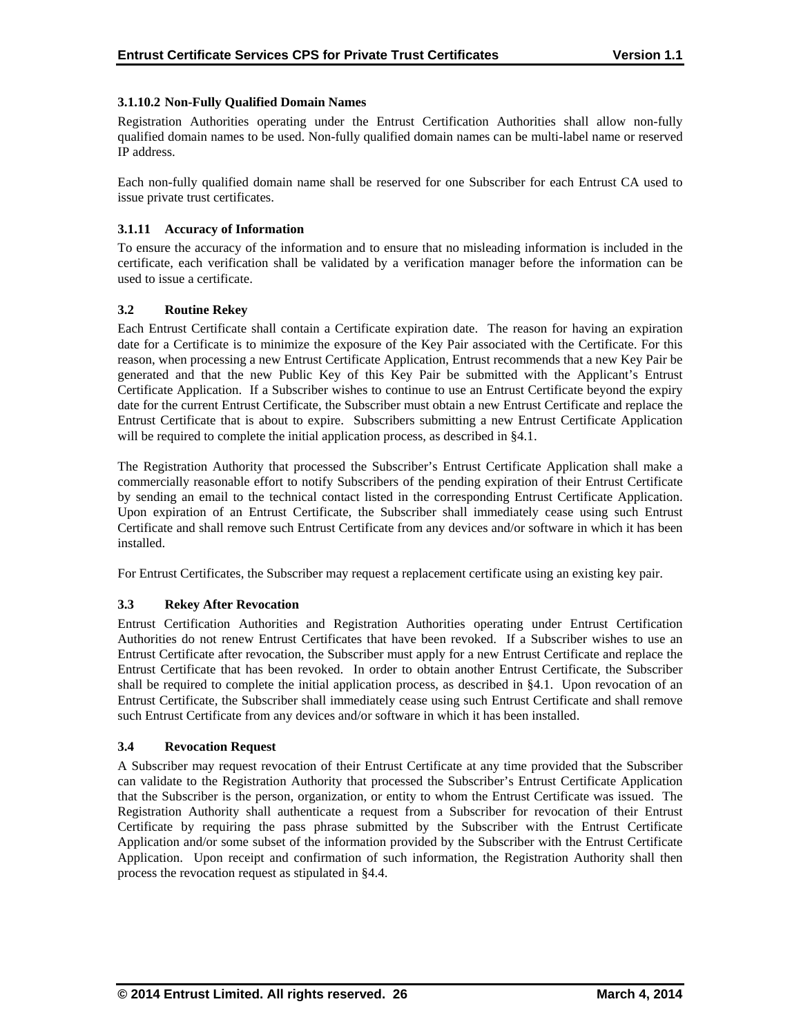#### 3.1.10.2 Non-Fully Qualified Domain Names

Registration Authorities operating under the Entrust Certification Authorities shall allow non-fully qualified domain names to be used. Non-fully qualified domain names can be multi-label name or reserved IP address.

Each non-fully qualified domain name shall be reserved for one Subscriber for each Entrust CA used to issue private trust certificates.

### 3.1.11 Accuracy of Information

To ensure the accuracy of the information and to ensure that no misleading information is included in the certificate, each verification shall be validated by a verification manager before the information can be used to issue a certificate.

## 3.2 Routine Rekey

Each Entrust Certificate shall contain a Certificate expiration date. The reason for having an expiration date for a Certificate is to minimize the exposure of the Key Pair associated with the Certificate. For this reason, when processing a new Entrust Certificate Application, Entrust recommends that a new Key Pair be generated and that the new Public Key of this Key Pair be submitted with the Applicant's Entrust Certificate Application. If a Subscriber wishes to continue to use an Entrust Certificate beyond the expiry date for the current Entrust Certificate, the Subscriber must obtain a new Entrust Certificate and replace the Entrust Certificate that is about to expire. Subscribers submitting a new Entrust Certificate Application will be required to complete the initial application process, as described in §4.1.

The Registration Authority that processed the Subscriber's Entrust Certificate Application shall make a commercially reasonable effort to notify Subscribers of the pending expiration of their Entrust Certificate by sending an email to the technical contact listed in the corresponding Entrust Certificate Application. Upon expiration of an Entrust Certificate, the Subscriber shall immediately cease using such Entrust Certificate and shall remove such Entrust Certificate from any devices and/or software in which it has been installed.

For Entrust Certificates, the Subscriber may request a replacement certificate using an existing key pair.

## 3.3 Rekey After Revocation

Entrust Certification Authorities and Registration Authorities operating under Entrust Certification Authorities do not renew Entrust Certificates that have been revoked. If a Subscriber wishes to use an Entrust Certificate after revocation, the Subscriber must apply for a new Entrust Certificate and replace the Entrust Certificate that has been revoked. In order to obtain another Entrust Certificate, the Subscriber shall be required to complete the initial application process, as described in §4.1. Upon revocation of an Entrust Certificate, the Subscriber shall immediately cease using such Entrust Certificate and shall remove such Entrust Certificate from any devices and/or software in which it has been installed.

## 3.4 Revocation Request

A Subscriber may request revocation of their Entrust Certificate at any time provided that the Subscriber can validate to the Registration Authority that processed the Subscriber's Entrust Certificate Application that the Subscriber is the person, organization, or entity to whom the Entrust Certificate was issued. The Registration Authority shall authenticate a request from a Subscriber for revocation of their Entrust Certificate by requiring the pass phrase submitted by the Subscriber with the Entrust Certificate Application and/or some subset of the information provided by the Subscriber with the Entrust Certificate Application. Upon receipt and confirmation of such information, the Registration Authority shall then process the revocation request as stipulated in §4.4.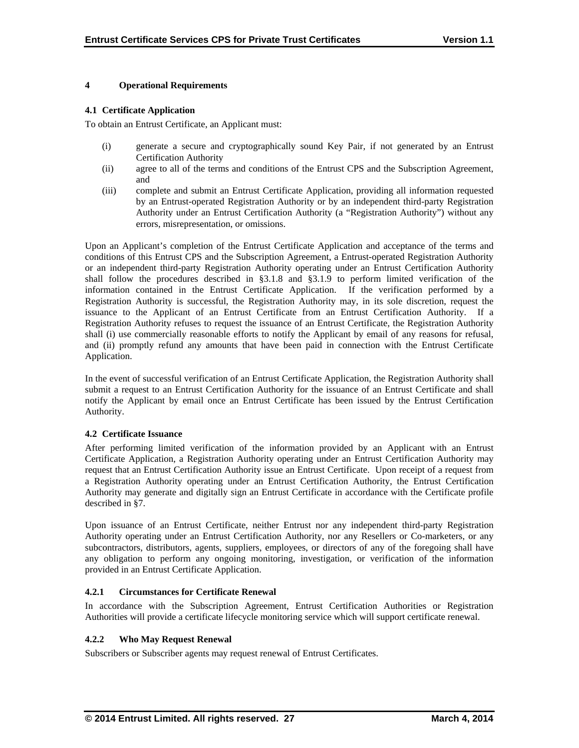# 4 Operational Requirements

## 4.1 Certificate Application

To obtain an Entrust Certificate, an Applicant must:

(i) generate a secure and cryptographically sound Key Pair, if not generated by an Entrust Certification Authority

(ii) agree to all of the terms and conditions of the Entrust CPS and the Subscription Agreement, and

(iii) complete and submit an Entrust Certificate Application, providing all information requested by an Entrust-operated Registration Authority or by an independent third-party Registration Authority under an Entrust Certification Authority (a "Registration Authority") without any errors, misrepresentation, or omissions.

Upon an Applicant's completion of the Entrust Certificate Application and acceptance of the terms and conditions of this Entrust CPS and the Subscription Agreement, a Entrust-operated Registration Authority or an independent third-party Registration Authority operating under an Entrust Certification Authority shall follow the procedures described in §3.1.8 and §3.1.9 to perform limited verification of the information contained in the Entrust Certificate Application. If the verification performed by a Registration Authority is successful, the Registration Authority may, in its sole discretion, request the issuance to the Applicant of an Entrust Certificate from an Entrust Certification Authority. If a Registration Authority refuses to request the issuance of an Entrust Certificate, the Registration Authority shall (i) use commercially reasonable efforts to notify the Applicant by email of any reasons for refusal, and (ii) promptly refund any amounts that have been paid in connection with the Entrust Certificate Application.

In the event of successful verification of an Entrust Certificate Application, the Registration Authority shall submit a request to an Entrust Certification Authority for the issuance of an Entrust Certificate and shall notify the Applicant by email once an Entrust Certificate has been issued by the Entrust Certification Authority.

## 4.2 Certificate Issuance

After performing limited verification of the information provided by an Applicant with an Entrust Certificate Application, a Registration Authority operating under an Entrust Certification Authority may request that an Entrust Certification Authority issue an Entrust Certificate. Upon receipt of a request from a Registration Authority operating under an Entrust Certification Authority, the Entrust Certification Authority may generate and digitally sign an Entrust Certificate in accordance with the Certificate profile described in §7.

Upon issuance of an Entrust Certificate, neither Entrust nor any independent third-party Registration Authority operating under an Entrust Certification Authority, nor any Resellers or Co-marketers, or any subcontractors, distributors, agents, suppliers, employees, or directors of any of the foregoing shall have any obligation to perform any ongoing monitoring, investigation, or verification of the information provided in an Entrust Certificate Application.

### 4.2.1 Circumstances for Certificate Renewal

In accordance with the Subscription Agreement, Entrust Certification Authorities or Registration Authorities will provide a certificate lifecycle monitoring service which will support certificate renewal.

### 4.2.2 Who May Request Renewal

Subscribers or Subscriber agents may request renewal of Entrust Certificates.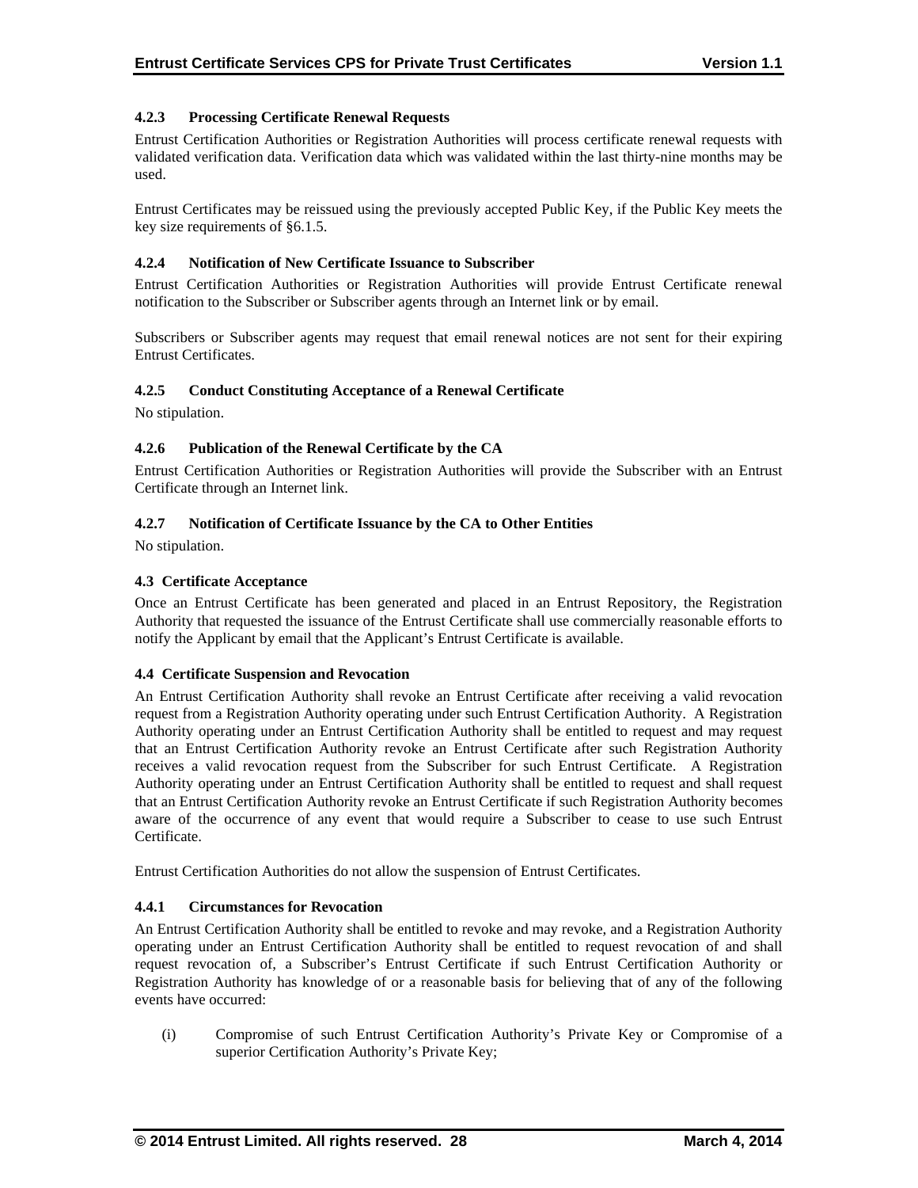#### 4.2.3 Processing Certificate Renewal Requests

Entrust Certification Authorities or Registration Authorities will process certificate renewal requests with validated verification data. Verification data which was validated within the last thirty-nine months may be used.

Entrust Certificates may be reissued using the previously accepted Public Key, if the Public Key meets the key size requirements of §6.1.5.

#### 4.2.4 Notification of New Certificate Issuance to Subscriber

Entrust Certification Authorities or Registration Authorities will provide Entrust Certificate renewal notification to the Subscriber or Subscriber agents through an Internet link or by email.

Subscribers or Subscriber agents may request that email renewal notices are not sent for their expiring Entrust Certificates.

#### 4.2.5 Conduct Constituting Acceptance of a Renewal Certificate

No stipulation.

#### 4.2.6 Publication of the Renewal Certificate by the CA

Entrust Certification Authorities or Registration Authorities will provide the Subscriber with an Entrust Certificate through an Internet link.

#### 4.2.7 Notification of Certificate Issuance by the CA to Other Entities

No stipulation.

### 4.3 Certificate Acceptance

Once an Entrust Certificate has been generated and placed in an Entrust Repository, the Registration Authority that requested the issuance of the Entrust Certificate shall use commercially reasonable efforts to notify the Applicant by email that the Applicant's Entrust Certificate is available.

### 4.4 Certificate Suspension and Revocation

An Entrust Certification Authority shall revoke an Entrust Certificate after receiving a valid revocation request from a Registration Authority operating under such Entrust Certification Authority. A Registration Authority operating under an Entrust Certification Authority shall be entitled to request and may request that an Entrust Certification Authority revoke an Entrust Certificate after such Registration Authority receives a valid revocation request from the Subscriber for such Entrust Certificate. A Registration Authority operating under an Entrust Certification Authority shall be entitled to request and shall request that an Entrust Certification Authority revoke an Entrust Certificate if such Registration Authority becomes aware of the occurrence of any event that would require a Subscriber to cease to use such Entrust Certificate.

Entrust Certification Authorities do not allow the suspension of Entrust Certificates.

#### 4.4.1 Circumstances for Revocation

An Entrust Certification Authority shall be entitled to revoke and may revoke, and a Registration Authority operating under an Entrust Certification Authority shall be entitled to request revocation of and shall request revocation of, a Subscriber's Entrust Certificate if such Entrust Certification Authority or Registration Authority has knowledge of or a reasonable basis for believing that of any of the following events have occurred:

(i) Compromise of such Entrust Certification Authority's Private Key or Compromise of a superior Certification Authority's Private Key;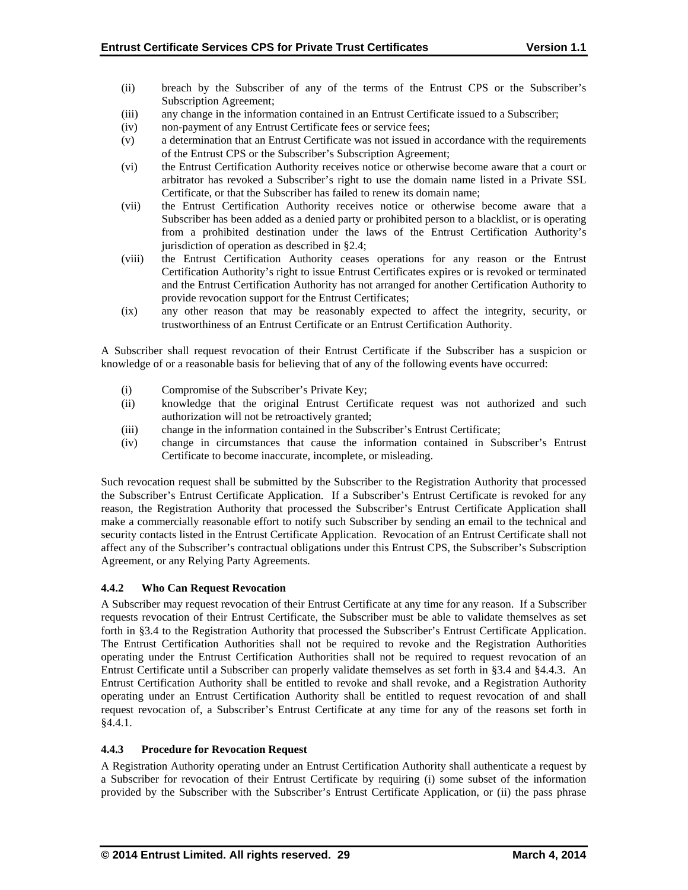(ii) breach by the Subscriber of any of the terms of the Entrust CPS or the Subscriber's Subscription Agreement;

(iii) any change in the information contained in an Entrust Certificate issued to a Subscriber;

(iv) non-payment of any Entrust Certificate fees or service fees;

(v) a determination that an Entrust Certificate was not issued in accordance with the requirements of the Entrust CPS or the Subscriber's Subscription Agreement;

(vi) the Entrust Certification Authority receives notice or otherwise become aware that a court or arbitrator has revoked a Subscriber's right to use the domain name listed in a Private SSL Certificate, or that the Subscriber has failed to renew its domain name;

(vii) the Entrust Certification Authority receives notice or otherwise become aware that a Subscriber has been added as a denied party or prohibited person to a blacklist, or is operating from a prohibited destination under the laws of the Entrust Certification Authority's jurisdiction of operation as described in §2.4;

(viii) the Entrust Certification Authority ceases operations for any reason or the Entrust Certification Authority's right to issue Entrust Certificates expires or is revoked or terminated and the Entrust Certification Authority has not arranged for another Certification Authority to provide revocation support for the Entrust Certificates;

(ix) any other reason that may be reasonably expected to affect the integrity, security, or trustworthiness of an Entrust Certificate or an Entrust Certification Authority.

A Subscriber shall request revocation of their Entrust Certificate if the Subscriber has a suspicion or knowledge of or a reasonable basis for believing that of any of the following events have occurred:

(i) Compromise of the Subscriber's Private Key;

(ii) knowledge that the original Entrust Certificate request was not authorized and such authorization will not be retroactively granted;

(iii) change in the information contained in the Subscriber's Entrust Certificate;

(iv) change in circumstances that cause the information contained in Subscriber's Entrust Certificate to become inaccurate, incomplete, or misleading.

Such revocation request shall be submitted by the Subscriber to the Registration Authority that processed the Subscriber's Entrust Certificate Application. If a Subscriber's Entrust Certificate is revoked for any reason, the Registration Authority that processed the Subscriber's Entrust Certificate Application shall make a commercially reasonable effort to notify such Subscriber by sending an email to the technical and security contacts listed in the Entrust Certificate Application. Revocation of an Entrust Certificate shall not affect any of the Subscriber's contractual obligations under this Entrust CPS, the Subscriber's Subscription Agreement, or any Relying Party Agreements.

### 4.4.2 Who Can Request Revocation

A Subscriber may request revocation of their Entrust Certificate at any time for any reason. If a Subscriber requests revocation of their Entrust Certificate, the Subscriber must be able to validate themselves as set forth in §3.4 to the Registration Authority that processed the Subscriber's Entrust Certificate Application. The Entrust Certification Authorities shall not be required to revoke and the Registration Authorities operating under the Entrust Certification Authorities shall not be required to request revocation of an Entrust Certificate until a Subscriber can properly validate themselves as set forth in §3.4 and §4.4.3. An Entrust Certification Authority shall be entitled to revoke and shall revoke, and a Registration Authority operating under an Entrust Certification Authority shall be entitled to request revocation of and shall request revocation of, a Subscriber's Entrust Certificate at any time for any of the reasons set forth in §4.4.1.

### 4.4.3 Procedure for Revocation Request

A Registration Authority operating under an Entrust Certification Authority shall authenticate a request by a Subscriber for revocation of their Entrust Certificate by requiring (i) some subset of the information provided by the Subscriber with the Subscriber's Entrust Certificate Application, or (ii) the pass phrase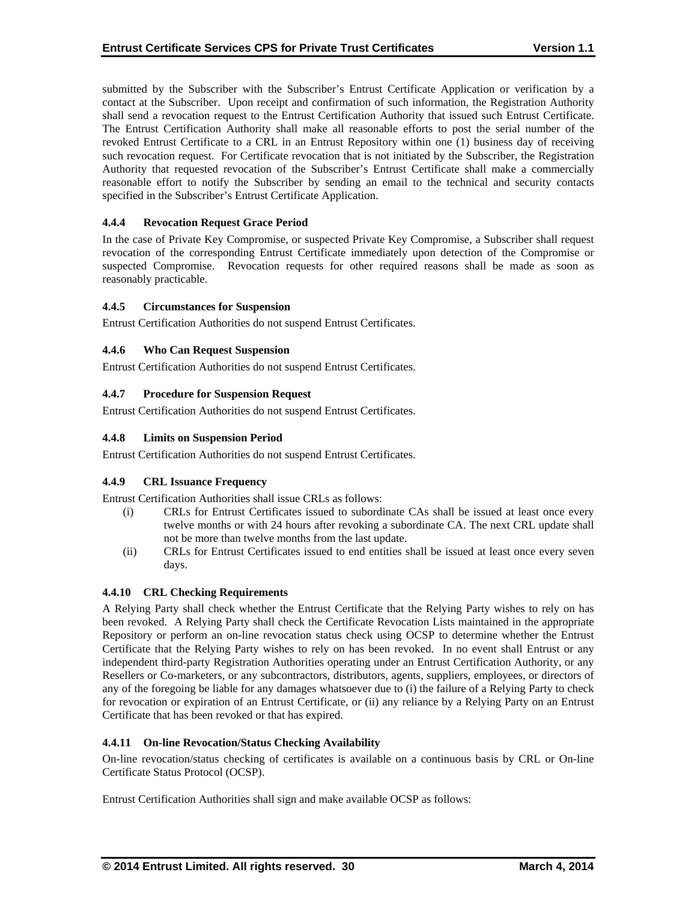submitted by the Subscriber with the Subscriber's Entrust Certificate Application or verification by a contact at the Subscriber. Upon receipt and confirmation of such information, the Registration Authority shall send a revocation request to the Entrust Certification Authority that issued such Entrust Certificate. The Entrust Certification Authority shall make all reasonable efforts to post the serial number of the revoked Entrust Certificate to a CRL in an Entrust Repository within one (1) business day of receiving such revocation request. For Certificate revocation that is not initiated by the Subscriber, the Registration Authority that requested revocation of the Subscriber's Entrust Certificate shall make a commercially reasonable effort to notify the Subscriber by sending an email to the technical and security contacts specified in the Subscriber's Entrust Certificate Application.

### 4.4.4 Revocation Request Grace Period

In the case of Private Key Compromise, or suspected Private Key Compromise, a Subscriber shall request revocation of the corresponding Entrust Certificate immediately upon detection of the Compromise or suspected Compromise. Revocation requests for other required reasons shall be made as soon as reasonably practicable.

### 4.4.5 Circumstances for Suspension

Entrust Certification Authorities do not suspend Entrust Certificates.

### 4.4.6 Who Can Request Suspension

Entrust Certification Authorities do not suspend Entrust Certificates.

### 4.4.7 Procedure for Suspension Request

Entrust Certification Authorities do not suspend Entrust Certificates.

### 4.4.8 Limits on Suspension Period

Entrust Certification Authorities do not suspend Entrust Certificates.

### 4.4.9 CRL Issuance Frequency

Entrust Certification Authorities shall issue CRLs as follows:

(i) CRLs for Entrust Certificates issued to subordinate CAs shall be issued at least once every twelve months or with 24 hours after revoking a subordinate CA. The next CRL update shall not be more than twelve months from the last update.

(ii) CRLs for Entrust Certificates issued to end entities shall be issued at least once every seven days.

### 4.4.10 CRL Checking Requirements

A Relying Party shall check whether the Entrust Certificate that the Relying Party wishes to rely on has been revoked. A Relying Party shall check the Certificate Revocation Lists maintained in the appropriate Repository or perform an on-line revocation status check using OCSP to determine whether the Entrust Certificate that the Relying Party wishes to rely on has been revoked. In no event shall Entrust or any independent third-party Registration Authorities operating under an Entrust Certification Authority, or any Resellers or Co-marketers, or any subcontractors, distributors, agents, suppliers, employees, or directors of any of the foregoing be liable for any damages whatsoever due to (i) the failure of a Relying Party to check for revocation or expiration of an Entrust Certificate, or (ii) any reliance by a Relying Party on an Entrust Certificate that has been revoked or that has expired.

### 4.4.11 On-line Revocation/Status Checking Availability

On-line revocation/status checking of certificates is available on a continuous basis by CRL or On-line Certificate Status Protocol (OCSP).

Entrust Certification Authorities shall sign and make available OCSP as follows: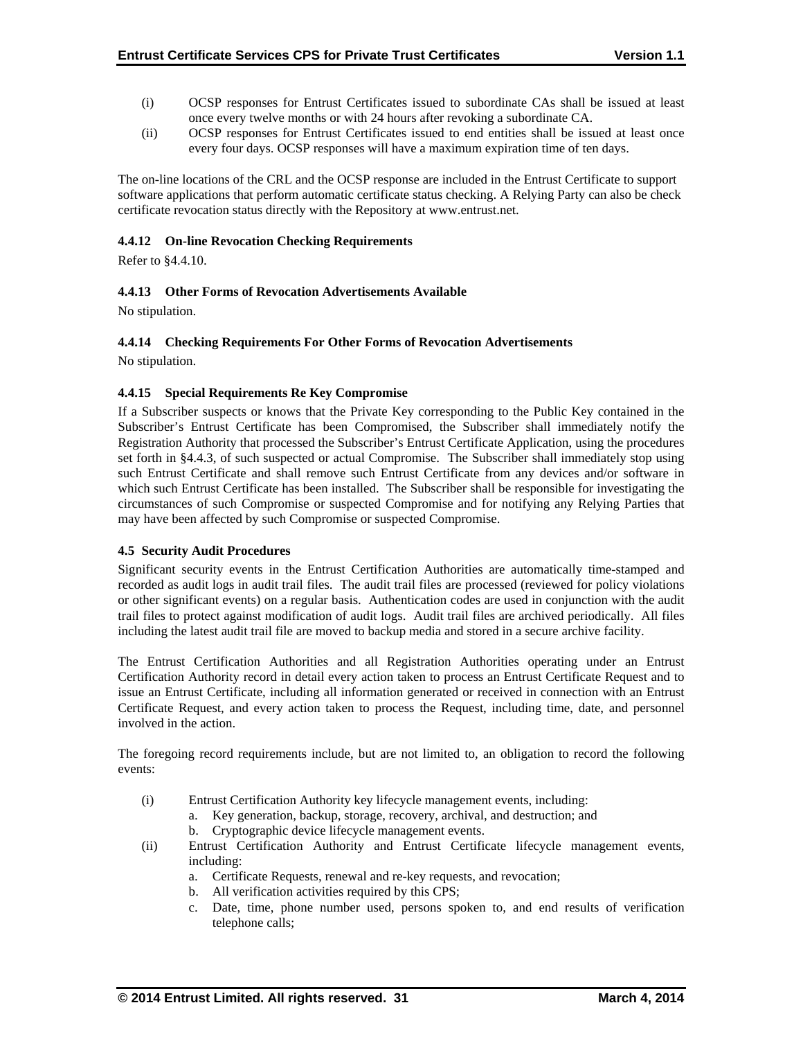(i) OCSP responses for Entrust Certificates issued to subordinate CAs shall be issued at least once every twelve months or with 24 hours after revoking a subordinate CA.

(ii) OCSP responses for Entrust Certificates issued to end entities shall be issued at least once every four days. OCSP responses will have a maximum expiration time of ten days.

The on-line locations of the CRL and the OCSP response are included in the Entrust Certificate to support software applications that perform automatic certificate status checking. A Relying Party can also be check certificate revocation status directly with the Repository at www.entrust.net.

#### 4.4.12 On-line Revocation Checking Requirements

Refer to §4.4.10.

#### 4.4.13 Other Forms of Revocation Advertisements Available

No stipulation.

#### 4.4.14 Checking Requirements For Other Forms of Revocation Advertisements

No stipulation.

#### 4.4.15 Special Requirements Re Key Compromise

If a Subscriber suspects or knows that the Private Key corresponding to the Public Key contained in the Subscriber's Entrust Certificate has been Compromised, the Subscriber shall immediately notify the Registration Authority that processed the Subscriber's Entrust Certificate Application, using the procedures set forth in §4.4.3, of such suspected or actual Compromise. The Subscriber shall immediately stop using such Entrust Certificate and shall remove such Entrust Certificate from any devices and/or software in which such Entrust Certificate has been installed. The Subscriber shall be responsible for investigating the circumstances of such Compromise or suspected Compromise and for notifying any Relying Parties that may have been affected by such Compromise or suspected Compromise.

### 4.5 Security Audit Procedures

Significant security events in the Entrust Certification Authorities are automatically time-stamped and recorded as audit logs in audit trail files. The audit trail files are processed (reviewed for policy violations or other significant events) on a regular basis. Authentication codes are used in conjunction with the audit trail files to protect against modification of audit logs. Audit trail files are archived periodically. All files including the latest audit trail file are moved to backup media and stored in a secure archive facility.

The Entrust Certification Authorities and all Registration Authorities operating under an Entrust Certification Authority record in detail every action taken to process an Entrust Certificate Request and to issue an Entrust Certificate, including all information generated or received in connection with an Entrust Certificate Request, and every action taken to process the Request, including time, date, and personnel involved in the action.

The foregoing record requirements include, but are not limited to, an obligation to record the following events:

(i) Entrust Certification Authority key lifecycle management events, including:
   a. Key generation, backup, storage, recovery, archival, and destruction; and
   b. Cryptographic device lifecycle management events.

(ii) Entrust Certification Authority and Entrust Certificate lifecycle management events, including:
   a. Certificate Requests, renewal and re-key requests, and revocation;
   b. All verification activities required by this CPS;
   c. Date, time, phone number used, persons spoken to, and end results of verification telephone calls;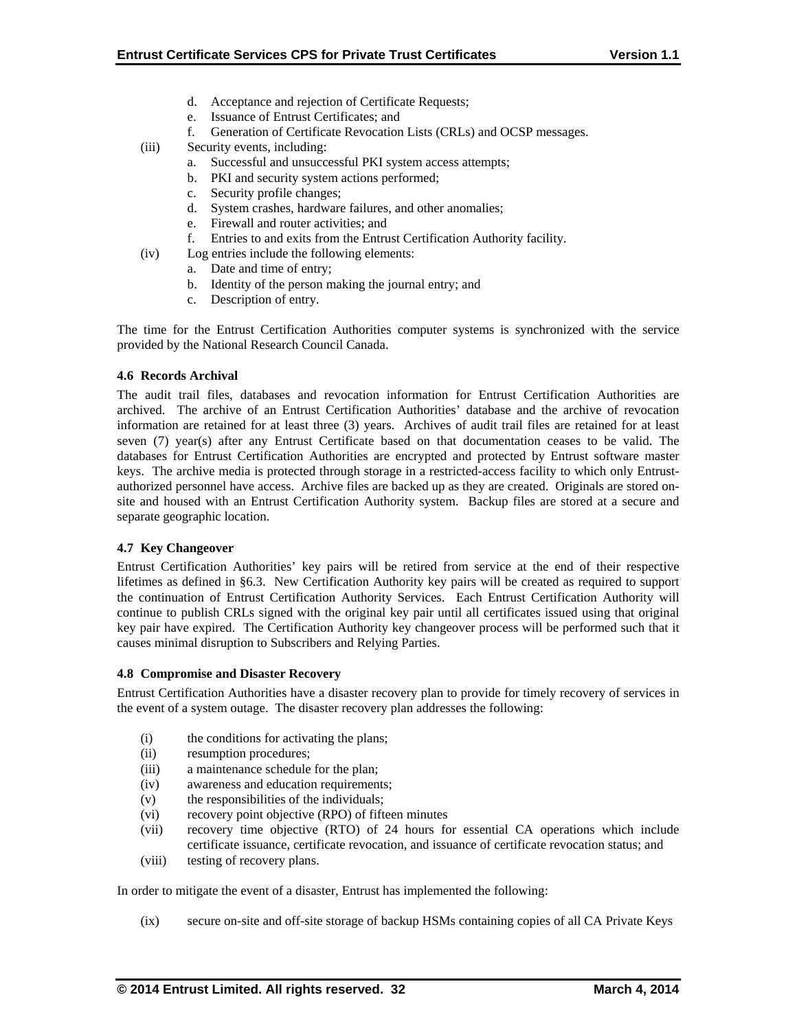d. Acceptance and rejection of Certificate Requests;
   e. Issuance of Entrust Certificates; and
   f. Generation of Certificate Revocation Lists (CRLs) and OCSP messages.

(iii) Security events, including:
   a. Successful and unsuccessful PKI system access attempts;
   b. PKI and security system actions performed;
   c. Security profile changes;
   d. System crashes, hardware failures, and other anomalies;
   e. Firewall and router activities; and
   f. Entries to and exits from the Entrust Certification Authority facility.

(iv) Log entries include the following elements:
   a. Date and time of entry;
   b. Identity of the person making the journal entry; and
   c. Description of entry.

The time for the Entrust Certification Authorities computer systems is synchronized with the service provided by the National Research Council Canada.

#### 4.6 Records Archival

The audit trail files, databases and revocation information for Entrust Certification Authorities are archived. The archive of an Entrust Certification Authorities' database and the archive of revocation information are retained for at least three (3) years. Archives of audit trail files are retained for at least seven (7) year(s) after any Entrust Certificate based on that documentation ceases to be valid. The databases for Entrust Certification Authorities are encrypted and protected by Entrust software master keys. The archive media is protected through storage in a restricted-access facility to which only Entrust-authorized personnel have access. Archive files are backed up as they are created. Originals are stored on-site and housed with an Entrust Certification Authority system. Backup files are stored at a secure and separate geographic location.

#### 4.7 Key Changeover

Entrust Certification Authorities' key pairs will be retired from service at the end of their respective lifetimes as defined in §6.3. New Certification Authority key pairs will be created as required to support the continuation of Entrust Certification Authority Services. Each Entrust Certification Authority will continue to publish CRLs signed with the original key pair until all certificates issued using that original key pair have expired. The Certification Authority key changeover process will be performed such that it causes minimal disruption to Subscribers and Relying Parties.

#### 4.8 Compromise and Disaster Recovery

Entrust Certification Authorities have a disaster recovery plan to provide for timely recovery of services in the event of a system outage. The disaster recovery plan addresses the following:

(i) the conditions for activating the plans;
(ii) resumption procedures;
(iii) a maintenance schedule for the plan;
(iv) awareness and education requirements;
(v) the responsibilities of the individuals;
(vi) recovery point objective (RPO) of fifteen minutes
(vii) recovery time objective (RTO) of 24 hours for essential CA operations which include certificate issuance, certificate revocation, and issuance of certificate revocation status; and
(viii) testing of recovery plans.

In order to mitigate the event of a disaster, Entrust has implemented the following:

(ix) secure on-site and off-site storage of backup HSMs containing copies of all CA Private Keys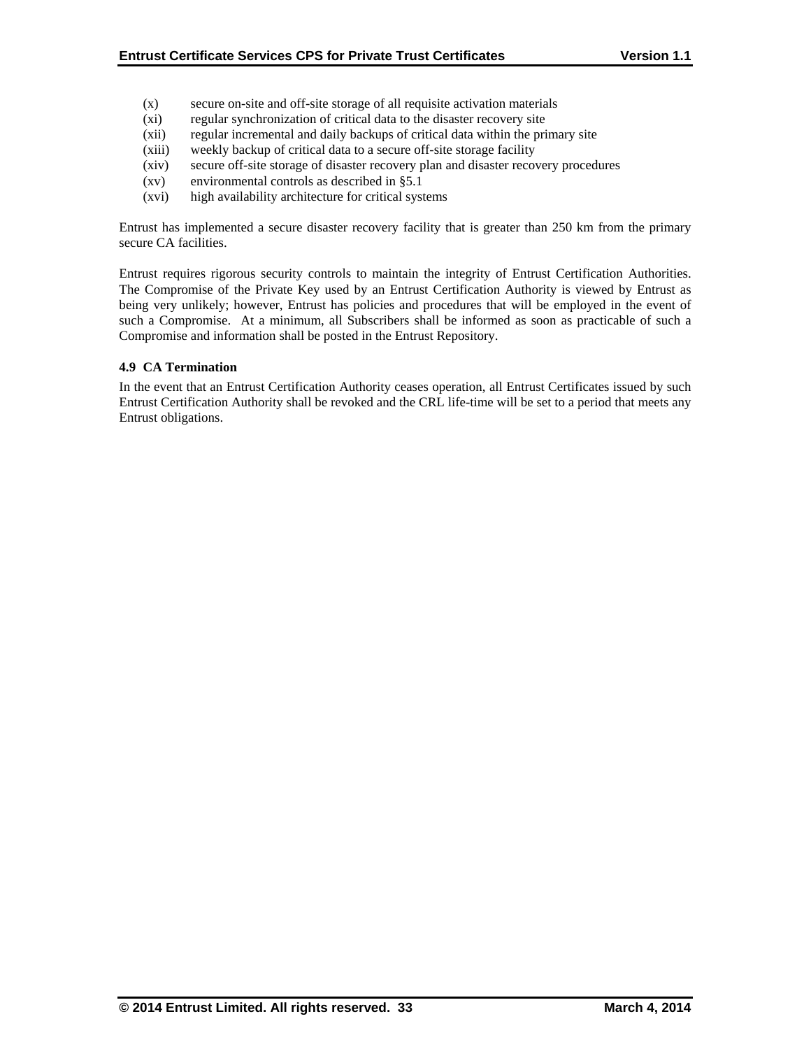(x) secure on-site and off-site storage of all requisite activation materials
(xi) regular synchronization of critical data to the disaster recovery site
(xii) regular incremental and daily backups of critical data within the primary site
(xiii) weekly backup of critical data to a secure off-site storage facility
(xiv) secure off-site storage of disaster recovery plan and disaster recovery procedures
(xv) environmental controls as described in §5.1
(xvi) high availability architecture for critical systems

Entrust has implemented a secure disaster recovery facility that is greater than 250 km from the primary secure CA facilities.

Entrust requires rigorous security controls to maintain the integrity of Entrust Certification Authorities. The Compromise of the Private Key used by an Entrust Certification Authority is viewed by Entrust as being very unlikely; however, Entrust has policies and procedures that will be employed in the event of such a Compromise. At a minimum, all Subscribers shall be informed as soon as practicable of such a Compromise and information shall be posted in the Entrust Repository.

### 4.9 CA Termination

In the event that an Entrust Certification Authority ceases operation, all Entrust Certificates issued by such Entrust Certification Authority shall be revoked and the CRL life-time will be set to a period that meets any Entrust obligations.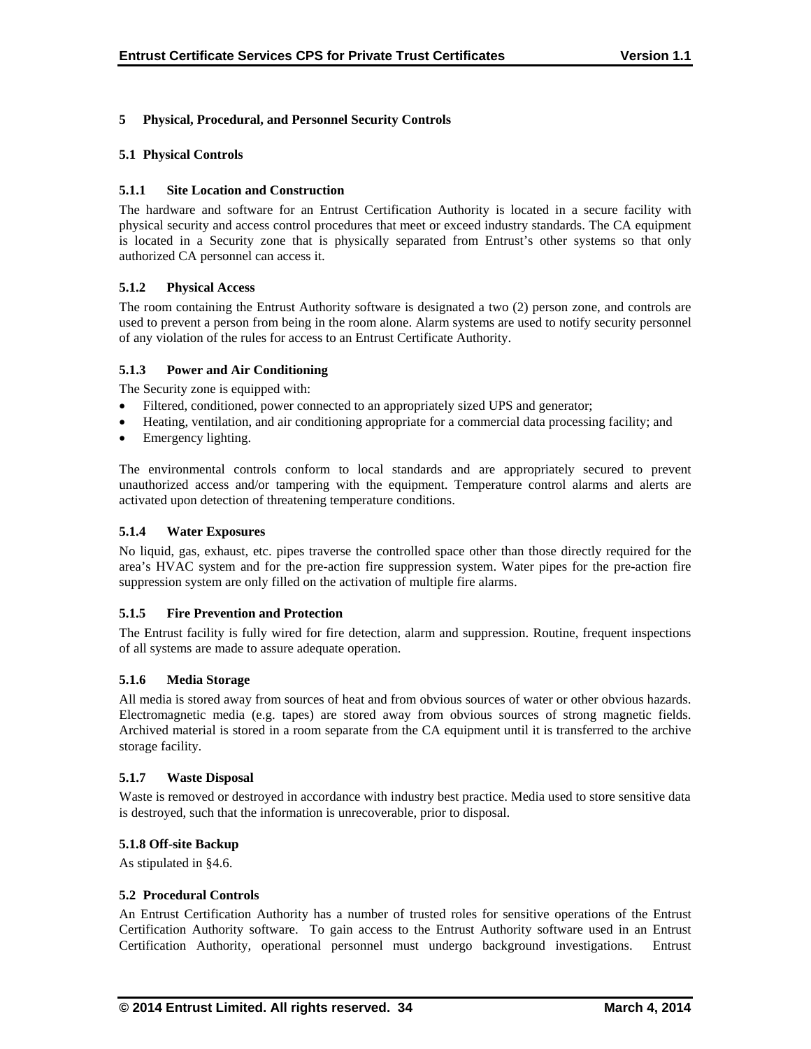# 5 Physical, Procedural, and Personnel Security Controls

## 5.1 Physical Controls

### 5.1.1 Site Location and Construction

The hardware and software for an Entrust Certification Authority is located in a secure facility with physical security and access control procedures that meet or exceed industry standards. The CA equipment is located in a Security zone that is physically separated from Entrust's other systems so that only authorized CA personnel can access it.

### 5.1.2 Physical Access

The room containing the Entrust Authority software is designated a two (2) person zone, and controls are used to prevent a person from being in the room alone. Alarm systems are used to notify security personnel of any violation of the rules for access to an Entrust Certificate Authority.

### 5.1.3 Power and Air Conditioning

The Security zone is equipped with:

- Filtered, conditioned, power connected to an appropriately sized UPS and generator;
- Heating, ventilation, and air conditioning appropriate for a commercial data processing facility; and
- Emergency lighting.

The environmental controls conform to local standards and are appropriately secured to prevent unauthorized access and/or tampering with the equipment. Temperature control alarms and alerts are activated upon detection of threatening temperature conditions.

### 5.1.4 Water Exposures

No liquid, gas, exhaust, etc. pipes traverse the controlled space other than those directly required for the area's HVAC system and for the pre-action fire suppression system. Water pipes for the pre-action fire suppression system are only filled on the activation of multiple fire alarms.

### 5.1.5 Fire Prevention and Protection

The Entrust facility is fully wired for fire detection, alarm and suppression. Routine, frequent inspections of all systems are made to assure adequate operation.

### 5.1.6 Media Storage

All media is stored away from sources of heat and from obvious sources of water or other obvious hazards. Electromagnetic media (e.g. tapes) are stored away from obvious sources of strong magnetic fields. Archived material is stored in a room separate from the CA equipment until it is transferred to the archive storage facility.

### 5.1.7 Waste Disposal

Waste is removed or destroyed in accordance with industry best practice. Media used to store sensitive data is destroyed, such that the information is unrecoverable, prior to disposal.

### 5.1.8 Off-site Backup

As stipulated in §4.6.

## 5.2 Procedural Controls

An Entrust Certification Authority has a number of trusted roles for sensitive operations of the Entrust Certification Authority software. To gain access to the Entrust Authority software used in an Entrust Certification Authority, operational personnel must undergo background investigations. Entrust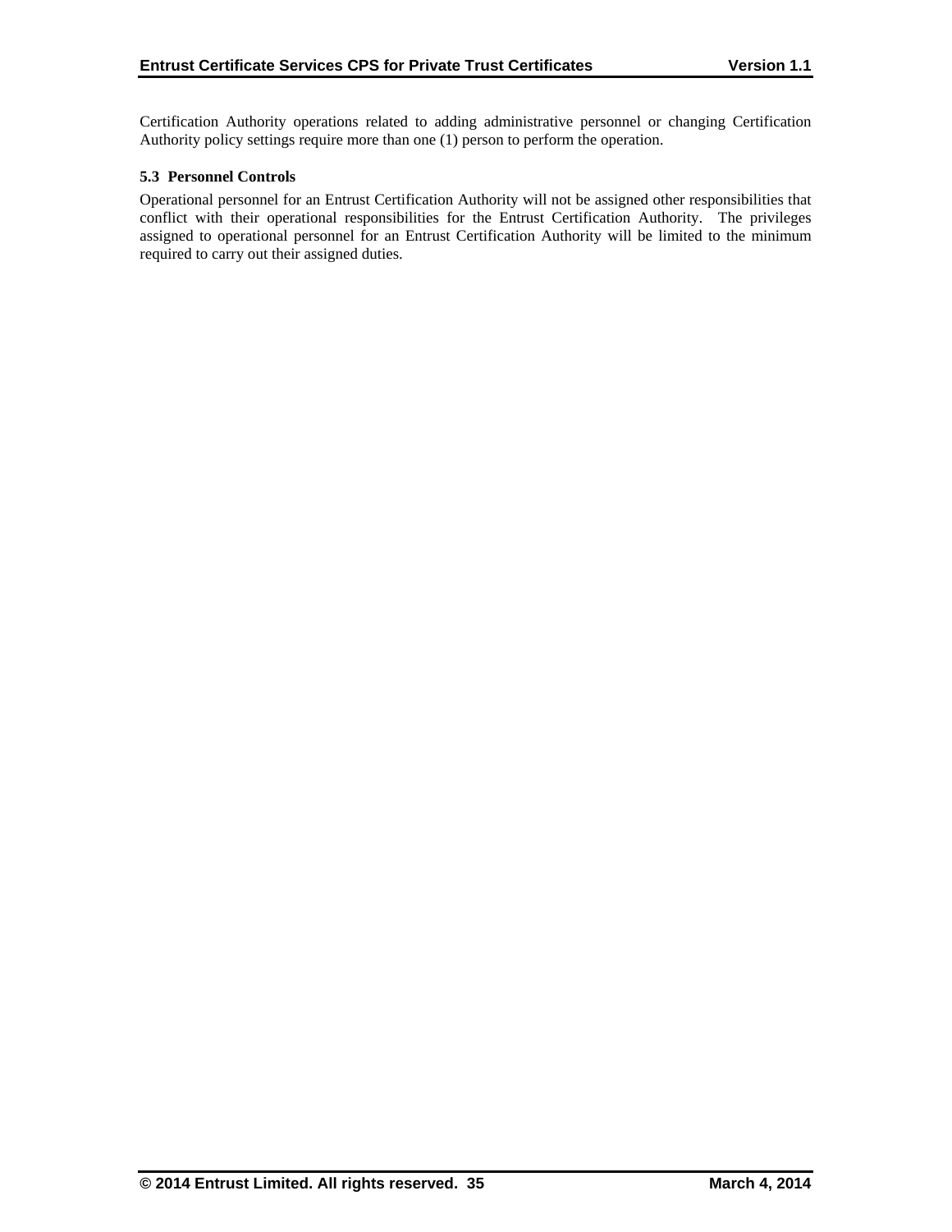Certification Authority operations related to adding administrative personnel or changing Certification Authority policy settings require more than one (1) person to perform the operation.

### 5.3 Personnel Controls

Operational personnel for an Entrust Certification Authority will not be assigned other responsibilities that conflict with their operational responsibilities for the Entrust Certification Authority. The privileges assigned to operational personnel for an Entrust Certification Authority will be limited to the minimum required to carry out their assigned duties.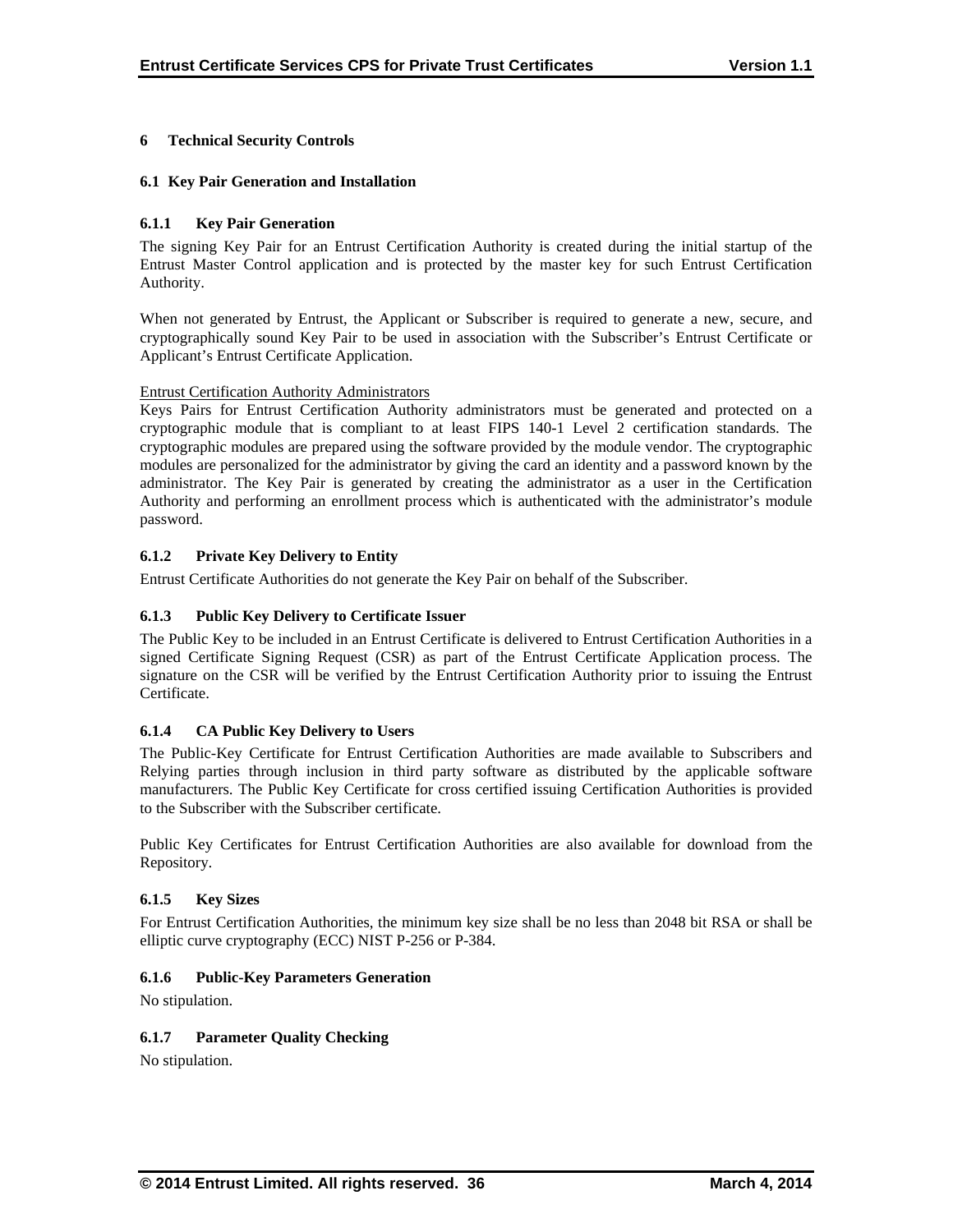# 6 Technical Security Controls

## 6.1 Key Pair Generation and Installation

### 6.1.1 Key Pair Generation

The signing Key Pair for an Entrust Certification Authority is created during the initial startup of the Entrust Master Control application and is protected by the master key for such Entrust Certification Authority.

When not generated by Entrust, the Applicant or Subscriber is required to generate a new, secure, and cryptographically sound Key Pair to be used in association with the Subscriber's Entrust Certificate or Applicant's Entrust Certificate Application.

Entrust Certification Authority Administrators

Keys Pairs for Entrust Certification Authority administrators must be generated and protected on a cryptographic module that is compliant to at least FIPS 140-1 Level 2 certification standards. The cryptographic modules are prepared using the software provided by the module vendor. The cryptographic modules are personalized for the administrator by giving the card an identity and a password known by the administrator. The Key Pair is generated by creating the administrator as a user in the Certification Authority and performing an enrollment process which is authenticated with the administrator's module password.

### 6.1.2 Private Key Delivery to Entity

Entrust Certificate Authorities do not generate the Key Pair on behalf of the Subscriber.

### 6.1.3 Public Key Delivery to Certificate Issuer

The Public Key to be included in an Entrust Certificate is delivered to Entrust Certification Authorities in a signed Certificate Signing Request (CSR) as part of the Entrust Certificate Application process. The signature on the CSR will be verified by the Entrust Certification Authority prior to issuing the Entrust Certificate.

### 6.1.4 CA Public Key Delivery to Users

The Public-Key Certificate for Entrust Certification Authorities are made available to Subscribers and Relying parties through inclusion in third party software as distributed by the applicable software manufacturers. The Public Key Certificate for cross certified issuing Certification Authorities is provided to the Subscriber with the Subscriber certificate.

Public Key Certificates for Entrust Certification Authorities are also available for download from the Repository.

### 6.1.5 Key Sizes

For Entrust Certification Authorities, the minimum key size shall be no less than 2048 bit RSA or shall be elliptic curve cryptography (ECC) NIST P-256 or P-384.

### 6.1.6 Public-Key Parameters Generation

No stipulation.

### 6.1.7 Parameter Quality Checking

No stipulation.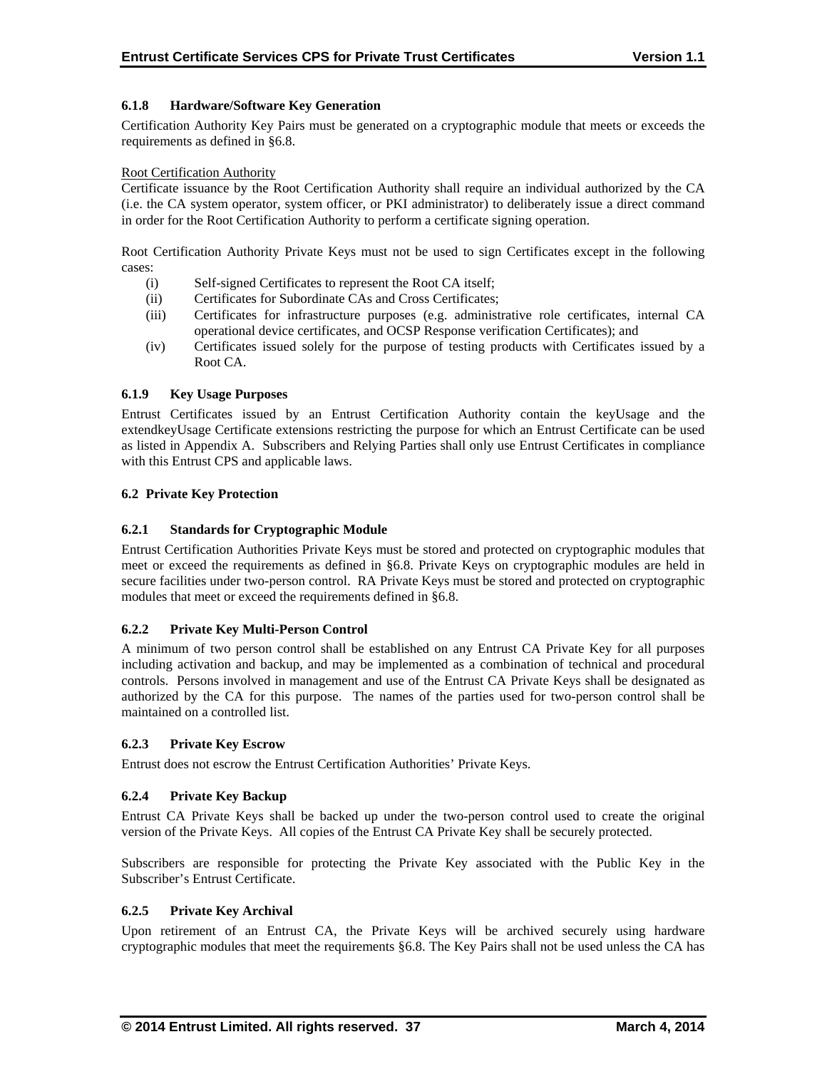### 6.1.8 Hardware/Software Key Generation

Certification Authority Key Pairs must be generated on a cryptographic module that meets or exceeds the requirements as defined in §6.8.

Root Certification Authority

Certificate issuance by the Root Certification Authority shall require an individual authorized by the CA (i.e. the CA system operator, system officer, or PKI administrator) to deliberately issue a direct command in order for the Root Certification Authority to perform a certificate signing operation.

Root Certification Authority Private Keys must not be used to sign Certificates except in the following cases:

(i) Self-signed Certificates to represent the Root CA itself;
(ii) Certificates for Subordinate CAs and Cross Certificates;
(iii) Certificates for infrastructure purposes (e.g. administrative role certificates, internal CA operational device certificates, and OCSP Response verification Certificates); and
(iv) Certificates issued solely for the purpose of testing products with Certificates issued by a Root CA.

### 6.1.9 Key Usage Purposes

Entrust Certificates issued by an Entrust Certification Authority contain the keyUsage and the extendkeyUsage Certificate extensions restricting the purpose for which an Entrust Certificate can be used as listed in Appendix A. Subscribers and Relying Parties shall only use Entrust Certificates in compliance with this Entrust CPS and applicable laws.

## 6.2 Private Key Protection

### 6.2.1 Standards for Cryptographic Module

Entrust Certification Authorities Private Keys must be stored and protected on cryptographic modules that meet or exceed the requirements as defined in §6.8. Private Keys on cryptographic modules are held in secure facilities under two-person control. RA Private Keys must be stored and protected on cryptographic modules that meet or exceed the requirements defined in §6.8.

### 6.2.2 Private Key Multi-Person Control

A minimum of two person control shall be established on any Entrust CA Private Key for all purposes including activation and backup, and may be implemented as a combination of technical and procedural controls. Persons involved in management and use of the Entrust CA Private Keys shall be designated as authorized by the CA for this purpose. The names of the parties used for two-person control shall be maintained on a controlled list.

### 6.2.3 Private Key Escrow

Entrust does not escrow the Entrust Certification Authorities' Private Keys.

### 6.2.4 Private Key Backup

Entrust CA Private Keys shall be backed up under the two-person control used to create the original version of the Private Keys. All copies of the Entrust CA Private Key shall be securely protected.

Subscribers are responsible for protecting the Private Key associated with the Public Key in the Subscriber's Entrust Certificate.

### 6.2.5 Private Key Archival

Upon retirement of an Entrust CA, the Private Keys will be archived securely using hardware cryptographic modules that meet the requirements §6.8. The Key Pairs shall not be used unless the CA has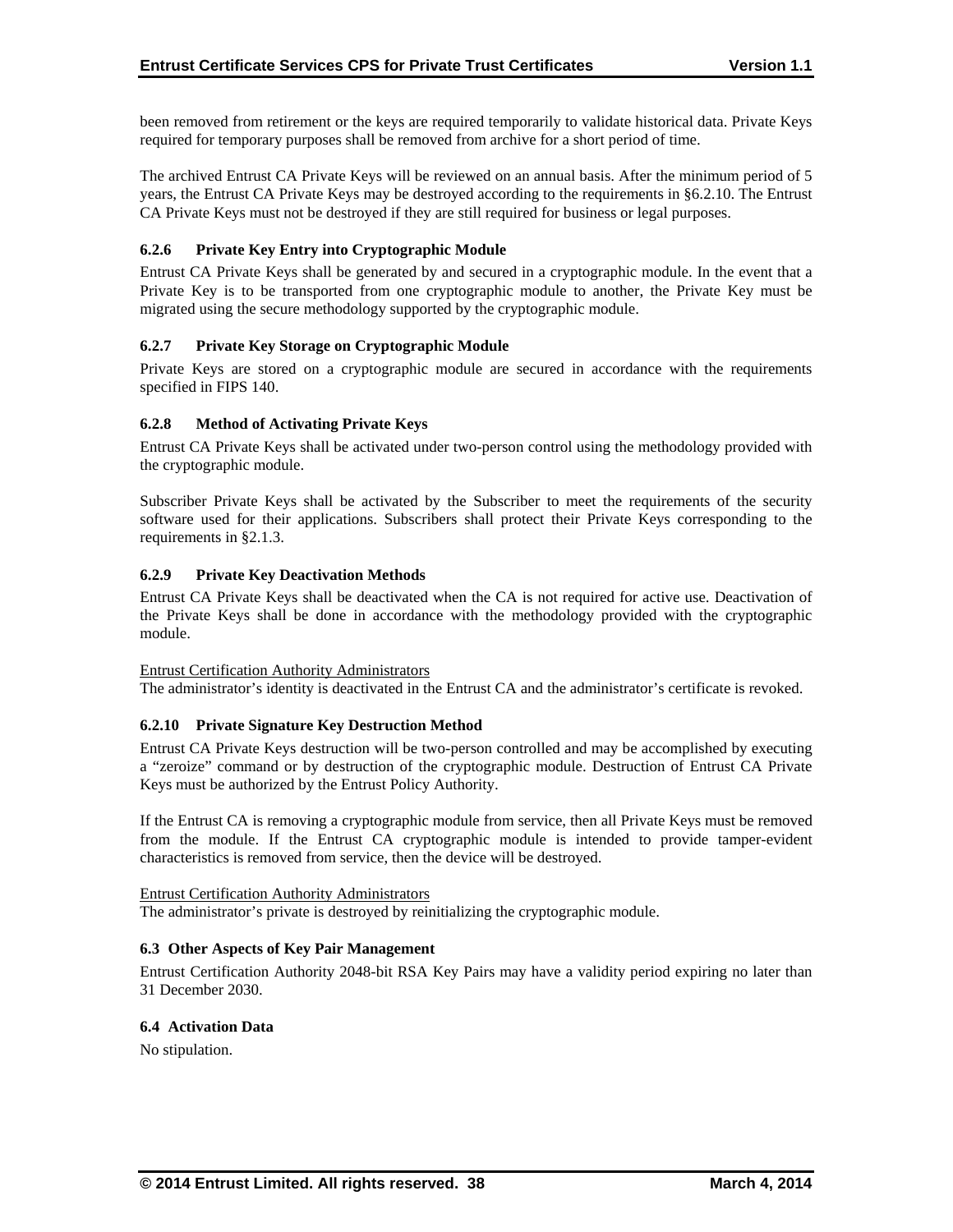been removed from retirement or the keys are required temporarily to validate historical data. Private Keys required for temporary purposes shall be removed from archive for a short period of time.

The archived Entrust CA Private Keys will be reviewed on an annual basis. After the minimum period of 5 years, the Entrust CA Private Keys may be destroyed according to the requirements in §6.2.10. The Entrust CA Private Keys must not be destroyed if they are still required for business or legal purposes.

#### 6.2.6 Private Key Entry into Cryptographic Module

Entrust CA Private Keys shall be generated by and secured in a cryptographic module. In the event that a Private Key is to be transported from one cryptographic module to another, the Private Key must be migrated using the secure methodology supported by the cryptographic module.

#### 6.2.7 Private Key Storage on Cryptographic Module

Private Keys are stored on a cryptographic module are secured in accordance with the requirements specified in FIPS 140.

#### 6.2.8 Method of Activating Private Keys

Entrust CA Private Keys shall be activated under two-person control using the methodology provided with the cryptographic module.

Subscriber Private Keys shall be activated by the Subscriber to meet the requirements of the security software used for their applications. Subscribers shall protect their Private Keys corresponding to the requirements in §2.1.3.

#### 6.2.9 Private Key Deactivation Methods

Entrust CA Private Keys shall be deactivated when the CA is not required for active use. Deactivation of the Private Keys shall be done in accordance with the methodology provided with the cryptographic module.

Entrust Certification Authority Administrators
The administrator's identity is deactivated in the Entrust CA and the administrator's certificate is revoked.

#### 6.2.10 Private Signature Key Destruction Method

Entrust CA Private Keys destruction will be two-person controlled and may be accomplished by executing a "zeroize" command or by destruction of the cryptographic module. Destruction of Entrust CA Private Keys must be authorized by the Entrust Policy Authority.

If the Entrust CA is removing a cryptographic module from service, then all Private Keys must be removed from the module. If the Entrust CA cryptographic module is intended to provide tamper-evident characteristics is removed from service, then the device will be destroyed.

Entrust Certification Authority Administrators
The administrator's private is destroyed by reinitializing the cryptographic module.

### 6.3 Other Aspects of Key Pair Management

Entrust Certification Authority 2048-bit RSA Key Pairs may have a validity period expiring no later than 31 December 2030.

### 6.4 Activation Data

No stipulation.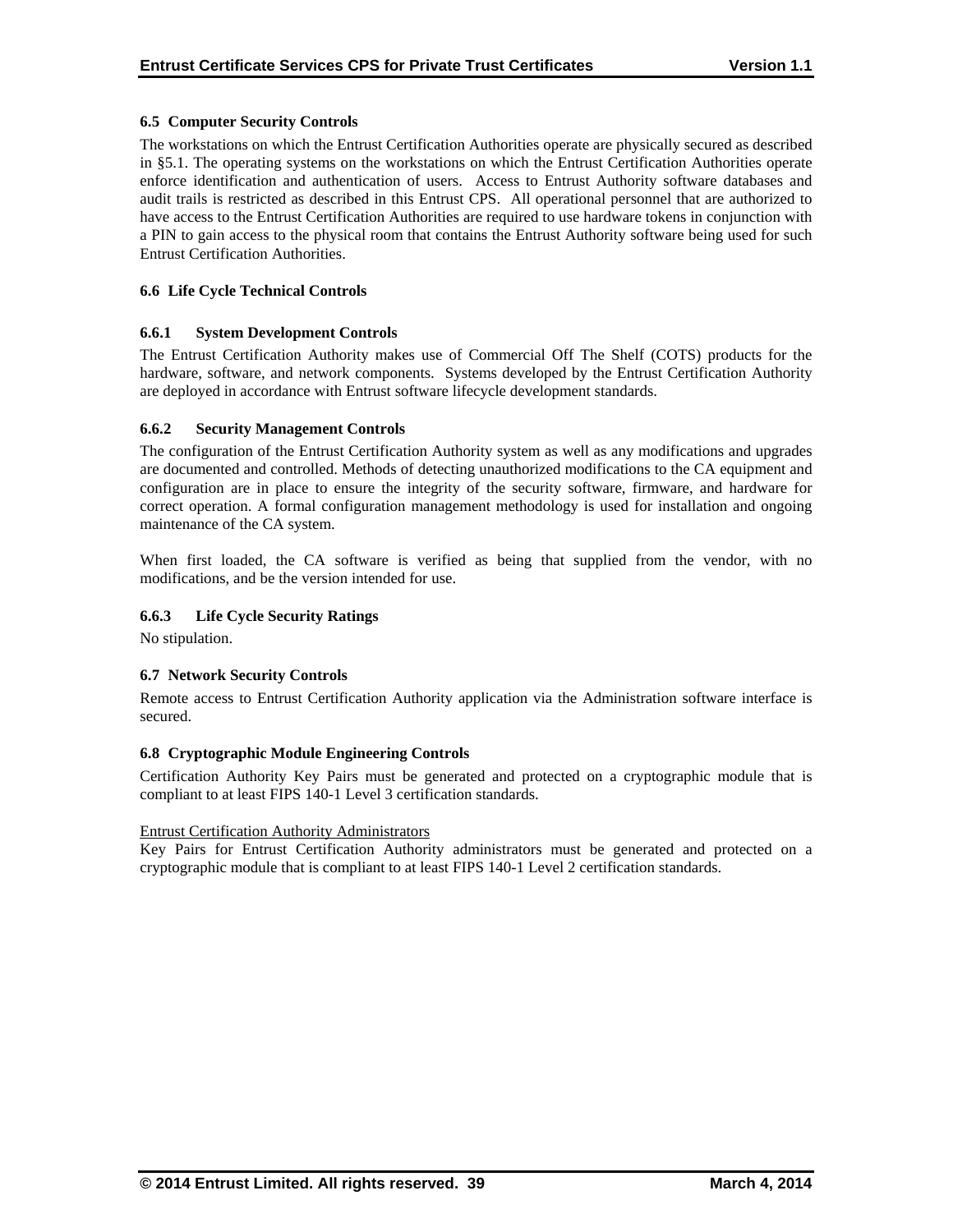### 6.5 Computer Security Controls

The workstations on which the Entrust Certification Authorities operate are physically secured as described in §5.1. The operating systems on the workstations on which the Entrust Certification Authorities operate enforce identification and authentication of users. Access to Entrust Authority software databases and audit trails is restricted as described in this Entrust CPS. All operational personnel that are authorized to have access to the Entrust Certification Authorities are required to use hardware tokens in conjunction with a PIN to gain access to the physical room that contains the Entrust Authority software being used for such Entrust Certification Authorities.

### 6.6 Life Cycle Technical Controls

#### 6.6.1 System Development Controls

The Entrust Certification Authority makes use of Commercial Off The Shelf (COTS) products for the hardware, software, and network components. Systems developed by the Entrust Certification Authority are deployed in accordance with Entrust software lifecycle development standards.

#### 6.6.2 Security Management Controls

The configuration of the Entrust Certification Authority system as well as any modifications and upgrades are documented and controlled. Methods of detecting unauthorized modifications to the CA equipment and configuration are in place to ensure the integrity of the security software, firmware, and hardware for correct operation. A formal configuration management methodology is used for installation and ongoing maintenance of the CA system.

When first loaded, the CA software is verified as being that supplied from the vendor, with no modifications, and be the version intended for use.

#### 6.6.3 Life Cycle Security Ratings

No stipulation.

### 6.7 Network Security Controls

Remote access to Entrust Certification Authority application via the Administration software interface is secured.

### 6.8 Cryptographic Module Engineering Controls

Certification Authority Key Pairs must be generated and protected on a cryptographic module that is compliant to at least FIPS 140-1 Level 3 certification standards.

Entrust Certification Authority Administrators

Key Pairs for Entrust Certification Authority administrators must be generated and protected on a cryptographic module that is compliant to at least FIPS 140-1 Level 2 certification standards.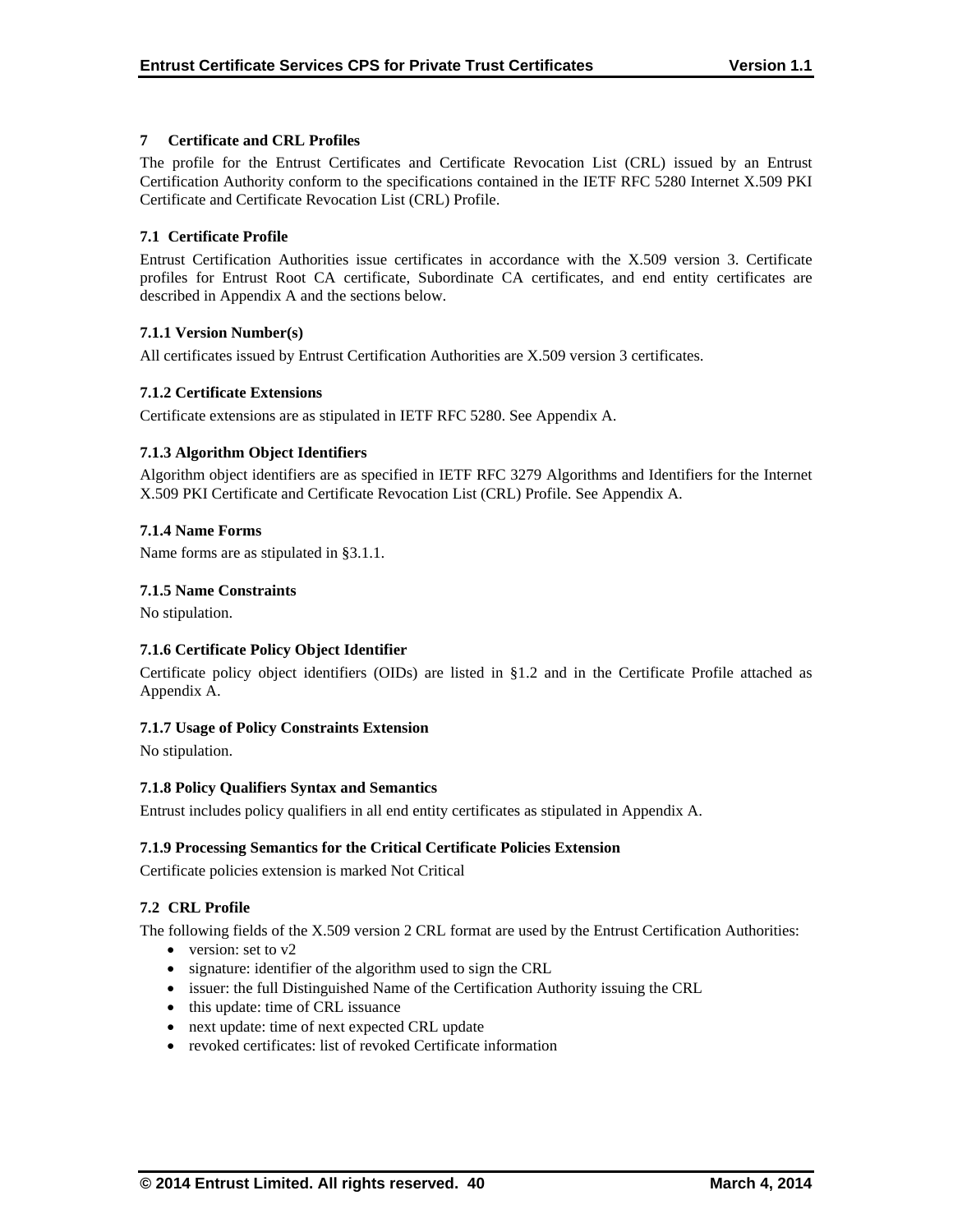# 7 Certificate and CRL Profiles

The profile for the Entrust Certificates and Certificate Revocation List (CRL) issued by an Entrust Certification Authority conform to the specifications contained in the IETF RFC 5280 Internet X.509 PKI Certificate and Certificate Revocation List (CRL) Profile.

## 7.1 Certificate Profile

Entrust Certification Authorities issue certificates in accordance with the X.509 version 3. Certificate profiles for Entrust Root CA certificate, Subordinate CA certificates, and end entity certificates are described in Appendix A and the sections below.

### 7.1.1 Version Number(s)

All certificates issued by Entrust Certification Authorities are X.509 version 3 certificates.

### 7.1.2 Certificate Extensions

Certificate extensions are as stipulated in IETF RFC 5280. See Appendix A.

### 7.1.3 Algorithm Object Identifiers

Algorithm object identifiers are as specified in IETF RFC 3279 Algorithms and Identifiers for the Internet X.509 PKI Certificate and Certificate Revocation List (CRL) Profile. See Appendix A.

### 7.1.4 Name Forms

Name forms are as stipulated in §3.1.1.

### 7.1.5 Name Constraints

No stipulation.

### 7.1.6 Certificate Policy Object Identifier

Certificate policy object identifiers (OIDs) are listed in §1.2 and in the Certificate Profile attached as Appendix A.

### 7.1.7 Usage of Policy Constraints Extension

No stipulation.

### 7.1.8 Policy Qualifiers Syntax and Semantics

Entrust includes policy qualifiers in all end entity certificates as stipulated in Appendix A.

### 7.1.9 Processing Semantics for the Critical Certificate Policies Extension

Certificate policies extension is marked Not Critical

## 7.2 CRL Profile

The following fields of the X.509 version 2 CRL format are used by the Entrust Certification Authorities:

- version: set to v2
- signature: identifier of the algorithm used to sign the CRL
- issuer: the full Distinguished Name of the Certification Authority issuing the CRL
- this update: time of CRL issuance
- next update: time of next expected CRL update
- revoked certificates: list of revoked Certificate information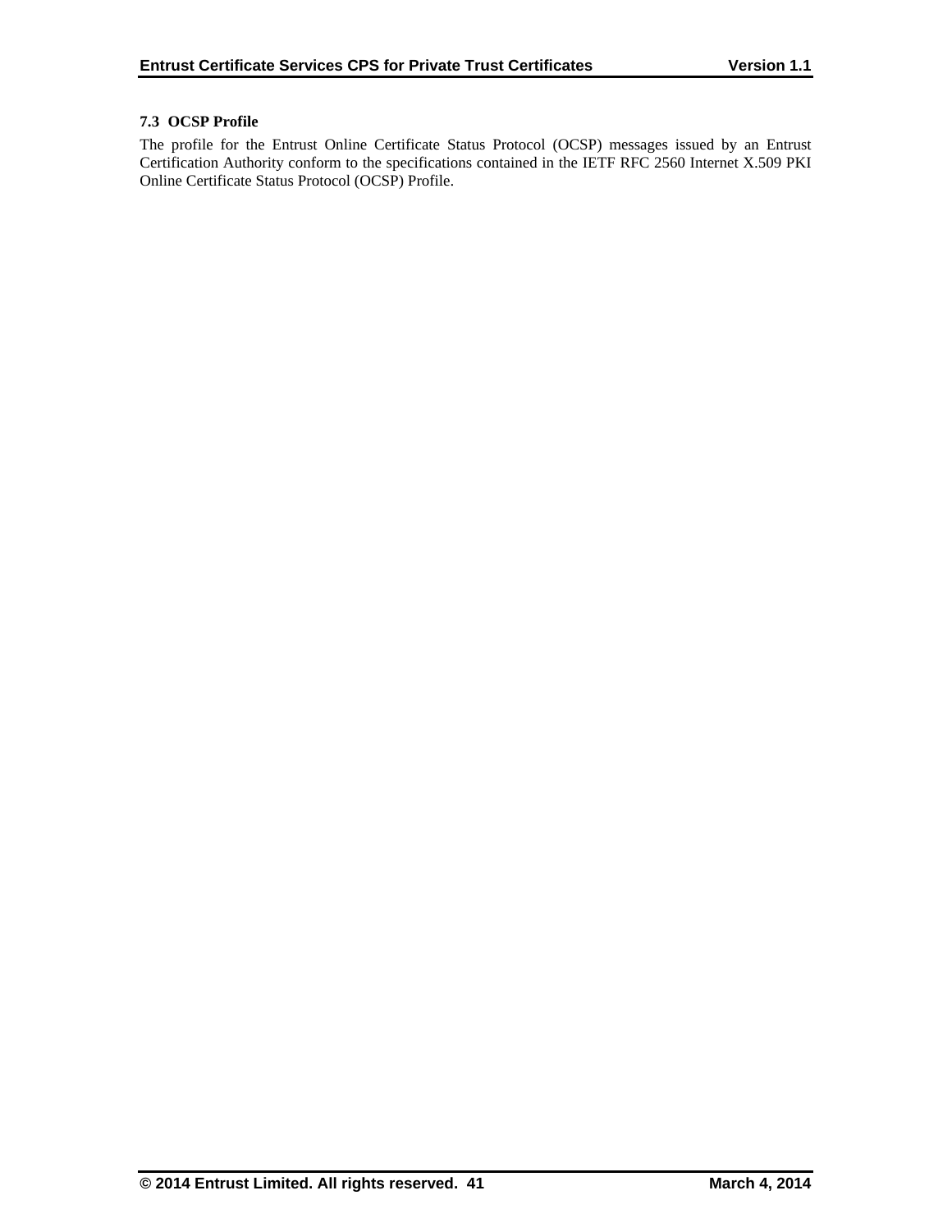### 7.3 OCSP Profile

The profile for the Entrust Online Certificate Status Protocol (OCSP) messages issued by an Entrust Certification Authority conform to the specifications contained in the IETF RFC 2560 Internet X.509 PKI Online Certificate Status Protocol (OCSP) Profile.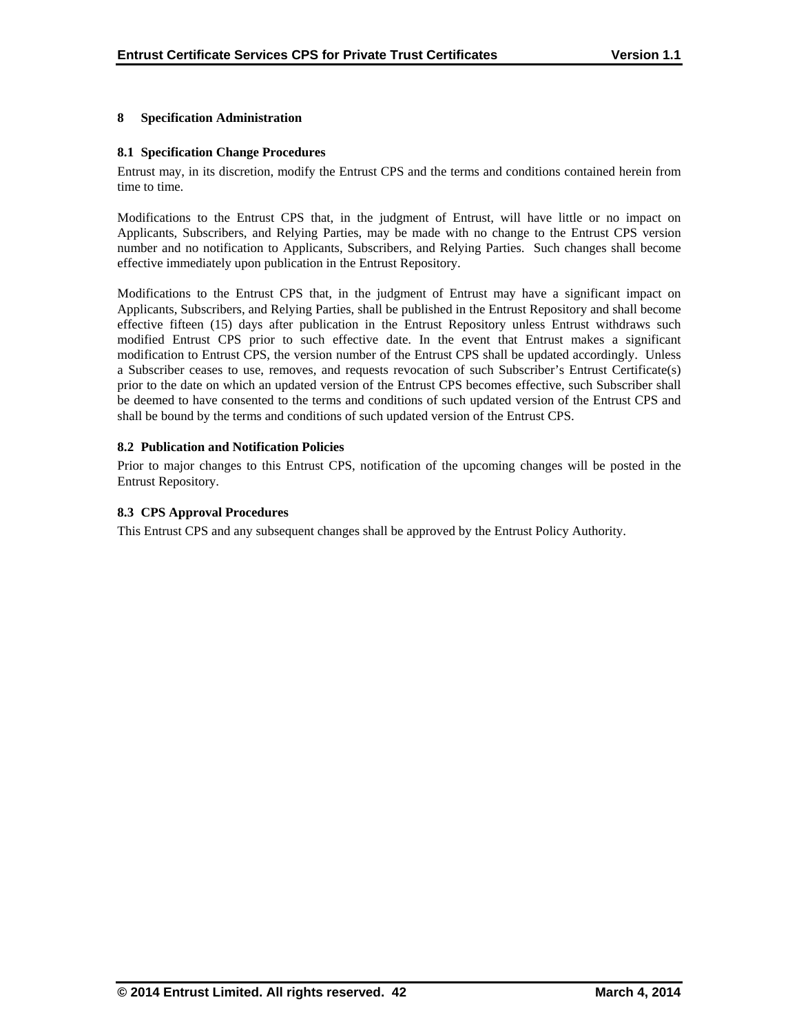# 8 Specification Administration

## 8.1 Specification Change Procedures

Entrust may, in its discretion, modify the Entrust CPS and the terms and conditions contained herein from time to time.

Modifications to the Entrust CPS that, in the judgment of Entrust, will have little or no impact on Applicants, Subscribers, and Relying Parties, may be made with no change to the Entrust CPS version number and no notification to Applicants, Subscribers, and Relying Parties. Such changes shall become effective immediately upon publication in the Entrust Repository.

Modifications to the Entrust CPS that, in the judgment of Entrust may have a significant impact on Applicants, Subscribers, and Relying Parties, shall be published in the Entrust Repository and shall become effective fifteen (15) days after publication in the Entrust Repository unless Entrust withdraws such modified Entrust CPS prior to such effective date. In the event that Entrust makes a significant modification to Entrust CPS, the version number of the Entrust CPS shall be updated accordingly. Unless a Subscriber ceases to use, removes, and requests revocation of such Subscriber's Entrust Certificate(s) prior to the date on which an updated version of the Entrust CPS becomes effective, such Subscriber shall be deemed to have consented to the terms and conditions of such updated version of the Entrust CPS and shall be bound by the terms and conditions of such updated version of the Entrust CPS.

## 8.2 Publication and Notification Policies

Prior to major changes to this Entrust CPS, notification of the upcoming changes will be posted in the Entrust Repository.

## 8.3 CPS Approval Procedures

This Entrust CPS and any subsequent changes shall be approved by the Entrust Policy Authority.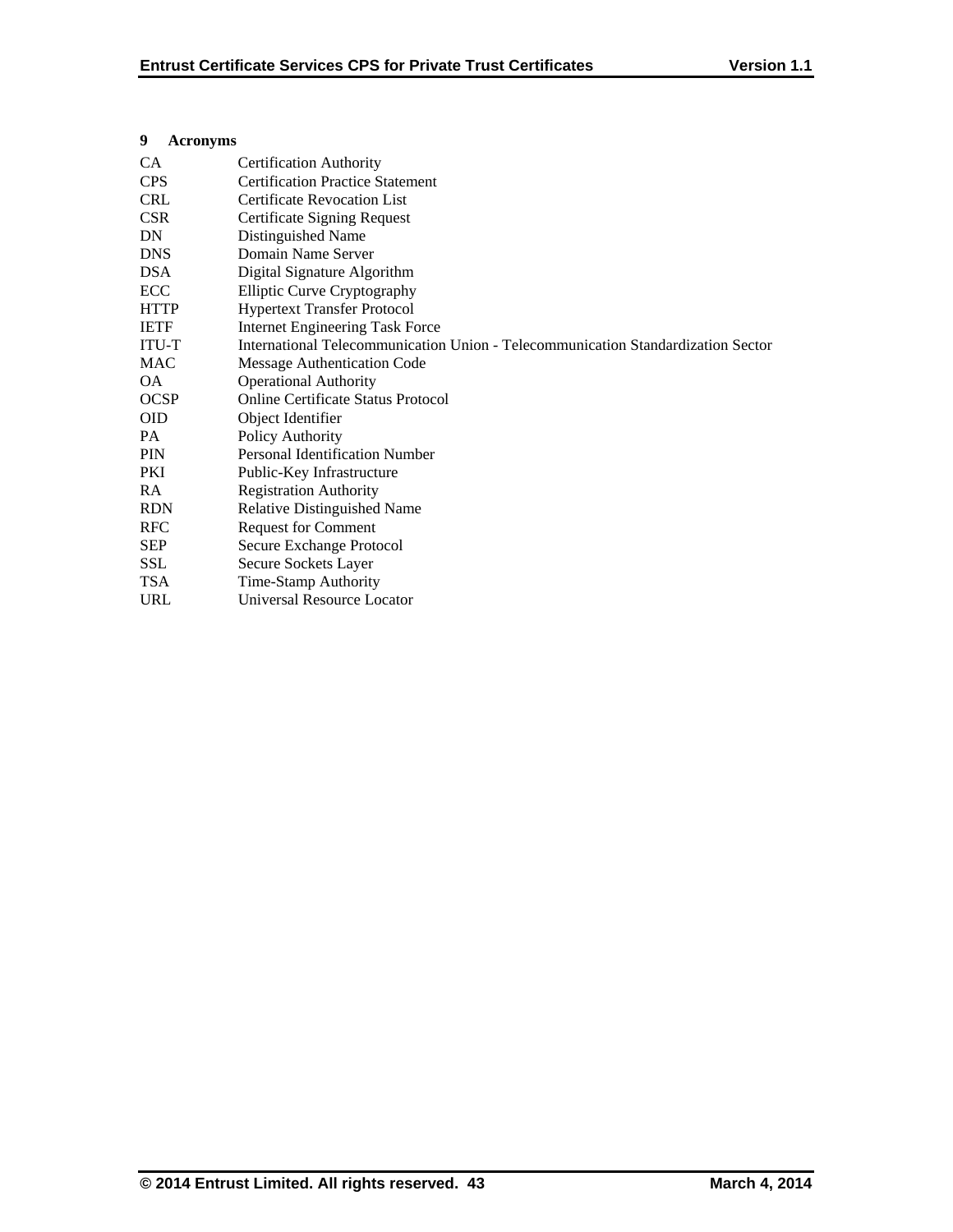# 9 Acronyms

| | |
|---|---|
| CA | Certification Authority |
| CPS | Certification Practice Statement |
| CRL | Certificate Revocation List |
| CSR | Certificate Signing Request |
| DN | Distinguished Name |
| DNS | Domain Name Server |
| DSA | Digital Signature Algorithm |
| ECC | Elliptic Curve Cryptography |
| HTTP | Hypertext Transfer Protocol |
| IETF | Internet Engineering Task Force |
| ITU-T | International Telecommunication Union - Telecommunication Standardization Sector |
| MAC | Message Authentication Code |
| OA | Operational Authority |
| OCSP | Online Certificate Status Protocol |
| OID | Object Identifier |
| PA | Policy Authority |
| PIN | Personal Identification Number |
| PKI | Public-Key Infrastructure |
| RA | Registration Authority |
| RDN | Relative Distinguished Name |
| RFC | Request for Comment |
| SEP | Secure Exchange Protocol |
| SSL | Secure Sockets Layer |
| TSA | Time-Stamp Authority |
| URL | Universal Resource Locator |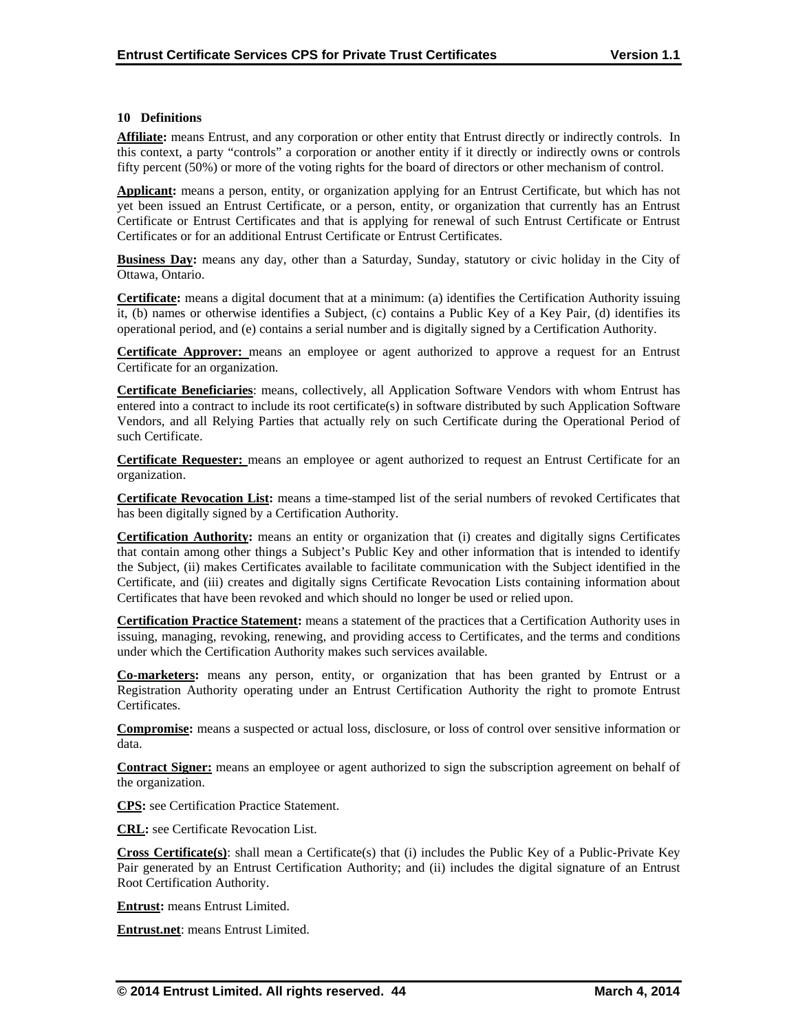## 10 Definitions

**Affiliate:** means Entrust, and any corporation or other entity that Entrust directly or indirectly controls. In this context, a party "controls" a corporation or another entity if it directly or indirectly owns or controls fifty percent (50%) or more of the voting rights for the board of directors or other mechanism of control.

**Applicant:** means a person, entity, or organization applying for an Entrust Certificate, but which has not yet been issued an Entrust Certificate, or a person, entity, or organization that currently has an Entrust Certificate or Entrust Certificates and that is applying for renewal of such Entrust Certificate or Entrust Certificates or for an additional Entrust Certificate or Entrust Certificates.

**Business Day:** means any day, other than a Saturday, Sunday, statutory or civic holiday in the City of Ottawa, Ontario.

**Certificate:** means a digital document that at a minimum: (a) identifies the Certification Authority issuing it, (b) names or otherwise identifies a Subject, (c) contains a Public Key of a Key Pair, (d) identifies its operational period, and (e) contains a serial number and is digitally signed by a Certification Authority.

**Certificate Approver:** means an employee or agent authorized to approve a request for an Entrust Certificate for an organization.

**Certificate Beneficiaries**: means, collectively, all Application Software Vendors with whom Entrust has entered into a contract to include its root certificate(s) in software distributed by such Application Software Vendors, and all Relying Parties that actually rely on such Certificate during the Operational Period of such Certificate.

**Certificate Requester:** means an employee or agent authorized to request an Entrust Certificate for an organization.

**Certificate Revocation List:** means a time-stamped list of the serial numbers of revoked Certificates that has been digitally signed by a Certification Authority.

**Certification Authority:** means an entity or organization that (i) creates and digitally signs Certificates that contain among other things a Subject's Public Key and other information that is intended to identify the Subject, (ii) makes Certificates available to facilitate communication with the Subject identified in the Certificate, and (iii) creates and digitally signs Certificate Revocation Lists containing information about Certificates that have been revoked and which should no longer be used or relied upon.

**Certification Practice Statement:** means a statement of the practices that a Certification Authority uses in issuing, managing, revoking, renewing, and providing access to Certificates, and the terms and conditions under which the Certification Authority makes such services available.

**Co-marketers:** means any person, entity, or organization that has been granted by Entrust or a Registration Authority operating under an Entrust Certification Authority the right to promote Entrust Certificates.

**Compromise:** means a suspected or actual loss, disclosure, or loss of control over sensitive information or data.

**Contract Signer:** means an employee or agent authorized to sign the subscription agreement on behalf of the organization.

**CPS:** see Certification Practice Statement.

**CRL:** see Certificate Revocation List.

**Cross Certificate(s)**: shall mean a Certificate(s) that (i) includes the Public Key of a Public-Private Key Pair generated by an Entrust Certification Authority; and (ii) includes the digital signature of an Entrust Root Certification Authority.

**Entrust:** means Entrust Limited.

**Entrust.net**: means Entrust Limited.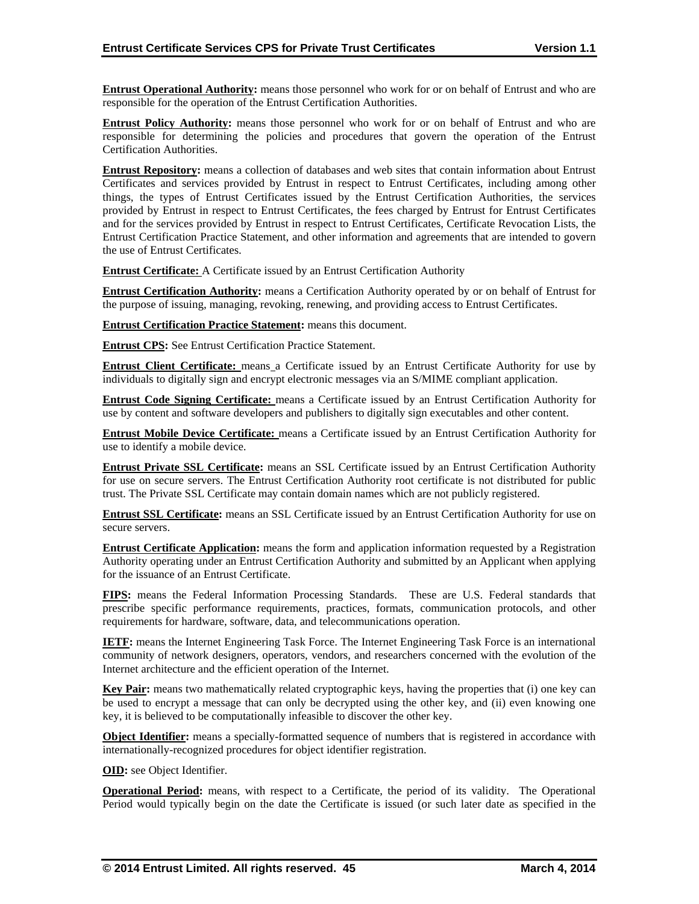**Entrust Operational Authority:** means those personnel who work for or on behalf of Entrust and who are responsible for the operation of the Entrust Certification Authorities.

**Entrust Policy Authority:** means those personnel who work for or on behalf of Entrust and who are responsible for determining the policies and procedures that govern the operation of the Entrust Certification Authorities.

**Entrust Repository:** means a collection of databases and web sites that contain information about Entrust Certificates and services provided by Entrust in respect to Entrust Certificates, including among other things, the types of Entrust Certificates issued by the Entrust Certification Authorities, the services provided by Entrust in respect to Entrust Certificates, the fees charged by Entrust for Entrust Certificates and for the services provided by Entrust in respect to Entrust Certificates, Certificate Revocation Lists, the Entrust Certification Practice Statement, and other information and agreements that are intended to govern the use of Entrust Certificates.

**Entrust Certificate:** A Certificate issued by an Entrust Certification Authority

**Entrust Certification Authority:** means a Certification Authority operated by or on behalf of Entrust for the purpose of issuing, managing, revoking, renewing, and providing access to Entrust Certificates.

**Entrust Certification Practice Statement:** means this document.

**Entrust CPS:** See Entrust Certification Practice Statement.

**Entrust Client Certificate:** means a Certificate issued by an Entrust Certificate Authority for use by individuals to digitally sign and encrypt electronic messages via an S/MIME compliant application.

**Entrust Code Signing Certificate:** means a Certificate issued by an Entrust Certification Authority for use by content and software developers and publishers to digitally sign executables and other content.

**Entrust Mobile Device Certificate:** means a Certificate issued by an Entrust Certification Authority for use to identify a mobile device.

**Entrust Private SSL Certificate:** means an SSL Certificate issued by an Entrust Certification Authority for use on secure servers. The Entrust Certification Authority root certificate is not distributed for public trust. The Private SSL Certificate may contain domain names which are not publicly registered.

**Entrust SSL Certificate:** means an SSL Certificate issued by an Entrust Certification Authority for use on secure servers.

**Entrust Certificate Application:** means the form and application information requested by a Registration Authority operating under an Entrust Certification Authority and submitted by an Applicant when applying for the issuance of an Entrust Certificate.

**FIPS:** means the Federal Information Processing Standards. These are U.S. Federal standards that prescribe specific performance requirements, practices, formats, communication protocols, and other requirements for hardware, software, data, and telecommunications operation.

**IETF:** means the Internet Engineering Task Force. The Internet Engineering Task Force is an international community of network designers, operators, vendors, and researchers concerned with the evolution of the Internet architecture and the efficient operation of the Internet.

**Key Pair:** means two mathematically related cryptographic keys, having the properties that (i) one key can be used to encrypt a message that can only be decrypted using the other key, and (ii) even knowing one key, it is believed to be computationally infeasible to discover the other key.

**Object Identifier:** means a specially-formatted sequence of numbers that is registered in accordance with internationally-recognized procedures for object identifier registration.

**OID:** see Object Identifier.

**Operational Period:** means, with respect to a Certificate, the period of its validity. The Operational Period would typically begin on the date the Certificate is issued (or such later date as specified in the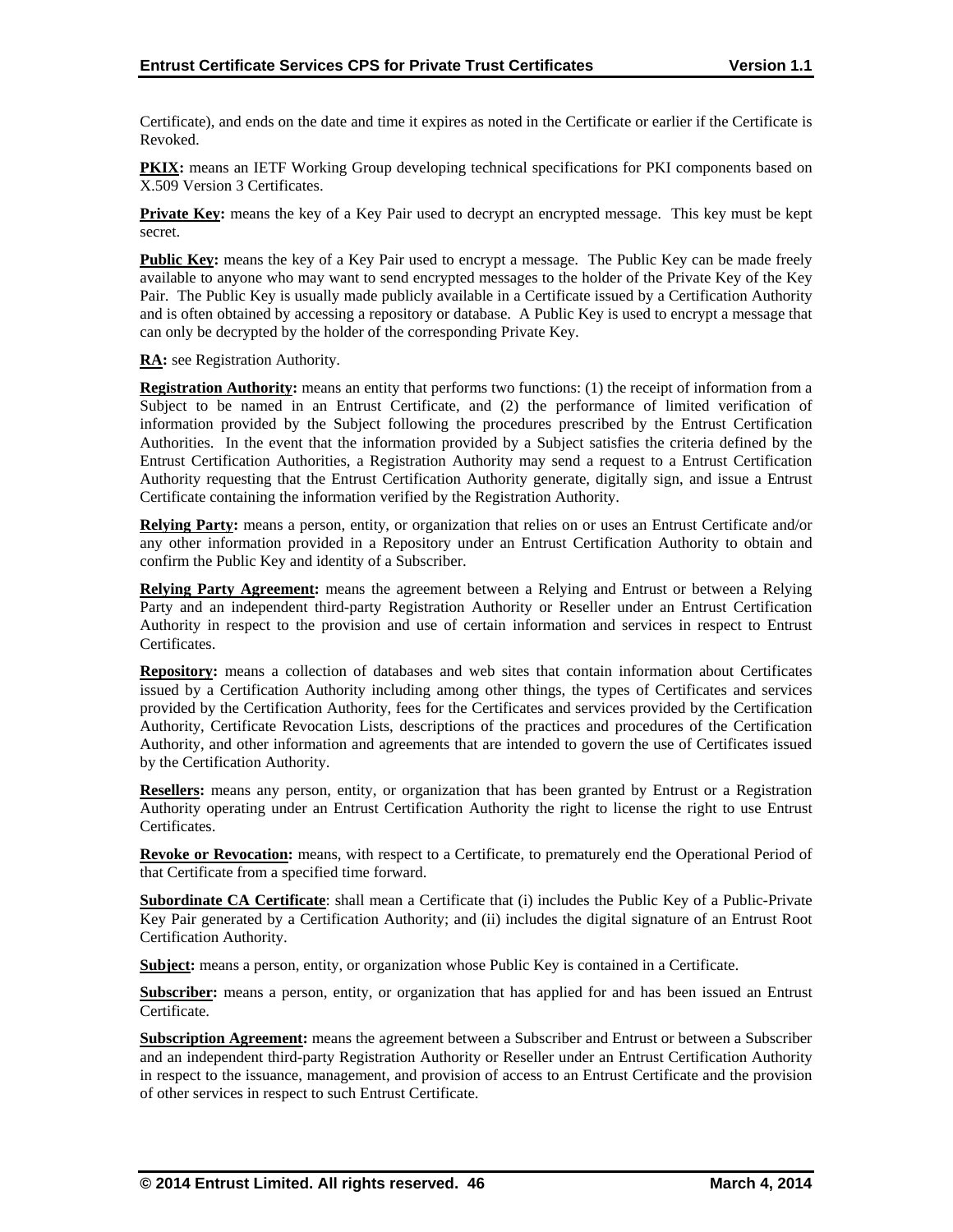Certificate), and ends on the date and time it expires as noted in the Certificate or earlier if the Certificate is Revoked.

**PKIX:** means an IETF Working Group developing technical specifications for PKI components based on X.509 Version 3 Certificates.

**Private Key:** means the key of a Key Pair used to decrypt an encrypted message. This key must be kept secret.

**Public Key:** means the key of a Key Pair used to encrypt a message. The Public Key can be made freely available to anyone who may want to send encrypted messages to the holder of the Private Key of the Key Pair. The Public Key is usually made publicly available in a Certificate issued by a Certification Authority and is often obtained by accessing a repository or database. A Public Key is used to encrypt a message that can only be decrypted by the holder of the corresponding Private Key.

**RA:** see Registration Authority.

**Registration Authority:** means an entity that performs two functions: (1) the receipt of information from a Subject to be named in an Entrust Certificate, and (2) the performance of limited verification of information provided by the Subject following the procedures prescribed by the Entrust Certification Authorities. In the event that the information provided by a Subject satisfies the criteria defined by the Entrust Certification Authorities, a Registration Authority may send a request to a Entrust Certification Authority requesting that the Entrust Certification Authority generate, digitally sign, and issue a Entrust Certificate containing the information verified by the Registration Authority.

**Relying Party:** means a person, entity, or organization that relies on or uses an Entrust Certificate and/or any other information provided in a Repository under an Entrust Certification Authority to obtain and confirm the Public Key and identity of a Subscriber.

**Relying Party Agreement:** means the agreement between a Relying and Entrust or between a Relying Party and an independent third-party Registration Authority or Reseller under an Entrust Certification Authority in respect to the provision and use of certain information and services in respect to Entrust Certificates.

**Repository:** means a collection of databases and web sites that contain information about Certificates issued by a Certification Authority including among other things, the types of Certificates and services provided by the Certification Authority, fees for the Certificates and services provided by the Certification Authority, Certificate Revocation Lists, descriptions of the practices and procedures of the Certification Authority, and other information and agreements that are intended to govern the use of Certificates issued by the Certification Authority.

**Resellers:** means any person, entity, or organization that has been granted by Entrust or a Registration Authority operating under an Entrust Certification Authority the right to license the right to use Entrust Certificates.

**Revoke or Revocation:** means, with respect to a Certificate, to prematurely end the Operational Period of that Certificate from a specified time forward.

**Subordinate CA Certificate**: shall mean a Certificate that (i) includes the Public Key of a Public-Private Key Pair generated by a Certification Authority; and (ii) includes the digital signature of an Entrust Root Certification Authority.

**Subject:** means a person, entity, or organization whose Public Key is contained in a Certificate.

**Subscriber:** means a person, entity, or organization that has applied for and has been issued an Entrust Certificate.

**Subscription Agreement:** means the agreement between a Subscriber and Entrust or between a Subscriber and an independent third-party Registration Authority or Reseller under an Entrust Certification Authority in respect to the issuance, management, and provision of access to an Entrust Certificate and the provision of other services in respect to such Entrust Certificate.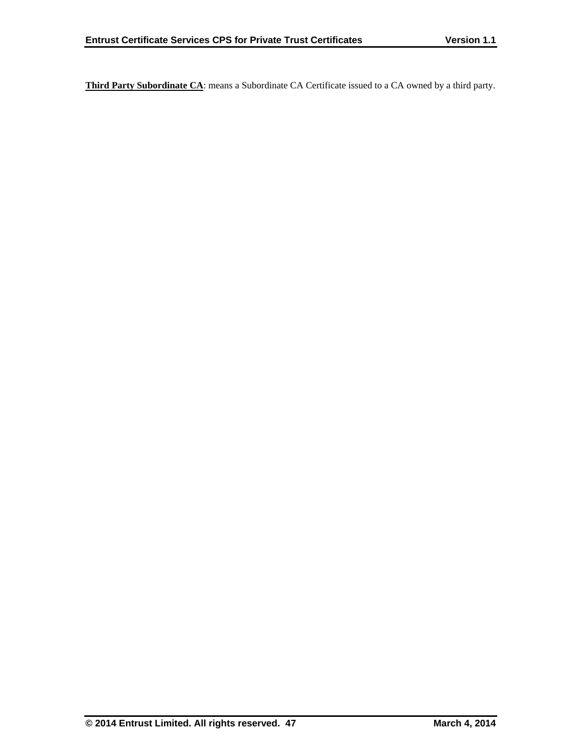**Third Party Subordinate CA**: means a Subordinate CA Certificate issued to a CA owned by a third party.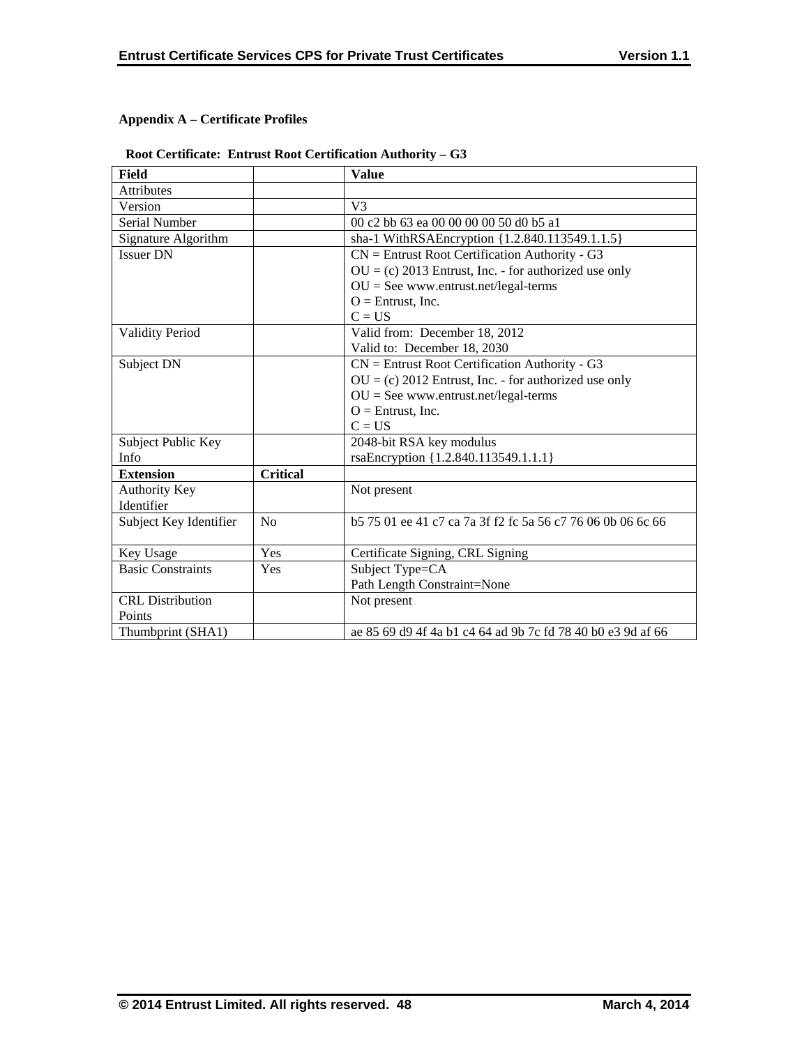**Appendix A – Certificate Profiles**

**Root Certificate: Entrust Root Certification Authority – G3**

| **Field** | | **Value** |
|---|---|---|
| Attributes | | |
| Version | | V3 |
| Serial Number | | 00 c2 bb 63 ea 00 00 00 00 50 d0 b5 a1 |
| Signature Algorithm | | sha-1 WithRSAEncryption {1.2.840.113549.1.1.5} |
| Issuer DN | | CN = Entrust Root Certification Authority - G3<br>OU = (c) 2013 Entrust, Inc. - for authorized use only<br>OU = See www.entrust.net/legal-terms<br>O = Entrust, Inc.<br>C = US |
| Validity Period | | Valid from: December 18, 2012<br>Valid to: December 18, 2030 |
| Subject DN | | CN = Entrust Root Certification Authority - G3<br>OU = (c) 2012 Entrust, Inc. - for authorized use only<br>OU = See www.entrust.net/legal-terms<br>O = Entrust, Inc.<br>C = US |
| Subject Public Key Info | | 2048-bit RSA key modulus<br>rsaEncryption {1.2.840.113549.1.1.1} |
| **Extension** | **Critical** | |
| Authority Key Identifier | | Not present |
| Subject Key Identifier | No | b5 75 01 ee 41 c7 ca 7a 3f f2 fc 5a 56 c7 76 06 0b 06 6c 66 |
| Key Usage | Yes | Certificate Signing, CRL Signing |
| Basic Constraints | Yes | Subject Type=CA<br>Path Length Constraint=None |
| CRL Distribution Points | | Not present |
| Thumbprint (SHA1) | | ae 85 69 d9 4f 4a b1 c4 64 ad 9b 7c fd 78 40 b0 e3 9d af 66 |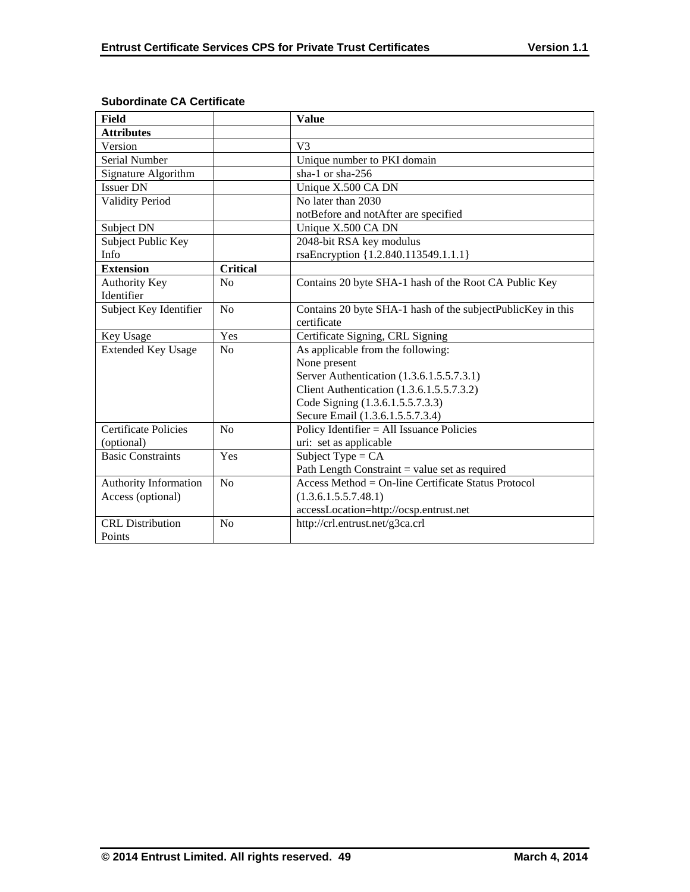**Subordinate CA Certificate**

| Field | | Value |
|---|---|---|
| **Attributes** | | |
| Version | | V3 |
| Serial Number | | Unique number to PKI domain |
| Signature Algorithm | | sha-1 or sha-256 |
| Issuer DN | | Unique X.500 CA DN |
| Validity Period | | No later than 2030<br>notBefore and notAfter are specified |
| Subject DN | | Unique X.500 CA DN |
| Subject Public Key Info | | 2048-bit RSA key modulus<br>rsaEncryption {1.2.840.113549.1.1.1} |
| **Extension** | **Critical** | |
| Authority Key Identifier | No | Contains 20 byte SHA-1 hash of the Root CA Public Key |
| Subject Key Identifier | No | Contains 20 byte SHA-1 hash of the subjectPublicKey in this certificate |
| Key Usage | Yes | Certificate Signing, CRL Signing |
| Extended Key Usage | No | As applicable from the following:<br>None present<br>Server Authentication (1.3.6.1.5.5.7.3.1)<br>Client Authentication (1.3.6.1.5.5.7.3.2)<br>Code Signing (1.3.6.1.5.5.7.3.3)<br>Secure Email (1.3.6.1.5.5.7.3.4) |
| Certificate Policies (optional) | No | Policy Identifier = All Issuance Policies<br>uri: set as applicable |
| Basic Constraints | Yes | Subject Type = CA<br>Path Length Constraint = value set as required |
| Authority Information Access (optional) | No | Access Method = On-line Certificate Status Protocol (1.3.6.1.5.5.7.48.1)<br>accessLocation=http://ocsp.entrust.net |
| CRL Distribution Points | No | http://crl.entrust.net/g3ca.crl |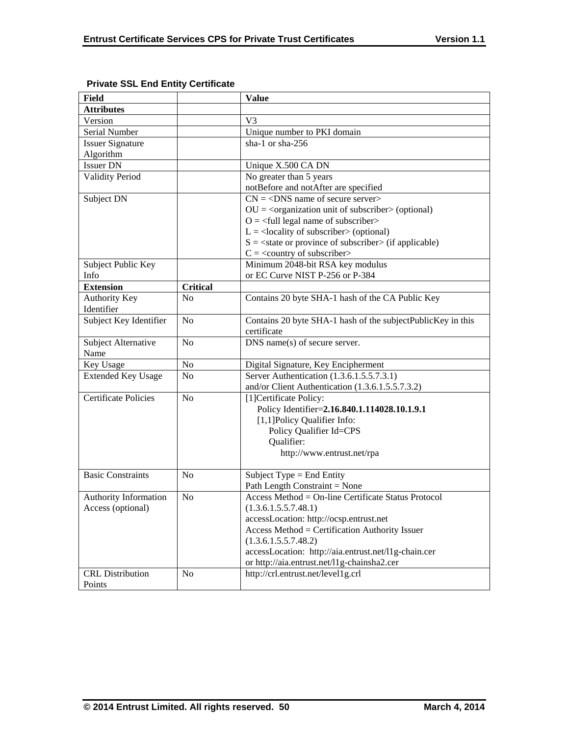**Private SSL End Entity Certificate**

| Field | | Value |
|---|---|---|
| **Attributes** | | |
| Version | | V3 |
| Serial Number | | Unique number to PKI domain |
| Issuer Signature Algorithm | | sha-1 or sha-256 |
| Issuer DN | | Unique X.500 CA DN |
| Validity Period | | No greater than 5 years<br>notBefore and notAfter are specified |
| Subject DN | | CN = <DNS name of secure server><br>OU = <organization unit of subscriber> (optional)<br>O = <full legal name of subscriber><br>L = <locality of subscriber> (optional)<br>S = <state or province of subscriber> (if applicable)<br>C = <country of subscriber> |
| Subject Public Key Info | | Minimum 2048-bit RSA key modulus<br>or EC Curve NIST P-256 or P-384 |
| **Extension** | **Critical** | |
| Authority Key Identifier | No | Contains 20 byte SHA-1 hash of the CA Public Key |
| Subject Key Identifier | No | Contains 20 byte SHA-1 hash of the subjectPublicKey in this certificate |
| Subject Alternative Name | No | DNS name(s) of secure server. |
| Key Usage | No | Digital Signature, Key Encipherment |
| Extended Key Usage | No | Server Authentication (1.3.6.1.5.5.7.3.1)<br>and/or Client Authentication (1.3.6.1.5.5.7.3.2) |
| Certificate Policies | No | [1]Certificate Policy:<br>Policy Identifier=**2.16.840.1.114028.10.1.9.1**<br>[1,1]Policy Qualifier Info:<br>Policy Qualifier Id=CPS<br>Qualifier:<br>http://www.entrust.net/rpa |
| Basic Constraints | No | Subject Type = End Entity<br>Path Length Constraint = None |
| Authority Information Access (optional) | No | Access Method = On-line Certificate Status Protocol (1.3.6.1.5.5.7.48.1)<br>accessLocation: http://ocsp.entrust.net<br>Access Method = Certification Authority Issuer (1.3.6.1.5.5.7.48.2)<br>accessLocation: http://aia.entrust.net/l1g-chain.cer<br>or http://aia.entrust.net/l1g-chainsha2.cer |
| CRL Distribution Points | No | http://crl.entrust.net/level1g.crl |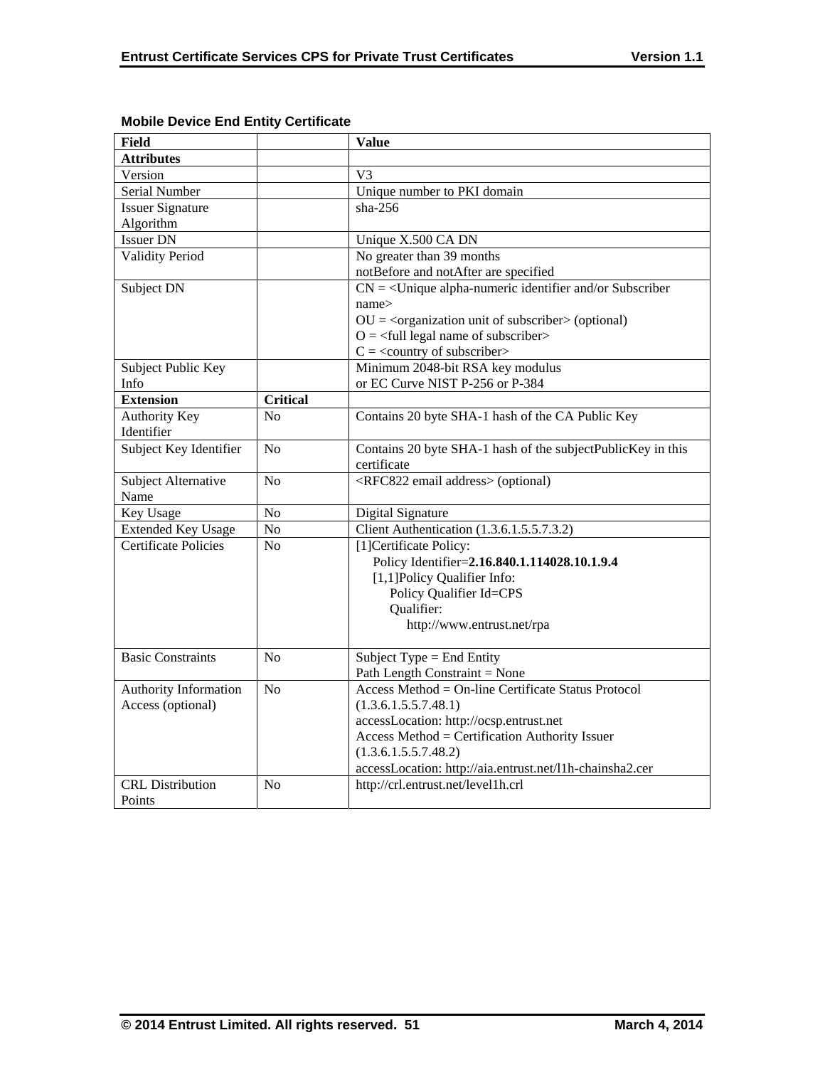**Mobile Device End Entity Certificate**

| Field | | Value |
|---|---|---|
| **Attributes** | | |
| Version | | V3 |
| Serial Number | | Unique number to PKI domain |
| Issuer Signature Algorithm | | sha-256 |
| Issuer DN | | Unique X.500 CA DN |
| Validity Period | | No greater than 39 months<br>notBefore and notAfter are specified |
| Subject DN | | CN = <Unique alpha-numeric identifier and/or Subscriber name><br>OU = <organization unit of subscriber> (optional)<br>O = <full legal name of subscriber><br>C = <country of subscriber> |
| Subject Public Key Info | | Minimum 2048-bit RSA key modulus<br>or EC Curve NIST P-256 or P-384 |
| **Extension** | **Critical** | |
| Authority Key Identifier | No | Contains 20 byte SHA-1 hash of the CA Public Key |
| Subject Key Identifier | No | Contains 20 byte SHA-1 hash of the subjectPublicKey in this certificate |
| Subject Alternative Name | No | <RFC822 email address> (optional) |
| Key Usage | No | Digital Signature |
| Extended Key Usage | No | Client Authentication (1.3.6.1.5.5.7.3.2) |
| Certificate Policies | No | [1]Certificate Policy:<br>Policy Identifier=**2.16.840.1.114028.10.1.9.4**<br>[1,1]Policy Qualifier Info:<br>Policy Qualifier Id=CPS<br>Qualifier:<br>http://www.entrust.net/rpa |
| Basic Constraints | No | Subject Type = End Entity<br>Path Length Constraint = None |
| Authority Information Access (optional) | No | Access Method = On-line Certificate Status Protocol (1.3.6.1.5.5.7.48.1)<br>accessLocation: http://ocsp.entrust.net<br>Access Method = Certification Authority Issuer (1.3.6.1.5.5.7.48.2)<br>accessLocation: http://aia.entrust.net/l1h-chainsha2.cer |
| CRL Distribution Points | No | http://crl.entrust.net/level1h.crl |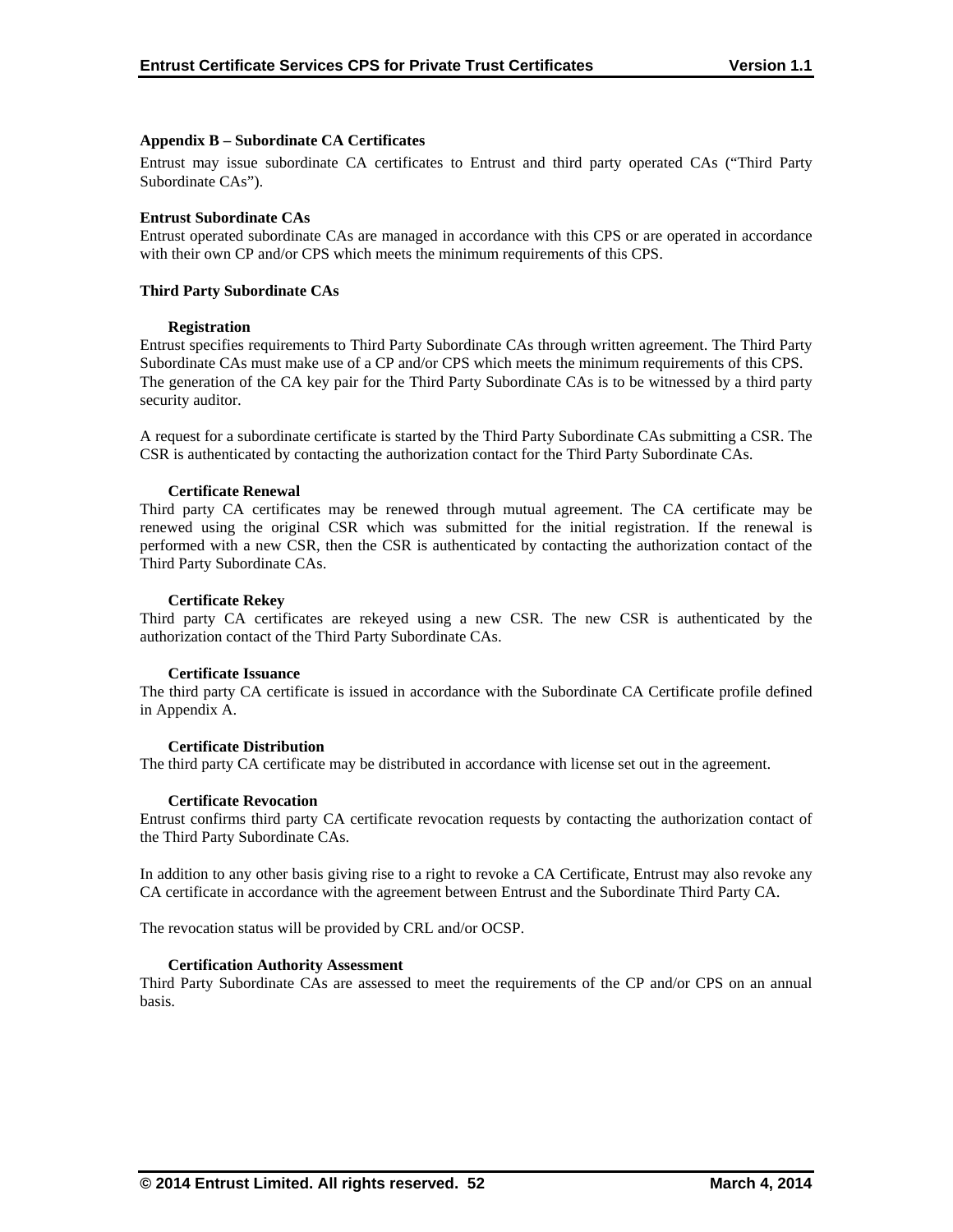## Appendix B – Subordinate CA Certificates

Entrust may issue subordinate CA certificates to Entrust and third party operated CAs ("Third Party Subordinate CAs").

### Entrust Subordinate CAs

Entrust operated subordinate CAs are managed in accordance with this CPS or are operated in accordance with their own CP and/or CPS which meets the minimum requirements of this CPS.

### Third Party Subordinate CAs

#### Registration

Entrust specifies requirements to Third Party Subordinate CAs through written agreement. The Third Party Subordinate CAs must make use of a CP and/or CPS which meets the minimum requirements of this CPS. The generation of the CA key pair for the Third Party Subordinate CAs is to be witnessed by a third party security auditor.

A request for a subordinate certificate is started by the Third Party Subordinate CAs submitting a CSR. The CSR is authenticated by contacting the authorization contact for the Third Party Subordinate CAs.

#### Certificate Renewal

Third party CA certificates may be renewed through mutual agreement. The CA certificate may be renewed using the original CSR which was submitted for the initial registration. If the renewal is performed with a new CSR, then the CSR is authenticated by contacting the authorization contact of the Third Party Subordinate CAs.

#### Certificate Rekey

Third party CA certificates are rekeyed using a new CSR. The new CSR is authenticated by the authorization contact of the Third Party Subordinate CAs.

#### Certificate Issuance

The third party CA certificate is issued in accordance with the Subordinate CA Certificate profile defined in Appendix A.

#### Certificate Distribution

The third party CA certificate may be distributed in accordance with license set out in the agreement.

#### Certificate Revocation

Entrust confirms third party CA certificate revocation requests by contacting the authorization contact of the Third Party Subordinate CAs.

In addition to any other basis giving rise to a right to revoke a CA Certificate, Entrust may also revoke any CA certificate in accordance with the agreement between Entrust and the Subordinate Third Party CA.

The revocation status will be provided by CRL and/or OCSP.

#### Certification Authority Assessment

Third Party Subordinate CAs are assessed to meet the requirements of the CP and/or CPS on an annual basis.